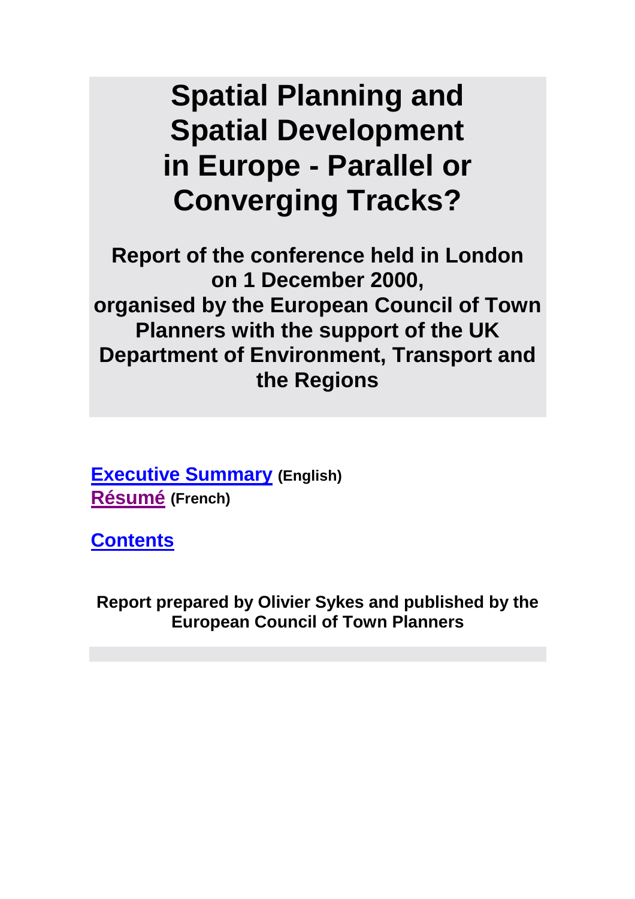# Spatial Planning and Spatial Development in Europe - Parallel or Converging Tracks?

**Report of the conference held in London on 1 December 2000, organised by the European Council of Town Planners with the support of the UK Department of Environment, Transport and the Regions**

**Executive Summary** **(English)**
**Résumé** **(French)**

**Contents**

**Report prepared by Olivier Sykes and published by the European Council of Town Planners**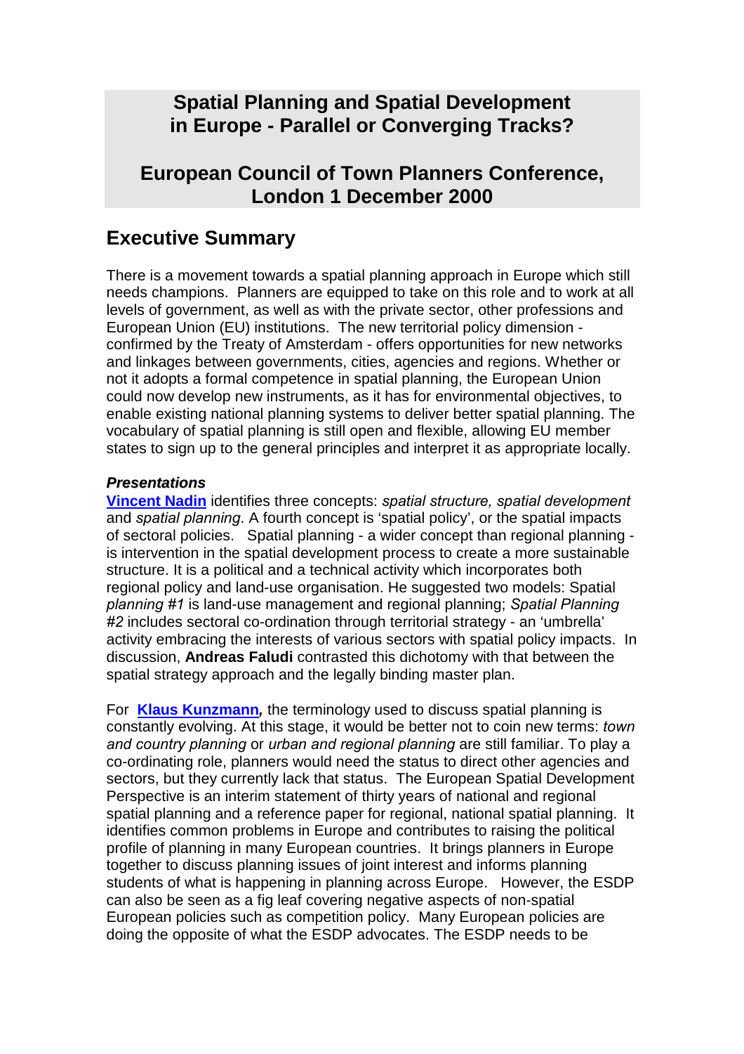# Spatial Planning and Spatial Development in Europe - Parallel or Converging Tracks?

## European Council of Town Planners Conference, London 1 December 2000

## Executive Summary

There is a movement towards a spatial planning approach in Europe which still needs champions. Planners are equipped to take on this role and to work at all levels of government, as well as with the private sector, other professions and European Union (EU) institutions. The new territorial policy dimension - confirmed by the Treaty of Amsterdam - offers opportunities for new networks and linkages between governments, cities, agencies and regions. Whether or not it adopts a formal competence in spatial planning, the European Union could now develop new instruments, as it has for environmental objectives, to enable existing national planning systems to deliver better spatial planning. The vocabulary of spatial planning is still open and flexible, allowing EU member states to sign up to the general principles and interpret it as appropriate locally.

***Presentations***

**Vincent Nadin** identifies three concepts: *spatial structure, spatial development* and *spatial planning*. A fourth concept is 'spatial policy', or the spatial impacts of sectoral policies. Spatial planning - a wider concept than regional planning - is intervention in the spatial development process to create a more sustainable structure. It is a political and a technical activity which incorporates both regional policy and land-use organisation. He suggested two models: Spatial *planning #1* is land-use management and regional planning; *Spatial Planning #2* includes sectoral co-ordination through territorial strategy - an 'umbrella' activity embracing the interests of various sectors with spatial policy impacts. In discussion, **Andreas Faludi** contrasted this dichotomy with that between the spatial strategy approach and the legally binding master plan.

For **Klaus Kunzmann***,* the terminology used to discuss spatial planning is constantly evolving. At this stage, it would be better not to coin new terms: *town and country planning* or *urban and regional planning* are still familiar. To play a co-ordinating role, planners would need the status to direct other agencies and sectors, but they currently lack that status. The European Spatial Development Perspective is an interim statement of thirty years of national and regional spatial planning and a reference paper for regional, national spatial planning. It identifies common problems in Europe and contributes to raising the political profile of planning in many European countries. It brings planners in Europe together to discuss planning issues of joint interest and informs planning students of what is happening in planning across Europe. However, the ESDP can also be seen as a fig leaf covering negative aspects of non-spatial European policies such as competition policy. Many European policies are doing the opposite of what the ESDP advocates. The ESDP needs to be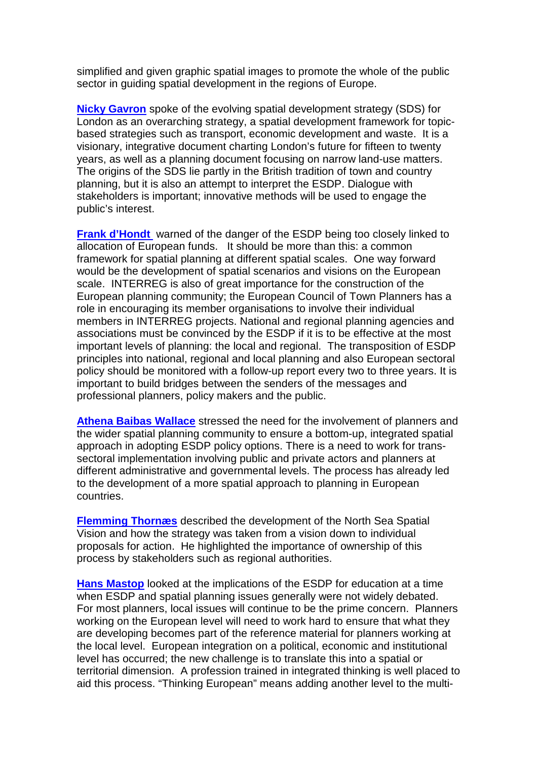simplified and given graphic spatial images to promote the whole of the public sector in guiding spatial development in the regions of Europe.

**Nicky Gavron** spoke of the evolving spatial development strategy (SDS) for London as an overarching strategy, a spatial development framework for topic-based strategies such as transport, economic development and waste. It is a visionary, integrative document charting London's future for fifteen to twenty years, as well as a planning document focusing on narrow land-use matters. The origins of the SDS lie partly in the British tradition of town and country planning, but it is also an attempt to interpret the ESDP. Dialogue with stakeholders is important; innovative methods will be used to engage the public's interest.

**Frank d'Hondt** warned of the danger of the ESDP being too closely linked to allocation of European funds. It should be more than this: a common framework for spatial planning at different spatial scales. One way forward would be the development of spatial scenarios and visions on the European scale. INTERREG is also of great importance for the construction of the European planning community; the European Council of Town Planners has a role in encouraging its member organisations to involve their individual members in INTERREG projects. National and regional planning agencies and associations must be convinced by the ESDP if it is to be effective at the most important levels of planning: the local and regional. The transposition of ESDP principles into national, regional and local planning and also European sectoral policy should be monitored with a follow-up report every two to three years. It is important to build bridges between the senders of the messages and professional planners, policy makers and the public.

**Athena Baibas Wallace** stressed the need for the involvement of planners and the wider spatial planning community to ensure a bottom-up, integrated spatial approach in adopting ESDP policy options. There is a need to work for trans-sectoral implementation involving public and private actors and planners at different administrative and governmental levels. The process has already led to the development of a more spatial approach to planning in European countries.

**Flemming Thornæs** described the development of the North Sea Spatial Vision and how the strategy was taken from a vision down to individual proposals for action. He highlighted the importance of ownership of this process by stakeholders such as regional authorities.

**Hans Mastop** looked at the implications of the ESDP for education at a time when ESDP and spatial planning issues generally were not widely debated. For most planners, local issues will continue to be the prime concern. Planners working on the European level will need to work hard to ensure that what they are developing becomes part of the reference material for planners working at the local level. European integration on a political, economic and institutional level has occurred; the new challenge is to translate this into a spatial or territorial dimension. A profession trained in integrated thinking is well placed to aid this process. "Thinking European" means adding another level to the multi-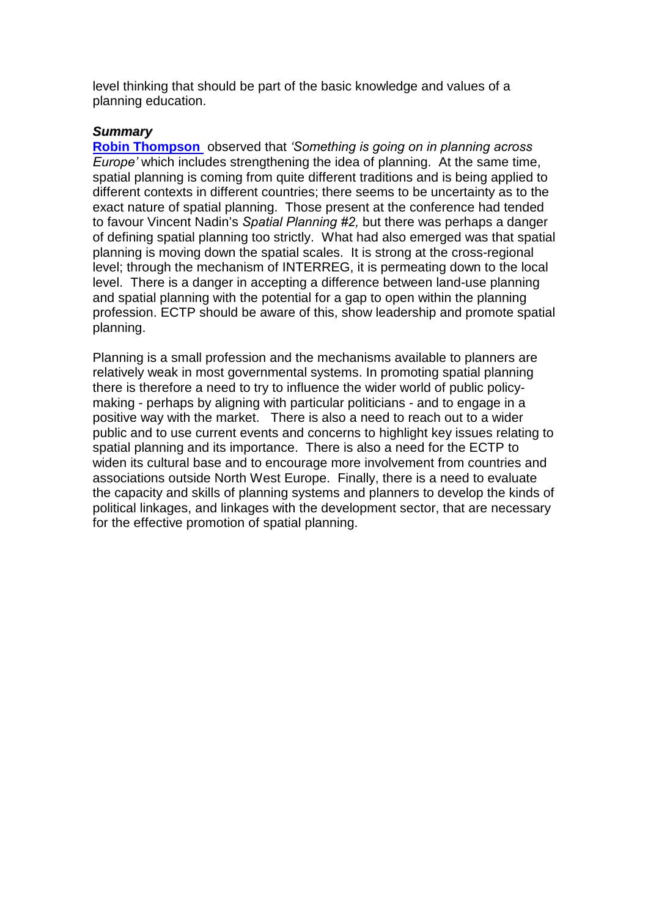level thinking that should be part of the basic knowledge and values of a planning education.

***Summary***

**Robin Thompson** observed that *'Something is going on in planning across Europe'* which includes strengthening the idea of planning. At the same time, spatial planning is coming from quite different traditions and is being applied to different contexts in different countries; there seems to be uncertainty as to the exact nature of spatial planning. Those present at the conference had tended to favour Vincent Nadin's *Spatial Planning #2,* but there was perhaps a danger of defining spatial planning too strictly. What had also emerged was that spatial planning is moving down the spatial scales. It is strong at the cross-regional level; through the mechanism of INTERREG, it is permeating down to the local level. There is a danger in accepting a difference between land-use planning and spatial planning with the potential for a gap to open within the planning profession. ECTP should be aware of this, show leadership and promote spatial planning.

Planning is a small profession and the mechanisms available to planners are relatively weak in most governmental systems. In promoting spatial planning there is therefore a need to try to influence the wider world of public policy-making - perhaps by aligning with particular politicians - and to engage in a positive way with the market. There is also a need to reach out to a wider public and to use current events and concerns to highlight key issues relating to spatial planning and its importance. There is also a need for the ECTP to widen its cultural base and to encourage more involvement from countries and associations outside North West Europe. Finally, there is a need to evaluate the capacity and skills of planning systems and planners to develop the kinds of political linkages, and linkages with the development sector, that are necessary for the effective promotion of spatial planning.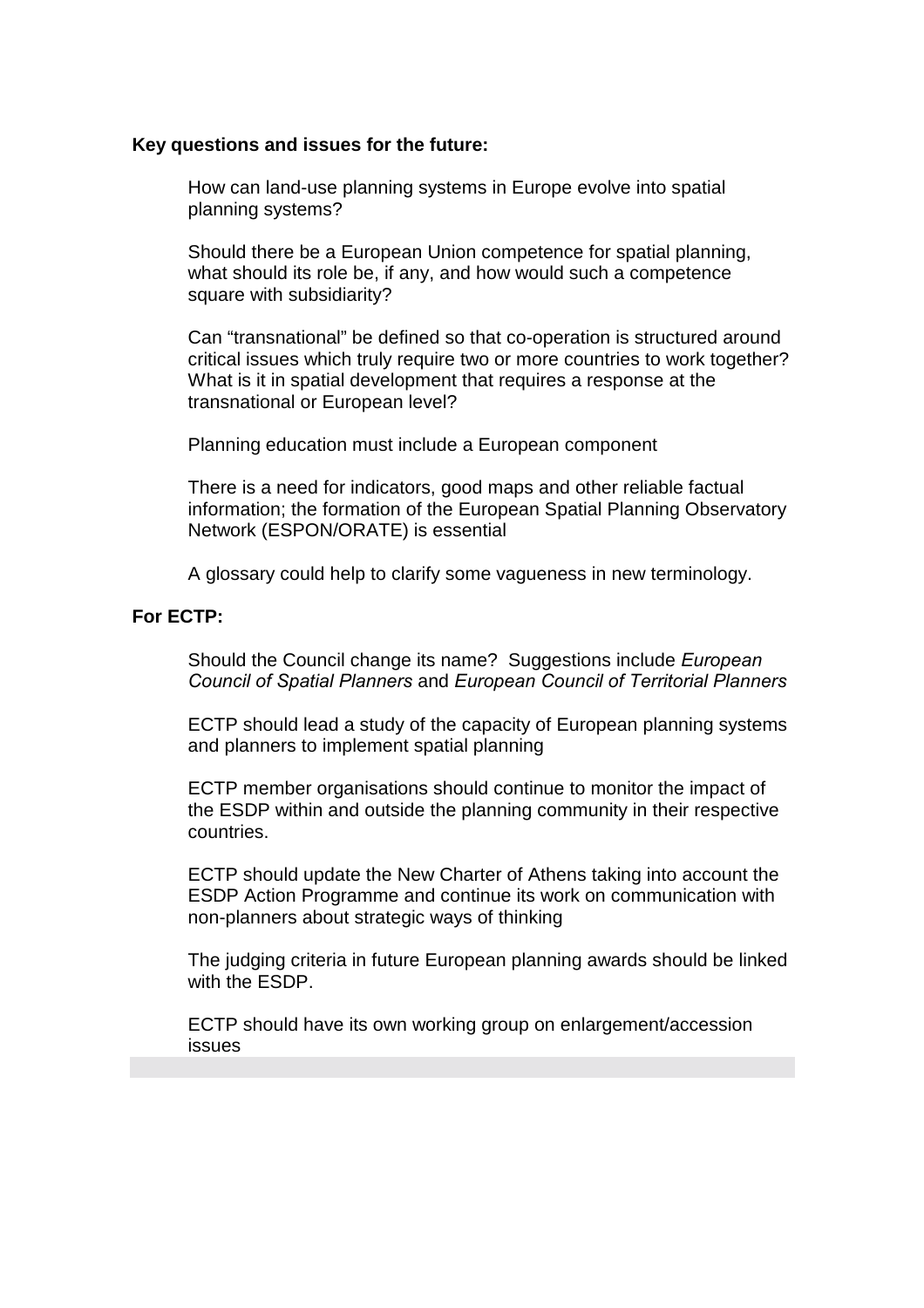**Key questions and issues for the future:**

How can land-use planning systems in Europe evolve into spatial planning systems?

Should there be a European Union competence for spatial planning, what should its role be, if any, and how would such a competence square with subsidiarity?

Can "transnational" be defined so that co-operation is structured around critical issues which truly require two or more countries to work together? What is it in spatial development that requires a response at the transnational or European level?

Planning education must include a European component

There is a need for indicators, good maps and other reliable factual information; the formation of the European Spatial Planning Observatory Network (ESPON/ORATE) is essential

A glossary could help to clarify some vagueness in new terminology.

**For ECTP:**

Should the Council change its name? Suggestions include *European Council of Spatial Planners* and *European Council of Territorial Planners*

ECTP should lead a study of the capacity of European planning systems and planners to implement spatial planning

ECTP member organisations should continue to monitor the impact of the ESDP within and outside the planning community in their respective countries.

ECTP should update the New Charter of Athens taking into account the ESDP Action Programme and continue its work on communication with non-planners about strategic ways of thinking

The judging criteria in future European planning awards should be linked with the ESDP.

ECTP should have its own working group on enlargement/accession issues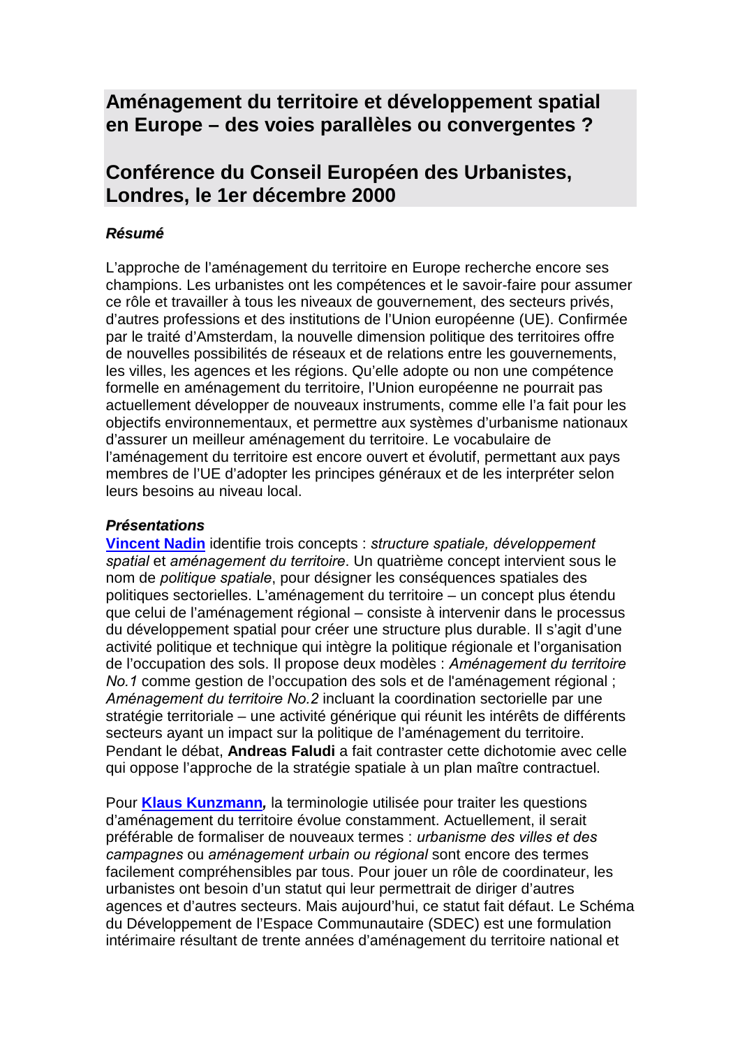# Aménagement du territoire et développement spatial en Europe – des voies parallèles ou convergentes ?

# Conférence du Conseil Européen des Urbanistes, Londres, le 1er décembre 2000

### *Résumé*

L'approche de l'aménagement du territoire en Europe recherche encore ses champions. Les urbanistes ont les compétences et le savoir-faire pour assumer ce rôle et travailler à tous les niveaux de gouvernement, des secteurs privés, d'autres professions et des institutions de l'Union européenne (UE). Confirmée par le traité d'Amsterdam, la nouvelle dimension politique des territoires offre de nouvelles possibilités de réseaux et de relations entre les gouvernements, les villes, les agences et les régions. Qu'elle adopte ou non une compétence formelle en aménagement du territoire, l'Union européenne ne pourrait pas actuellement développer de nouveaux instruments, comme elle l'a fait pour les objectifs environnementaux, et permettre aux systèmes d'urbanisme nationaux d'assurer un meilleur aménagement du territoire. Le vocabulaire de l'aménagement du territoire est encore ouvert et évolutif, permettant aux pays membres de l'UE d'adopter les principes généraux et de les interpréter selon leurs besoins au niveau local.

### *Présentations*

**Vincent Nadin** identifie trois concepts : *structure spatiale, développement spatial* et *aménagement du territoire*. Un quatrième concept intervient sous le nom de *politique spatiale*, pour désigner les conséquences spatiales des politiques sectorielles. L'aménagement du territoire – un concept plus étendu que celui de l'aménagement régional – consiste à intervenir dans le processus du développement spatial pour créer une structure plus durable. Il s'agit d'une activité politique et technique qui intègre la politique régionale et l'organisation de l'occupation des sols. Il propose deux modèles : *Aménagement du territoire No.1* comme gestion de l'occupation des sols et de l'aménagement régional ; *Aménagement du territoire No.2* incluant la coordination sectorielle par une stratégie territoriale – une activité générique qui réunit les intérêts de différents secteurs ayant un impact sur la politique de l'aménagement du territoire. Pendant le débat, **Andreas Faludi** a fait contraster cette dichotomie avec celle qui oppose l'approche de la stratégie spatiale à un plan maître contractuel.

Pour ***Klaus Kunzmann,*** la terminologie utilisée pour traiter les questions d'aménagement du territoire évolue constamment. Actuellement, il serait préférable de formaliser de nouveaux termes : *urbanisme des villes et des campagnes* ou *aménagement urbain ou régional* sont encore des termes facilement compréhensibles par tous. Pour jouer un rôle de coordinateur, les urbanistes ont besoin d'un statut qui leur permettrait de diriger d'autres agences et d'autres secteurs. Mais aujourd'hui, ce statut fait défaut. Le Schéma du Développement de l'Espace Communautaire (SDEC) est une formulation intérimaire résultant de trente années d'aménagement du territoire national et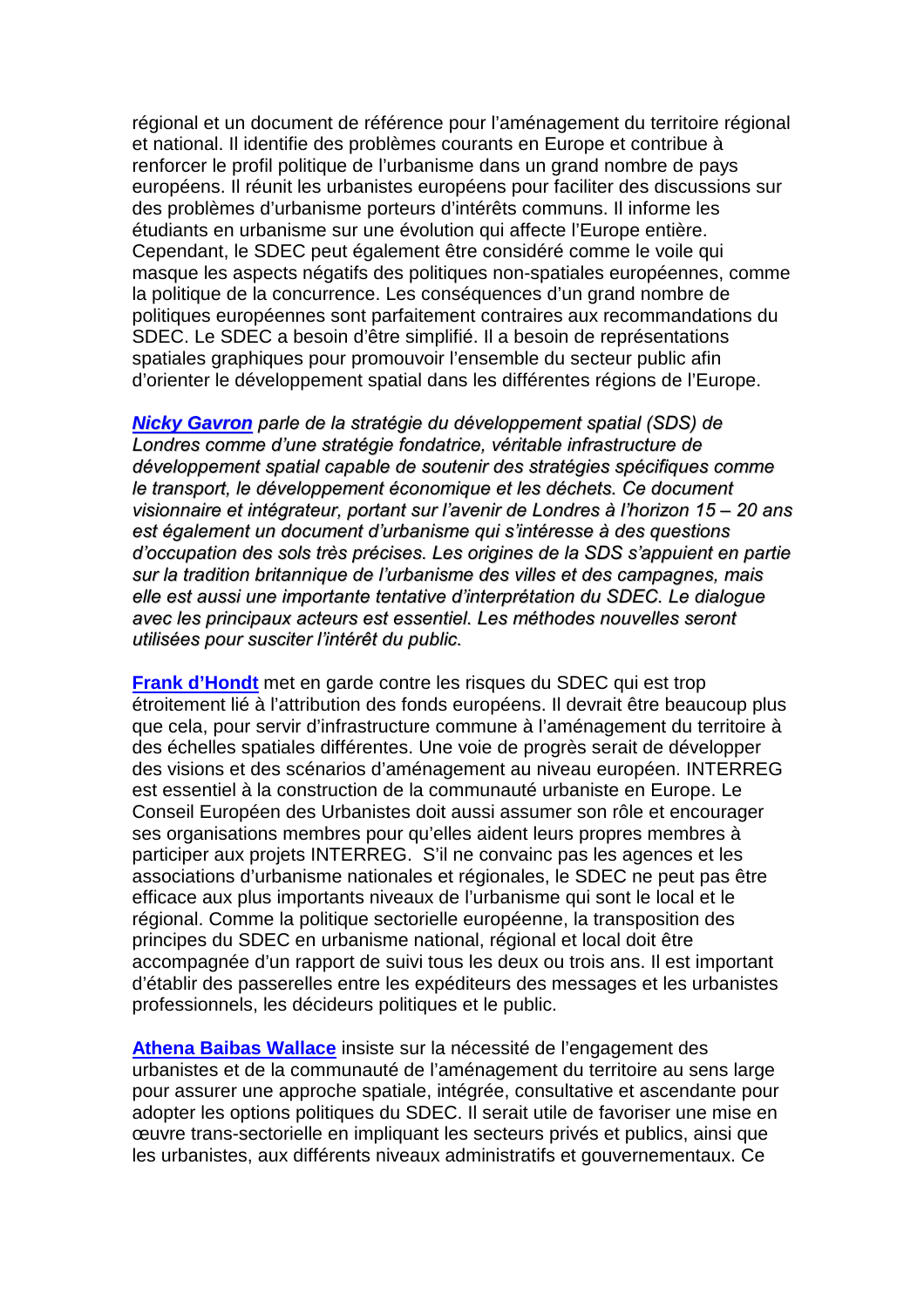régional et un document de référence pour l'aménagement du territoire régional et national. Il identifie des problèmes courants en Europe et contribue à renforcer le profil politique de l'urbanisme dans un grand nombre de pays européens. Il réunit les urbanistes européens pour faciliter des discussions sur des problèmes d'urbanisme porteurs d'intérêts communs. Il informe les étudiants en urbanisme sur une évolution qui affecte l'Europe entière. Cependant, le SDEC peut également être considéré comme le voile qui masque les aspects négatifs des politiques non-spatiales européennes, comme la politique de la concurrence. Les conséquences d'un grand nombre de politiques européennes sont parfaitement contraires aux recommandations du SDEC. Le SDEC a besoin d'être simplifié. Il a besoin de représentations spatiales graphiques pour promouvoir l'ensemble du secteur public afin d'orienter le développement spatial dans les différentes régions de l'Europe.

***Nicky Gavron*** *parle de la stratégie du développement spatial (SDS) de Londres comme d'une stratégie fondatrice, véritable infrastructure de développement spatial capable de soutenir des stratégies spécifiques comme le transport, le développement économique et les déchets. Ce document visionnaire et intégrateur, portant sur l'avenir de Londres à l'horizon 15 – 20 ans est également un document d'urbanisme qui s'intéresse à des questions d'occupation des sols très précises. Les origines de la SDS s'appuient en partie sur la tradition britannique de l'urbanisme des villes et des campagnes, mais elle est aussi une importante tentative d'interprétation du SDEC. Le dialogue avec les principaux acteurs est essentiel. Les méthodes nouvelles seront utilisées pour susciter l'intérêt du public.*

**Frank d'Hondt** met en garde contre les risques du SDEC qui est trop étroitement lié à l'attribution des fonds européens. Il devrait être beaucoup plus que cela, pour servir d'infrastructure commune à l'aménagement du territoire à des échelles spatiales différentes. Une voie de progrès serait de développer des visions et des scénarios d'aménagement au niveau européen. INTERREG est essentiel à la construction de la communauté urbaniste en Europe. Le Conseil Européen des Urbanistes doit aussi assumer son rôle et encourager ses organisations membres pour qu'elles aident leurs propres membres à participer aux projets INTERREG. S'il ne convainc pas les agences et les associations d'urbanisme nationales et régionales, le SDEC ne peut pas être efficace aux plus importants niveaux de l'urbanisme qui sont le local et le régional. Comme la politique sectorielle européenne, la transposition des principes du SDEC en urbanisme national, régional et local doit être accompagnée d'un rapport de suivi tous les deux ou trois ans. Il est important d'établir des passerelles entre les expéditeurs des messages et les urbanistes professionnels, les décideurs politiques et le public.

**Athena Baibas Wallace** insiste sur la nécessité de l'engagement des urbanistes et de la communauté de l'aménagement du territoire au sens large pour assurer une approche spatiale, intégrée, consultative et ascendante pour adopter les options politiques du SDEC. Il serait utile de favoriser une mise en œuvre trans-sectorielle en impliquant les secteurs privés et publics, ainsi que les urbanistes, aux différents niveaux administratifs et gouvernementaux. Ce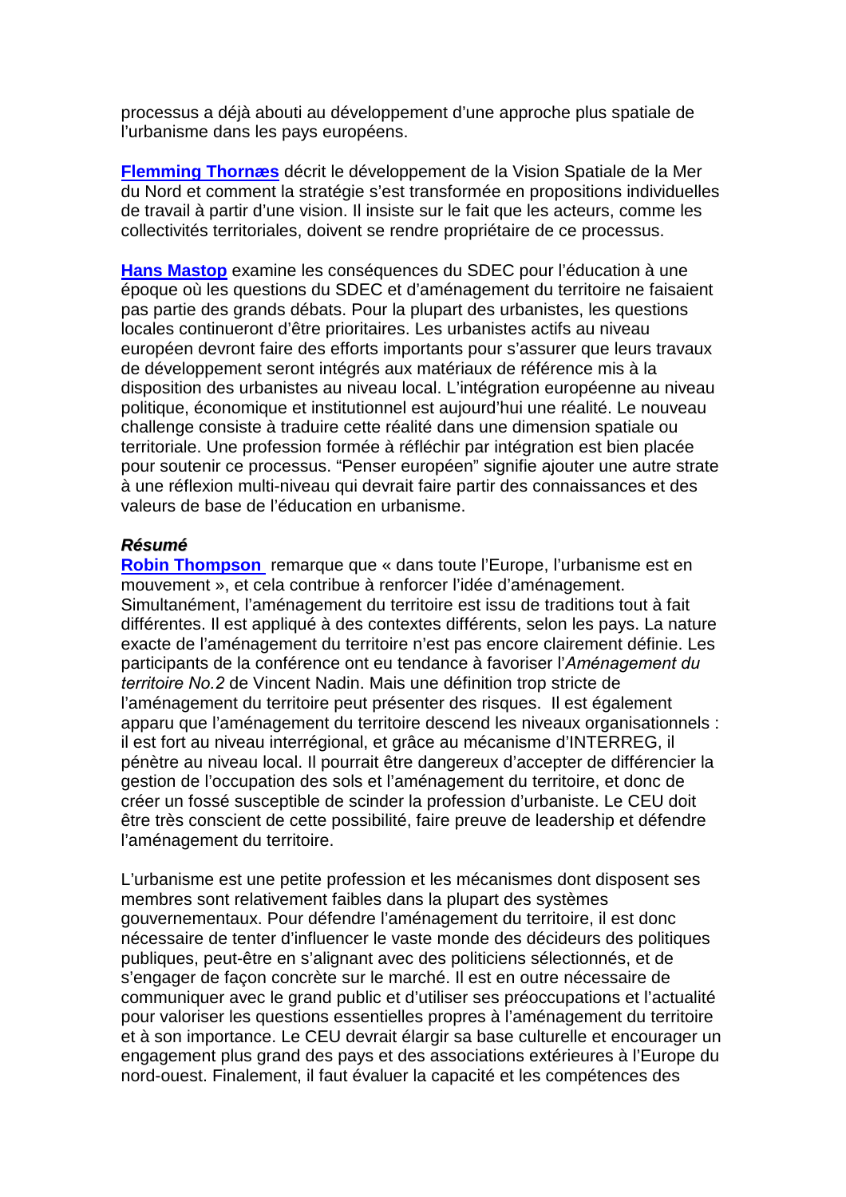processus a déjà abouti au développement d'une approche plus spatiale de l'urbanisme dans les pays européens.

**Flemming Thornæs** décrit le développement de la Vision Spatiale de la Mer du Nord et comment la stratégie s'est transformée en propositions individuelles de travail à partir d'une vision. Il insiste sur le fait que les acteurs, comme les collectivités territoriales, doivent se rendre propriétaire de ce processus.

**Hans Mastop** examine les conséquences du SDEC pour l'éducation à une époque où les questions du SDEC et d'aménagement du territoire ne faisaient pas partie des grands débats. Pour la plupart des urbanistes, les questions locales continueront d'être prioritaires. Les urbanistes actifs au niveau européen devront faire des efforts importants pour s'assurer que leurs travaux de développement seront intégrés aux matériaux de référence mis à la disposition des urbanistes au niveau local. L'intégration européenne au niveau politique, économique et institutionnel est aujourd'hui une réalité. Le nouveau challenge consiste à traduire cette réalité dans une dimension spatiale ou territoriale. Une profession formée à réfléchir par intégration est bien placée pour soutenir ce processus. "Penser européen" signifie ajouter une autre strate à une réflexion multi-niveau qui devrait faire partir des connaissances et des valeurs de base de l'éducation en urbanisme.

***Résumé***

**Robin Thompson** remarque que « dans toute l'Europe, l'urbanisme est en mouvement », et cela contribue à renforcer l'idée d'aménagement. Simultanément, l'aménagement du territoire est issu de traditions tout à fait différentes. Il est appliqué à des contextes différents, selon les pays. La nature exacte de l'aménagement du territoire n'est pas encore clairement définie. Les participants de la conférence ont eu tendance à favoriser l'*Aménagement du territoire No.2* de Vincent Nadin. Mais une définition trop stricte de l'aménagement du territoire peut présenter des risques. Il est également apparu que l'aménagement du territoire descend les niveaux organisationnels : il est fort au niveau interrégional, et grâce au mécanisme d'INTERREG, il pénètre au niveau local. Il pourrait être dangereux d'accepter de différencier la gestion de l'occupation des sols et l'aménagement du territoire, et donc de créer un fossé susceptible de scinder la profession d'urbaniste. Le CEU doit être très conscient de cette possibilité, faire preuve de leadership et défendre l'aménagement du territoire.

L'urbanisme est une petite profession et les mécanismes dont disposent ses membres sont relativement faibles dans la plupart des systèmes gouvernementaux. Pour défendre l'aménagement du territoire, il est donc nécessaire de tenter d'influencer le vaste monde des décideurs des politiques publiques, peut-être en s'alignant avec des politiciens sélectionnés, et de s'engager de façon concrète sur le marché. Il est en outre nécessaire de communiquer avec le grand public et d'utiliser ses préoccupations et l'actualité pour valoriser les questions essentielles propres à l'aménagement du territoire et à son importance. Le CEU devrait élargir sa base culturelle et encourager un engagement plus grand des pays et des associations extérieures à l'Europe du nord-ouest. Finalement, il faut évaluer la capacité et les compétences des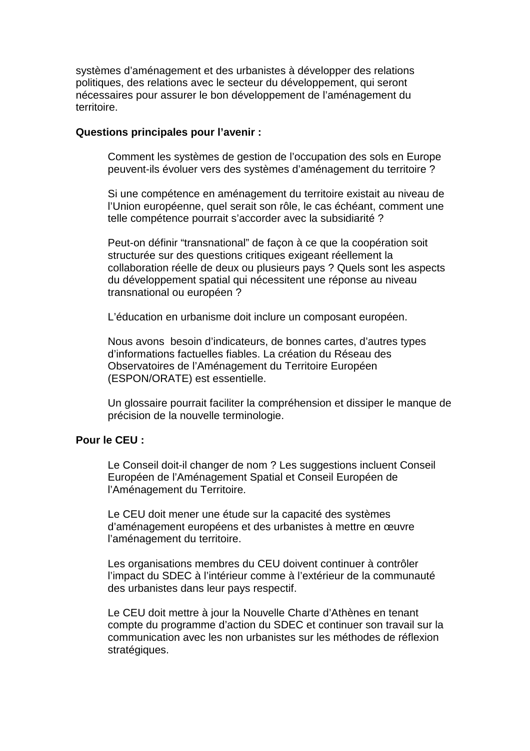systèmes d’aménagement et des urbanistes à développer des relations politiques, des relations avec le secteur du développement, qui seront nécessaires pour assurer le bon développement de l’aménagement du territoire.

**Questions principales pour l’avenir :**

Comment les systèmes de gestion de l’occupation des sols en Europe peuvent-ils évoluer vers des systèmes d’aménagement du territoire ?

Si une compétence en aménagement du territoire existait au niveau de l’Union européenne, quel serait son rôle, le cas échéant, comment une telle compétence pourrait s’accorder avec la subsidiarité ?

Peut-on définir “transnational” de façon à ce que la coopération soit structurée sur des questions critiques exigeant réellement la collaboration réelle de deux ou plusieurs pays ? Quels sont les aspects du développement spatial qui nécessitent une réponse au niveau transnational ou européen ?

L’éducation en urbanisme doit inclure un composant européen.

Nous avons besoin d’indicateurs, de bonnes cartes, d’autres types d’informations factuelles fiables. La création du Réseau des Observatoires de l’Aménagement du Territoire Européen (ESPON/ORATE) est essentielle.

Un glossaire pourrait faciliter la compréhension et dissiper le manque de précision de la nouvelle terminologie.

**Pour le CEU :**

Le Conseil doit-il changer de nom ? Les suggestions incluent Conseil Européen de l’Aménagement Spatial et Conseil Européen de l’Aménagement du Territoire.

Le CEU doit mener une étude sur la capacité des systèmes d’aménagement européens et des urbanistes à mettre en œuvre l’aménagement du territoire.

Les organisations membres du CEU doivent continuer à contrôler l’impact du SDEC à l’intérieur comme à l’extérieur de la communauté des urbanistes dans leur pays respectif.

Le CEU doit mettre à jour la Nouvelle Charte d’Athènes en tenant compte du programme d’action du SDEC et continuer son travail sur la communication avec les non urbanistes sur les méthodes de réflexion stratégiques.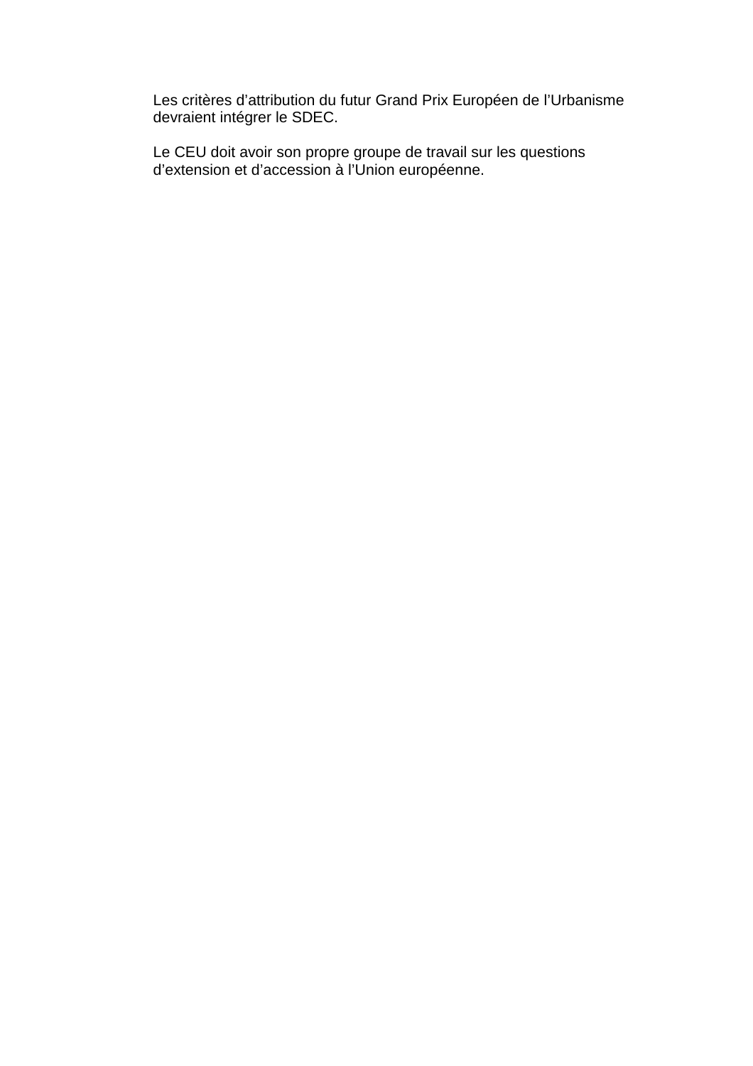Les critères d’attribution du futur Grand Prix Européen de l’Urbanisme devraient intégrer le SDEC.

Le CEU doit avoir son propre groupe de travail sur les questions d’extension et d’accession à l’Union européenne.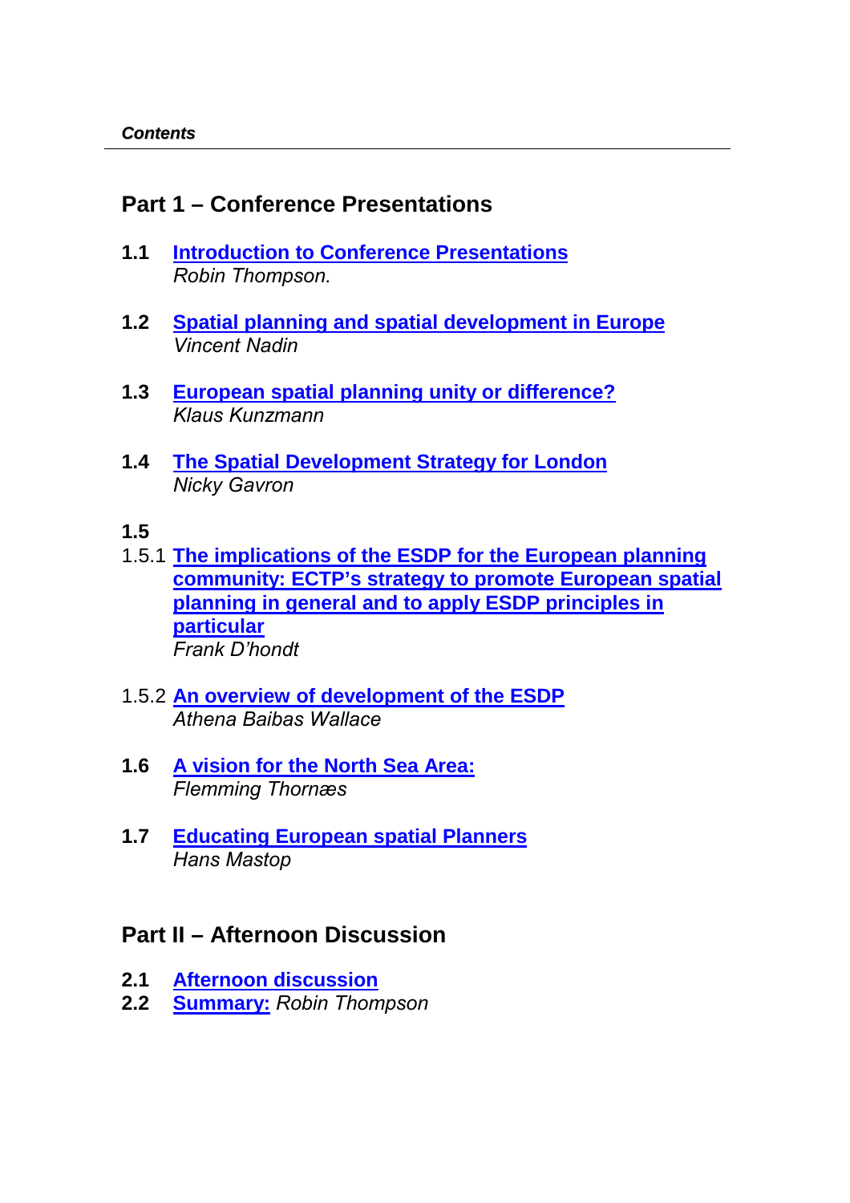***Contents***

## Part 1 – Conference Presentations

**1.1** **Introduction to Conference Presentations**
*Robin Thompson.*

**1.2** **Spatial planning and spatial development in Europe**
*Vincent Nadin*

**1.3** **European spatial planning unity or difference?**
*Klaus Kunzmann*

**1.4** **The Spatial Development Strategy for London**
*Nicky Gavron*

**1.5**

1.5.1 **The implications of the ESDP for the European planning community: ECTP's strategy to promote European spatial planning in general and to apply ESDP principles in particular**
*Frank D'hondt*

1.5.2 **An overview of development of the ESDP**
*Athena Baibas Wallace*

**1.6** **A vision for the North Sea Area:**
*Flemming Thornæs*

**1.7** **Educating European spatial Planners**
*Hans Mastop*

## Part II – Afternoon Discussion

**2.1** **Afternoon discussion**
**2.2** **Summary:** *Robin Thompson*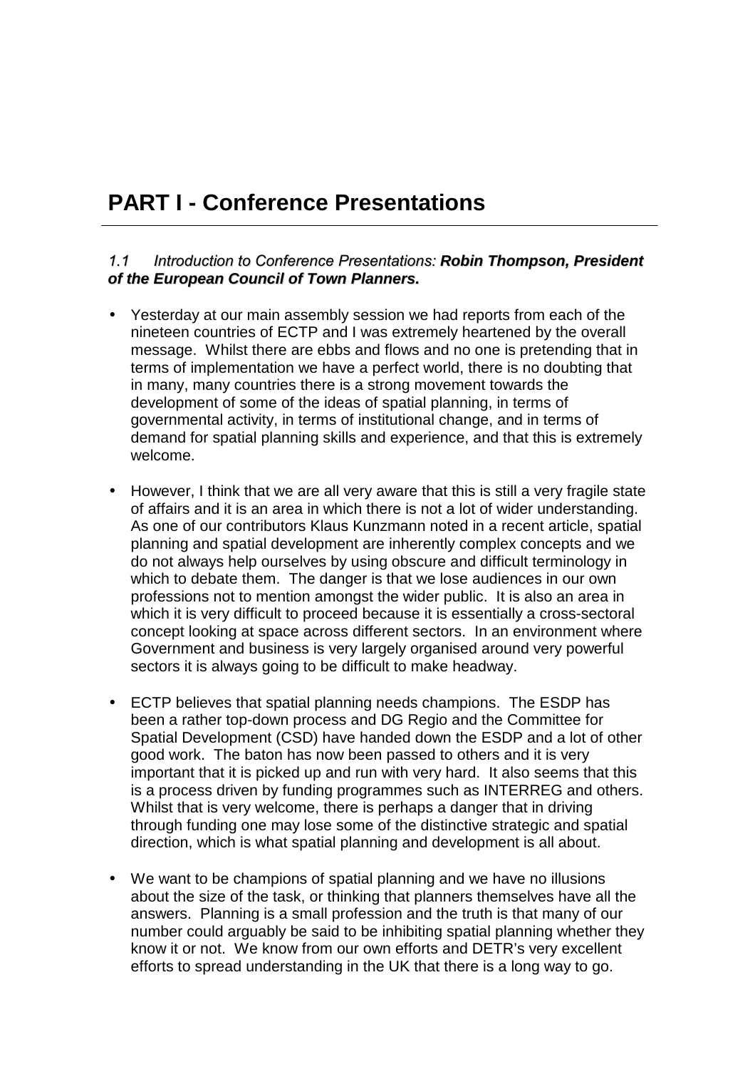# PART I - Conference Presentations

### *1.1 Introduction to Conference Presentations:* ***Robin Thompson, President of the European Council of Town Planners.***

- Yesterday at our main assembly session we had reports from each of the nineteen countries of ECTP and I was extremely heartened by the overall message. Whilst there are ebbs and flows and no one is pretending that in terms of implementation we have a perfect world, there is no doubting that in many, many countries there is a strong movement towards the development of some of the ideas of spatial planning, in terms of governmental activity, in terms of institutional change, and in terms of demand for spatial planning skills and experience, and that this is extremely welcome.

- However, I think that we are all very aware that this is still a very fragile state of affairs and it is an area in which there is not a lot of wider understanding. As one of our contributors Klaus Kunzmann noted in a recent article, spatial planning and spatial development are inherently complex concepts and we do not always help ourselves by using obscure and difficult terminology in which to debate them. The danger is that we lose audiences in our own professions not to mention amongst the wider public. It is also an area in which it is very difficult to proceed because it is essentially a cross-sectoral concept looking at space across different sectors. In an environment where Government and business is very largely organised around very powerful sectors it is always going to be difficult to make headway.

- ECTP believes that spatial planning needs champions. The ESDP has been a rather top-down process and DG Regio and the Committee for Spatial Development (CSD) have handed down the ESDP and a lot of other good work. The baton has now been passed to others and it is very important that it is picked up and run with very hard. It also seems that this is a process driven by funding programmes such as INTERREG and others. Whilst that is very welcome, there is perhaps a danger that in driving through funding one may lose some of the distinctive strategic and spatial direction, which is what spatial planning and development is all about.

- We want to be champions of spatial planning and we have no illusions about the size of the task, or thinking that planners themselves have all the answers. Planning is a small profession and the truth is that many of our number could arguably be said to be inhibiting spatial planning whether they know it or not. We know from our own efforts and DETR's very excellent efforts to spread understanding in the UK that there is a long way to go.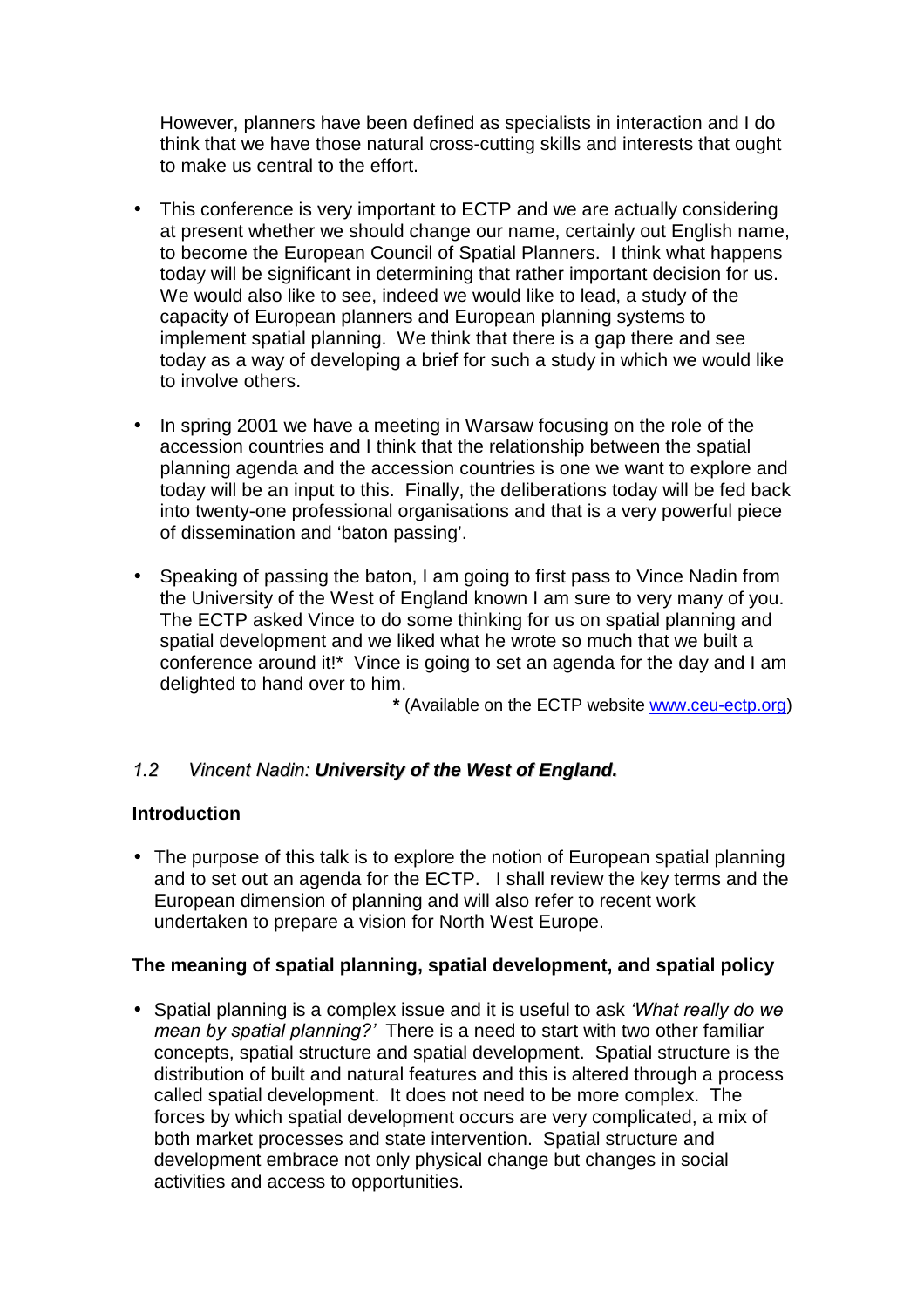However, planners have been defined as specialists in interaction and I do think that we have those natural cross-cutting skills and interests that ought to make us central to the effort.

- This conference is very important to ECTP and we are actually considering at present whether we should change our name, certainly out English name, to become the European Council of Spatial Planners. I think what happens today will be significant in determining that rather important decision for us. We would also like to see, indeed we would like to lead, a study of the capacity of European planners and European planning systems to implement spatial planning. We think that there is a gap there and see today as a way of developing a brief for such a study in which we would like to involve others.

- In spring 2001 we have a meeting in Warsaw focusing on the role of the accession countries and I think that the relationship between the spatial planning agenda and the accession countries is one we want to explore and today will be an input to this. Finally, the deliberations today will be fed back into twenty-one professional organisations and that is a very powerful piece of dissemination and 'baton passing'.

- Speaking of passing the baton, I am going to first pass to Vince Nadin from the University of the West of England known I am sure to very many of you. The ECTP asked Vince to do some thinking for us on spatial planning and spatial development and we liked what he wrote so much that we built a conference around it!* Vince is going to set an agenda for the day and I am delighted to hand over to him.

**\*** (Available on the ECTP website www.ceu-ectp.org)

### *1.2 Vincent Nadin:* ***University of the West of England.***

**Introduction**

- The purpose of this talk is to explore the notion of European spatial planning and to set out an agenda for the ECTP. I shall review the key terms and the European dimension of planning and will also refer to recent work undertaken to prepare a vision for North West Europe.

**The meaning of spatial planning, spatial development, and spatial policy**

- Spatial planning is a complex issue and it is useful to ask *'What really do we mean by spatial planning?'* There is a need to start with two other familiar concepts, spatial structure and spatial development. Spatial structure is the distribution of built and natural features and this is altered through a process called spatial development. It does not need to be more complex. The forces by which spatial development occurs are very complicated, a mix of both market processes and state intervention. Spatial structure and development embrace not only physical change but changes in social activities and access to opportunities.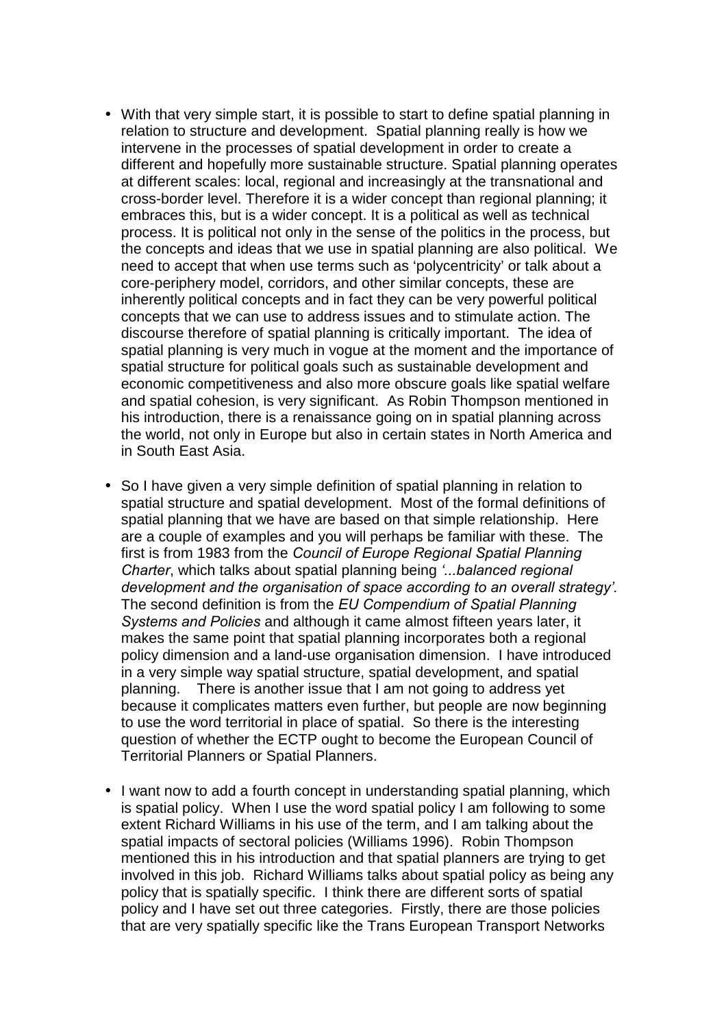- With that very simple start, it is possible to start to define spatial planning in relation to structure and development. Spatial planning really is how we intervene in the processes of spatial development in order to create a different and hopefully more sustainable structure. Spatial planning operates at different scales: local, regional and increasingly at the transnational and cross-border level. Therefore it is a wider concept than regional planning; it embraces this, but is a wider concept. It is a political as well as technical process. It is political not only in the sense of the politics in the process, but the concepts and ideas that we use in spatial planning are also political. We need to accept that when use terms such as 'polycentricity' or talk about a core-periphery model, corridors, and other similar concepts, these are inherently political concepts and in fact they can be very powerful political concepts that we can use to address issues and to stimulate action. The discourse therefore of spatial planning is critically important. The idea of spatial planning is very much in vogue at the moment and the importance of spatial structure for political goals such as sustainable development and economic competitiveness and also more obscure goals like spatial welfare and spatial cohesion, is very significant. As Robin Thompson mentioned in his introduction, there is a renaissance going on in spatial planning across the world, not only in Europe but also in certain states in North America and in South East Asia.

- So I have given a very simple definition of spatial planning in relation to spatial structure and spatial development. Most of the formal definitions of spatial planning that we have are based on that simple relationship. Here are a couple of examples and you will perhaps be familiar with these. The first is from 1983 from the *Council of Europe Regional Spatial Planning Charter*, which talks about spatial planning being *'...balanced regional development and the organisation of space according to an overall strategy'.* The second definition is from the *EU Compendium of Spatial Planning Systems and Policies* and although it came almost fifteen years later, it makes the same point that spatial planning incorporates both a regional policy dimension and a land-use organisation dimension. I have introduced in a very simple way spatial structure, spatial development, and spatial planning. There is another issue that I am not going to address yet because it complicates matters even further, but people are now beginning to use the word territorial in place of spatial. So there is the interesting question of whether the ECTP ought to become the European Council of Territorial Planners or Spatial Planners.

- I want now to add a fourth concept in understanding spatial planning, which is spatial policy. When I use the word spatial policy I am following to some extent Richard Williams in his use of the term, and I am talking about the spatial impacts of sectoral policies (Williams 1996). Robin Thompson mentioned this in his introduction and that spatial planners are trying to get involved in this job. Richard Williams talks about spatial policy as being any policy that is spatially specific. I think there are different sorts of spatial policy and I have set out three categories. Firstly, there are those policies that are very spatially specific like the Trans European Transport Networks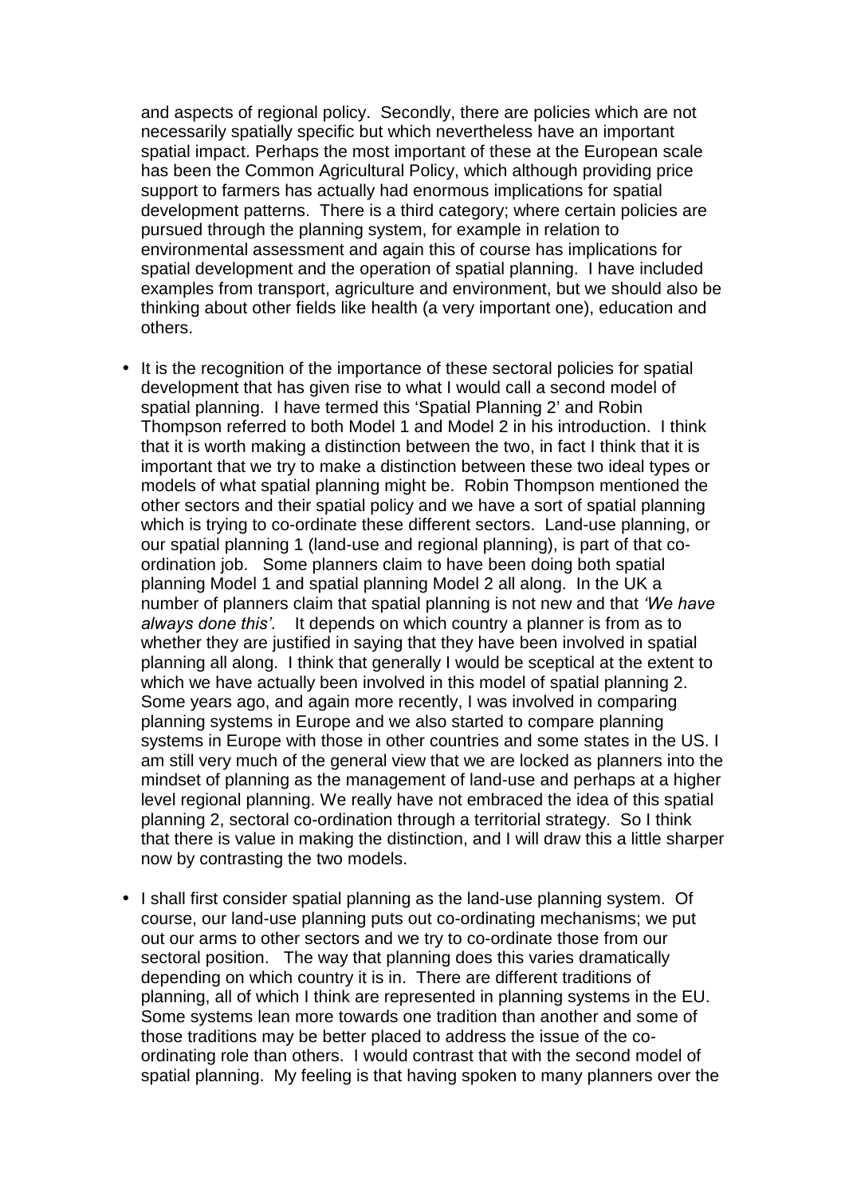and aspects of regional policy. Secondly, there are policies which are not necessarily spatially specific but which nevertheless have an important spatial impact. Perhaps the most important of these at the European scale has been the Common Agricultural Policy, which although providing price support to farmers has actually had enormous implications for spatial development patterns. There is a third category; where certain policies are pursued through the planning system, for example in relation to environmental assessment and again this of course has implications for spatial development and the operation of spatial planning. I have included examples from transport, agriculture and environment, but we should also be thinking about other fields like health (a very important one), education and others.

- It is the recognition of the importance of these sectoral policies for spatial development that has given rise to what I would call a second model of spatial planning. I have termed this 'Spatial Planning 2' and Robin Thompson referred to both Model 1 and Model 2 in his introduction. I think that it is worth making a distinction between the two, in fact I think that it is important that we try to make a distinction between these two ideal types or models of what spatial planning might be. Robin Thompson mentioned the other sectors and their spatial policy and we have a sort of spatial planning which is trying to co-ordinate these different sectors. Land-use planning, or our spatial planning 1 (land-use and regional planning), is part of that co-ordination job. Some planners claim to have been doing both spatial planning Model 1 and spatial planning Model 2 all along. In the UK a number of planners claim that spatial planning is not new and that *'We have always done this'*. It depends on which country a planner is from as to whether they are justified in saying that they have been involved in spatial planning all along. I think that generally I would be sceptical at the extent to which we have actually been involved in this model of spatial planning 2. Some years ago, and again more recently, I was involved in comparing planning systems in Europe and we also started to compare planning systems in Europe with those in other countries and some states in the US. I am still very much of the general view that we are locked as planners into the mindset of planning as the management of land-use and perhaps at a higher level regional planning. We really have not embraced the idea of this spatial planning 2, sectoral co-ordination through a territorial strategy. So I think that there is value in making the distinction, and I will draw this a little sharper now by contrasting the two models.

- I shall first consider spatial planning as the land-use planning system. Of course, our land-use planning puts out co-ordinating mechanisms; we put out our arms to other sectors and we try to co-ordinate those from our sectoral position. The way that planning does this varies dramatically depending on which country it is in. There are different traditions of planning, all of which I think are represented in planning systems in the EU. Some systems lean more towards one tradition than another and some of those traditions may be better placed to address the issue of the co-ordinating role than others. I would contrast that with the second model of spatial planning. My feeling is that having spoken to many planners over the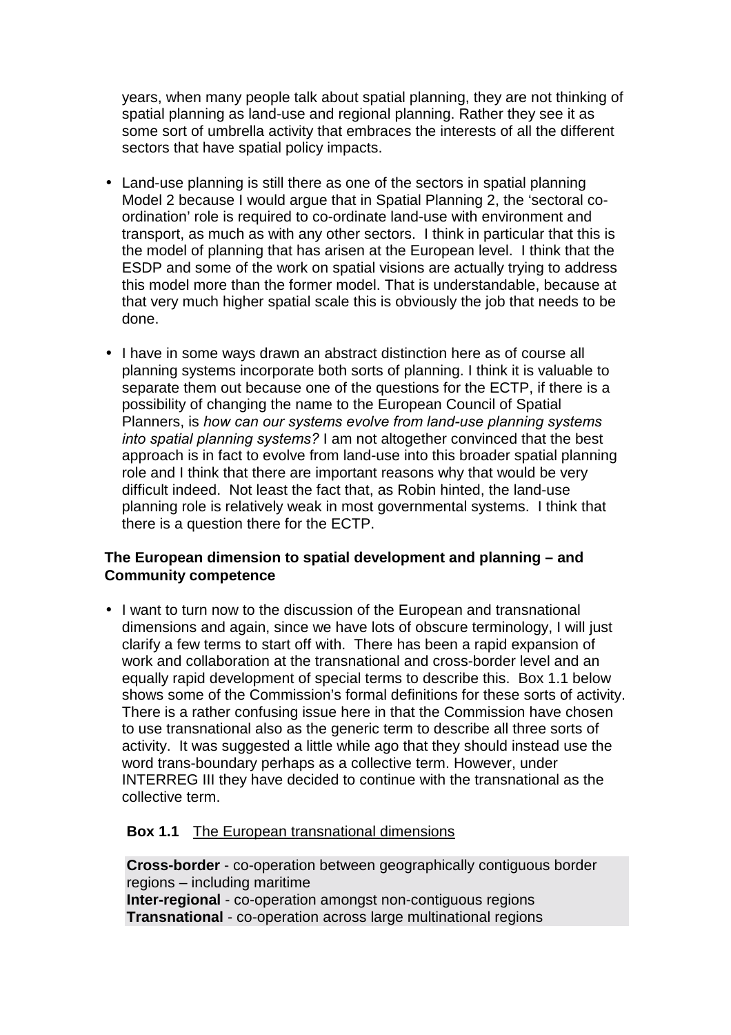years, when many people talk about spatial planning, they are not thinking of spatial planning as land-use and regional planning. Rather they see it as some sort of umbrella activity that embraces the interests of all the different sectors that have spatial policy impacts.

- Land-use planning is still there as one of the sectors in spatial planning Model 2 because I would argue that in Spatial Planning 2, the 'sectoral co-ordination' role is required to co-ordinate land-use with environment and transport, as much as with any other sectors. I think in particular that this is the model of planning that has arisen at the European level. I think that the ESDP and some of the work on spatial visions are actually trying to address this model more than the former model. That is understandable, because at that very much higher spatial scale this is obviously the job that needs to be done.

- I have in some ways drawn an abstract distinction here as of course all planning systems incorporate both sorts of planning. I think it is valuable to separate them out because one of the questions for the ECTP, if there is a possibility of changing the name to the European Council of Spatial Planners, is *how can our systems evolve from land-use planning systems into spatial planning systems?* I am not altogether convinced that the best approach is in fact to evolve from land-use into this broader spatial planning role and I think that there are important reasons why that would be very difficult indeed. Not least the fact that, as Robin hinted, the land-use planning role is relatively weak in most governmental systems. I think that there is a question there for the ECTP.

### The European dimension to spatial development and planning – and Community competence

- I want to turn now to the discussion of the European and transnational dimensions and again, since we have lots of obscure terminology, I will just clarify a few terms to start off with. There has been a rapid expansion of work and collaboration at the transnational and cross-border level and an equally rapid development of special terms to describe this. Box 1.1 below shows some of the Commission's formal definitions for these sorts of activity. There is a rather confusing issue here in that the Commission have chosen to use transnational also as the generic term to describe all three sorts of activity. It was suggested a little while ago that they should instead use the word trans-boundary perhaps as a collective term. However, under INTERREG III they have decided to continue with the transnational as the collective term.

**Box 1.1** The European transnational dimensions

**Cross-border** - co-operation between geographically contiguous border regions – including maritime
**Inter-regional** - co-operation amongst non-contiguous regions
**Transnational** - co-operation across large multinational regions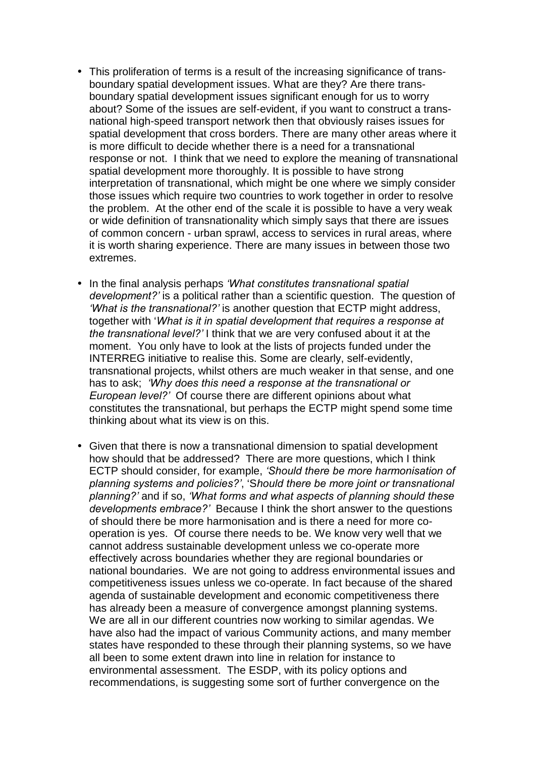- This proliferation of terms is a result of the increasing significance of trans-boundary spatial development issues. What are they? Are there trans-boundary spatial development issues significant enough for us to worry about? Some of the issues are self-evident, if you want to construct a trans-national high-speed transport network then that obviously raises issues for spatial development that cross borders. There are many other areas where it is more difficult to decide whether there is a need for a transnational response or not. I think that we need to explore the meaning of transnational spatial development more thoroughly. It is possible to have strong interpretation of transnational, which might be one where we simply consider those issues which require two countries to work together in order to resolve the problem. At the other end of the scale it is possible to have a very weak or wide definition of transnationality which simply says that there are issues of common concern - urban sprawl, access to services in rural areas, where it is worth sharing experience. There are many issues in between those two extremes.

- In the final analysis perhaps *'What constitutes transnational spatial development?'* is a political rather than a scientific question. The question of *'What is the transnational?'* is another question that ECTP might address, together with '*What is it in spatial development that requires a response at the transnational level?'* I think that we are very confused about it at the moment. You only have to look at the lists of projects funded under the INTERREG initiative to realise this. Some are clearly, self-evidently, transnational projects, whilst others are much weaker in that sense, and one has to ask; *'Why does this need a response at the transnational or European level?'* Of course there are different opinions about what constitutes the transnational, but perhaps the ECTP might spend some time thinking about what its view is on this.

- Given that there is now a transnational dimension to spatial development how should that be addressed? There are more questions, which I think ECTP should consider, for example, *'Should there be more harmonisation of planning systems and policies?'*, '*Should there be more joint or transnational planning?'* and if so, *'What forms and what aspects of planning should these developments embrace?'* Because I think the short answer to the questions of should there be more harmonisation and is there a need for more co-operation is yes. Of course there needs to be. We know very well that we cannot address sustainable development unless we co-operate more effectively across boundaries whether they are regional boundaries or national boundaries. We are not going to address environmental issues and competitiveness issues unless we co-operate. In fact because of the shared agenda of sustainable development and economic competitiveness there has already been a measure of convergence amongst planning systems. We are all in our different countries now working to similar agendas. We have also had the impact of various Community actions, and many member states have responded to these through their planning systems, so we have all been to some extent drawn into line in relation for instance to environmental assessment. The ESDP, with its policy options and recommendations, is suggesting some sort of further convergence on the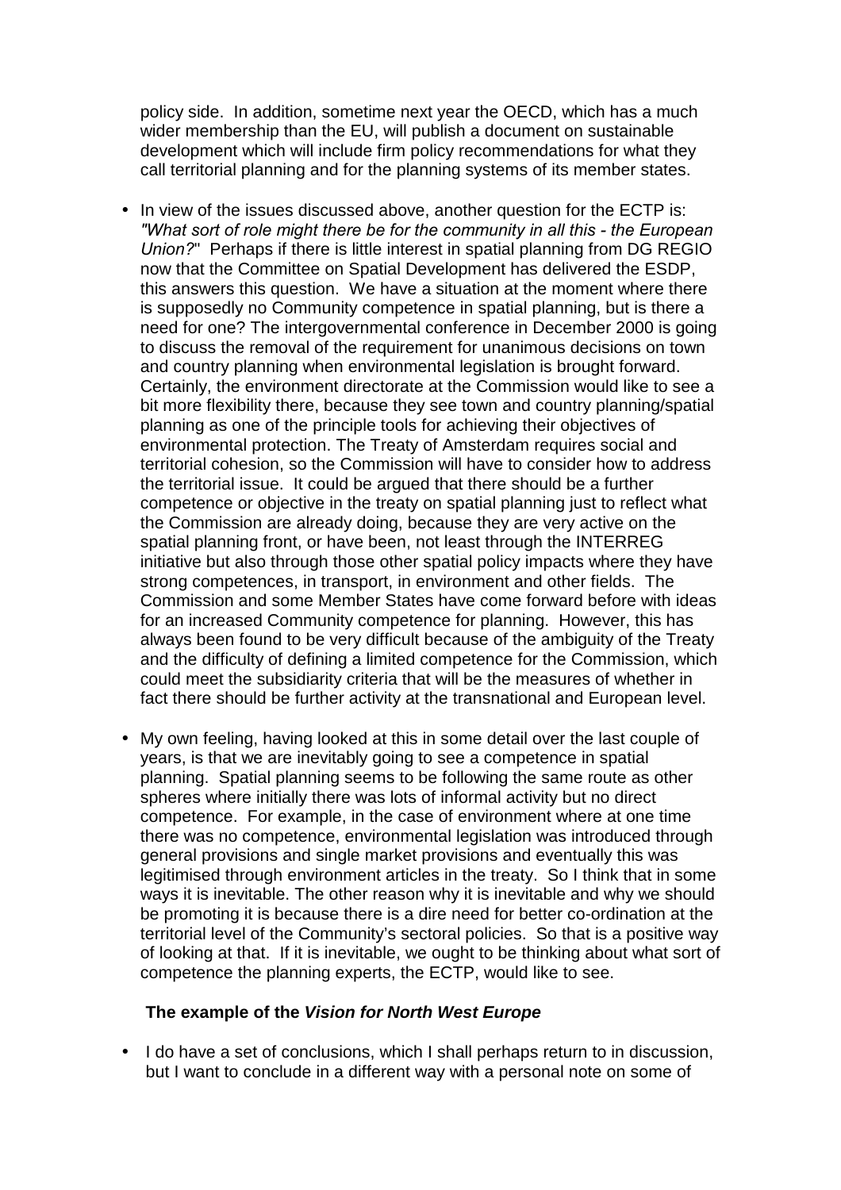policy side. In addition, sometime next year the OECD, which has a much wider membership than the EU, will publish a document on sustainable development which will include firm policy recommendations for what they call territorial planning and for the planning systems of its member states.

- In view of the issues discussed above, another question for the ECTP is: *"What sort of role might there be for the community in all this - the European Union?"* Perhaps if there is little interest in spatial planning from DG REGIO now that the Committee on Spatial Development has delivered the ESDP, this answers this question. We have a situation at the moment where there is supposedly no Community competence in spatial planning, but is there a need for one? The intergovernmental conference in December 2000 is going to discuss the removal of the requirement for unanimous decisions on town and country planning when environmental legislation is brought forward. Certainly, the environment directorate at the Commission would like to see a bit more flexibility there, because they see town and country planning/spatial planning as one of the principle tools for achieving their objectives of environmental protection. The Treaty of Amsterdam requires social and territorial cohesion, so the Commission will have to consider how to address the territorial issue. It could be argued that there should be a further competence or objective in the treaty on spatial planning just to reflect what the Commission are already doing, because they are very active on the spatial planning front, or have been, not least through the INTERREG initiative but also through those other spatial policy impacts where they have strong competences, in transport, in environment and other fields. The Commission and some Member States have come forward before with ideas for an increased Community competence for planning. However, this has always been found to be very difficult because of the ambiguity of the Treaty and the difficulty of defining a limited competence for the Commission, which could meet the subsidiarity criteria that will be the measures of whether in fact there should be further activity at the transnational and European level.

- My own feeling, having looked at this in some detail over the last couple of years, is that we are inevitably going to see a competence in spatial planning. Spatial planning seems to be following the same route as other spheres where initially there was lots of informal activity but no direct competence. For example, in the case of environment where at one time there was no competence, environmental legislation was introduced through general provisions and single market provisions and eventually this was legitimised through environment articles in the treaty. So I think that in some ways it is inevitable. The other reason why it is inevitable and why we should be promoting it is because there is a dire need for better co-ordination at the territorial level of the Community's sectoral policies. So that is a positive way of looking at that. If it is inevitable, we ought to be thinking about what sort of competence the planning experts, the ECTP, would like to see.

**The example of the *Vision for North West Europe***

- I do have a set of conclusions, which I shall perhaps return to in discussion, but I want to conclude in a different way with a personal note on some of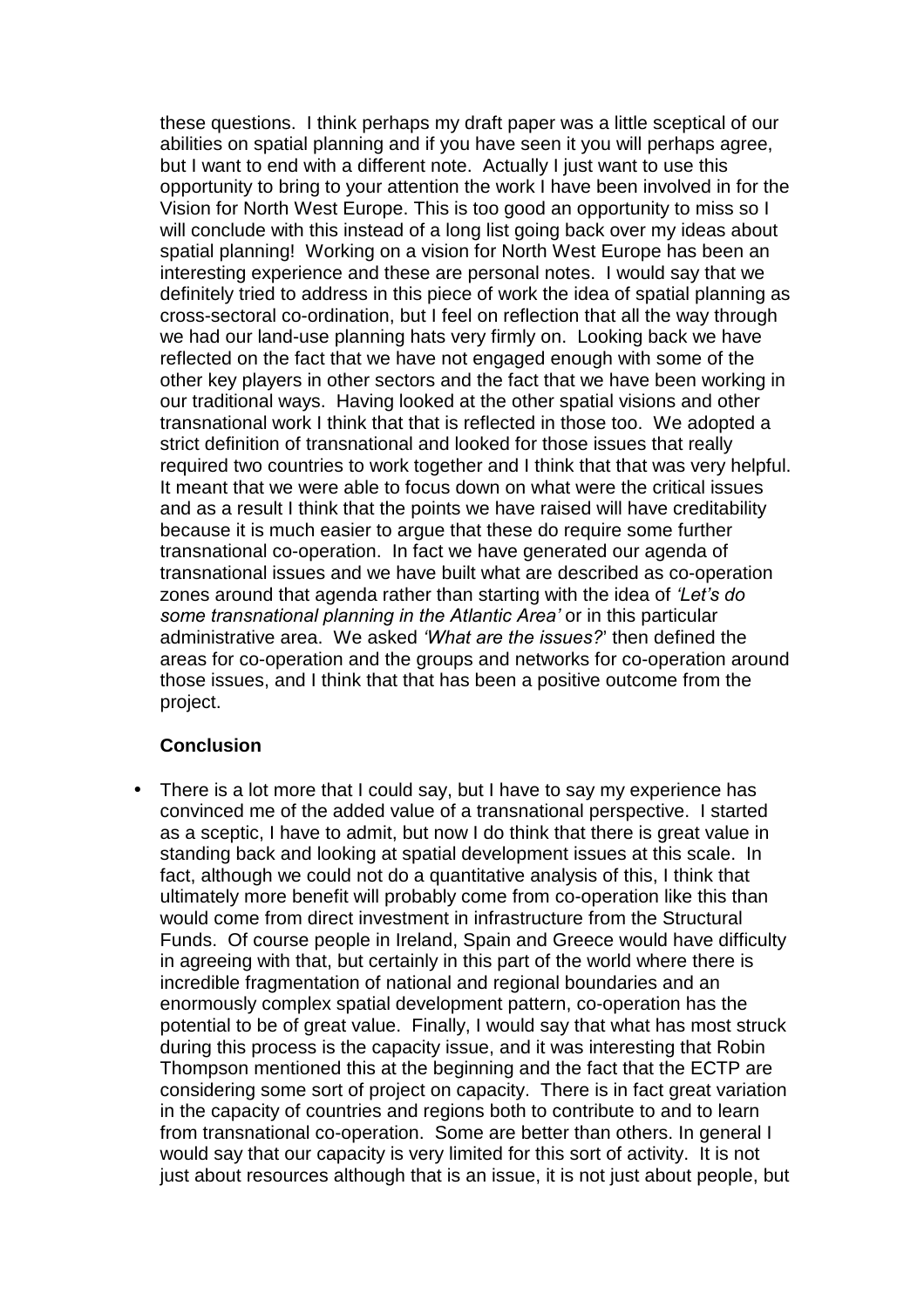these questions. I think perhaps my draft paper was a little sceptical of our abilities on spatial planning and if you have seen it you will perhaps agree, but I want to end with a different note. Actually I just want to use this opportunity to bring to your attention the work I have been involved in for the Vision for North West Europe. This is too good an opportunity to miss so I will conclude with this instead of a long list going back over my ideas about spatial planning! Working on a vision for North West Europe has been an interesting experience and these are personal notes. I would say that we definitely tried to address in this piece of work the idea of spatial planning as cross-sectoral co-ordination, but I feel on reflection that all the way through we had our land-use planning hats very firmly on. Looking back we have reflected on the fact that we have not engaged enough with some of the other key players in other sectors and the fact that we have been working in our traditional ways. Having looked at the other spatial visions and other transnational work I think that that is reflected in those too. We adopted a strict definition of transnational and looked for those issues that really required two countries to work together and I think that that was very helpful. It meant that we were able to focus down on what were the critical issues and as a result I think that the points we have raised will have creditability because it is much easier to argue that these do require some further transnational co-operation. In fact we have generated our agenda of transnational issues and we have built what are described as co-operation zones around that agenda rather than starting with the idea of *'Let's do some transnational planning in the Atlantic Area'* or in this particular administrative area. We asked *'What are the issues?'* then defined the areas for co-operation and the groups and networks for co-operation around those issues, and I think that that has been a positive outcome from the project.

**Conclusion**

- There is a lot more that I could say, but I have to say my experience has convinced me of the added value of a transnational perspective. I started as a sceptic, I have to admit, but now I do think that there is great value in standing back and looking at spatial development issues at this scale. In fact, although we could not do a quantitative analysis of this, I think that ultimately more benefit will probably come from co-operation like this than would come from direct investment in infrastructure from the Structural Funds. Of course people in Ireland, Spain and Greece would have difficulty in agreeing with that, but certainly in this part of the world where there is incredible fragmentation of national and regional boundaries and an enormously complex spatial development pattern, co-operation has the potential to be of great value. Finally, I would say that what has most struck during this process is the capacity issue, and it was interesting that Robin Thompson mentioned this at the beginning and the fact that the ECTP are considering some sort of project on capacity. There is in fact great variation in the capacity of countries and regions both to contribute to and to learn from transnational co-operation. Some are better than others. In general I would say that our capacity is very limited for this sort of activity. It is not just about resources although that is an issue, it is not just about people, but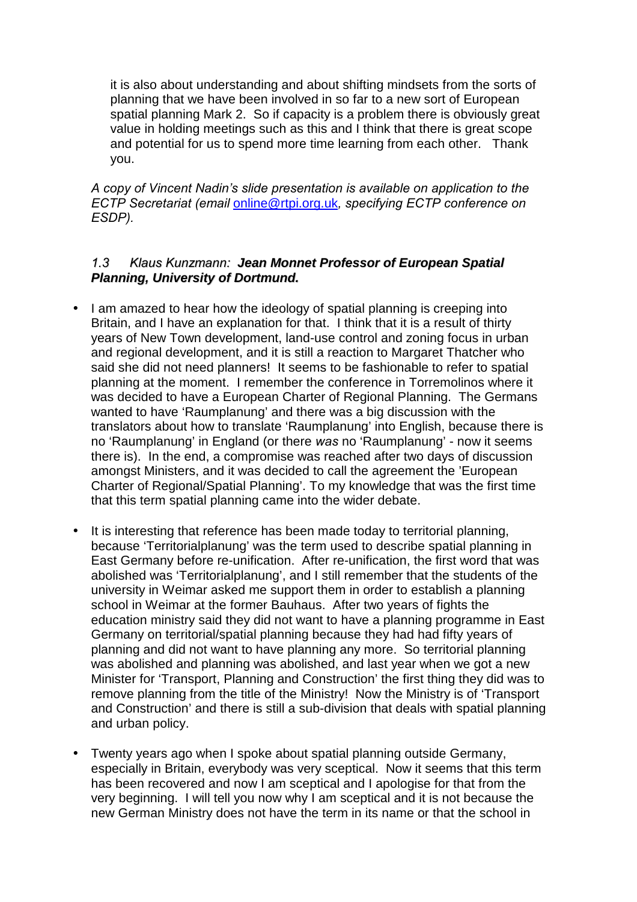it is also about understanding and about shifting mindsets from the sorts of planning that we have been involved in so far to a new sort of European spatial planning Mark 2. So if capacity is a problem there is obviously great value in holding meetings such as this and I think that there is great scope and potential for us to spend more time learning from each other. Thank you.

*A copy of Vincent Nadin's slide presentation is available on application to the ECTP Secretariat (email* [online@rtpi.org.uk](mailto:online@rtpi.org.uk)*, specifying ECTP conference on ESDP).*

### *1.3 Klaus Kunzmann:* ***Jean Monnet Professor of European Spatial Planning, University of Dortmund.***

- I am amazed to hear how the ideology of spatial planning is creeping into Britain, and I have an explanation for that. I think that it is a result of thirty years of New Town development, land-use control and zoning focus in urban and regional development, and it is still a reaction to Margaret Thatcher who said she did not need planners! It seems to be fashionable to refer to spatial planning at the moment. I remember the conference in Torremolinos where it was decided to have a European Charter of Regional Planning. The Germans wanted to have 'Raumplanung' and there was a big discussion with the translators about how to translate 'Raumplanung' into English, because there is no 'Raumplanung' in England (or there *was* no 'Raumplanung' - now it seems there is). In the end, a compromise was reached after two days of discussion amongst Ministers, and it was decided to call the agreement the 'European Charter of Regional/Spatial Planning'. To my knowledge that was the first time that this term spatial planning came into the wider debate.

- It is interesting that reference has been made today to territorial planning, because 'Territorialplanung' was the term used to describe spatial planning in East Germany before re-unification. After re-unification, the first word that was abolished was 'Territorialplanung', and I still remember that the students of the university in Weimar asked me support them in order to establish a planning school in Weimar at the former Bauhaus. After two years of fights the education ministry said they did not want to have a planning programme in East Germany on territorial/spatial planning because they had had fifty years of planning and did not want to have planning any more. So territorial planning was abolished and planning was abolished, and last year when we got a new Minister for 'Transport, Planning and Construction' the first thing they did was to remove planning from the title of the Ministry! Now the Ministry is of 'Transport and Construction' and there is still a sub-division that deals with spatial planning and urban policy.

- Twenty years ago when I spoke about spatial planning outside Germany, especially in Britain, everybody was very sceptical. Now it seems that this term has been recovered and now I am sceptical and I apologise for that from the very beginning. I will tell you now why I am sceptical and it is not because the new German Ministry does not have the term in its name or that the school in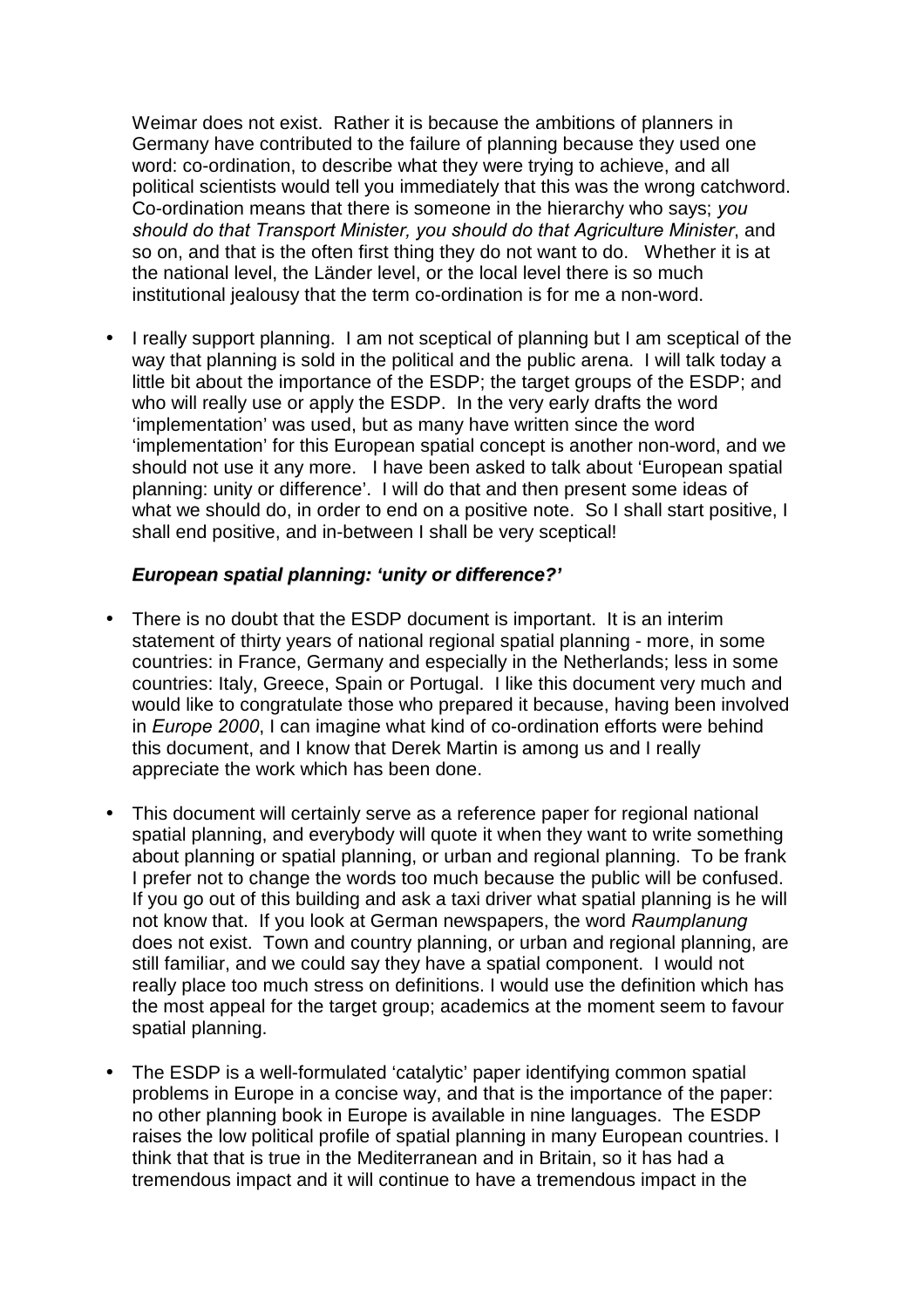Weimar does not exist. Rather it is because the ambitions of planners in Germany have contributed to the failure of planning because they used one word: co-ordination, to describe what they were trying to achieve, and all political scientists would tell you immediately that this was the wrong catchword. Co-ordination means that there is someone in the hierarchy who says; *you should do that Transport Minister, you should do that Agriculture Minister*, and so on, and that is the often first thing they do not want to do. Whether it is at the national level, the Länder level, or the local level there is so much institutional jealousy that the term co-ordination is for me a non-word.

- I really support planning. I am not sceptical of planning but I am sceptical of the way that planning is sold in the political and the public arena. I will talk today a little bit about the importance of the ESDP; the target groups of the ESDP; and who will really use or apply the ESDP. In the very early drafts the word 'implementation' was used, but as many have written since the word 'implementation' for this European spatial concept is another non-word, and we should not use it any more. I have been asked to talk about 'European spatial planning: unity or difference'. I will do that and then present some ideas of what we should do, in order to end on a positive note. So I shall start positive, I shall end positive, and in-between I shall be very sceptical!

***European spatial planning: 'unity or difference?'***

- There is no doubt that the ESDP document is important. It is an interim statement of thirty years of national regional spatial planning - more, in some countries: in France, Germany and especially in the Netherlands; less in some countries: Italy, Greece, Spain or Portugal. I like this document very much and would like to congratulate those who prepared it because, having been involved in *Europe 2000*, I can imagine what kind of co-ordination efforts were behind this document, and I know that Derek Martin is among us and I really appreciate the work which has been done.

- This document will certainly serve as a reference paper for regional national spatial planning, and everybody will quote it when they want to write something about planning or spatial planning, or urban and regional planning. To be frank I prefer not to change the words too much because the public will be confused. If you go out of this building and ask a taxi driver what spatial planning is he will not know that. If you look at German newspapers, the word *Raumplanung* does not exist. Town and country planning, or urban and regional planning, are still familiar, and we could say they have a spatial component. I would not really place too much stress on definitions. I would use the definition which has the most appeal for the target group; academics at the moment seem to favour spatial planning.

- The ESDP is a well-formulated 'catalytic' paper identifying common spatial problems in Europe in a concise way, and that is the importance of the paper: no other planning book in Europe is available in nine languages. The ESDP raises the low political profile of spatial planning in many European countries. I think that that is true in the Mediterranean and in Britain, so it has had a tremendous impact and it will continue to have a tremendous impact in the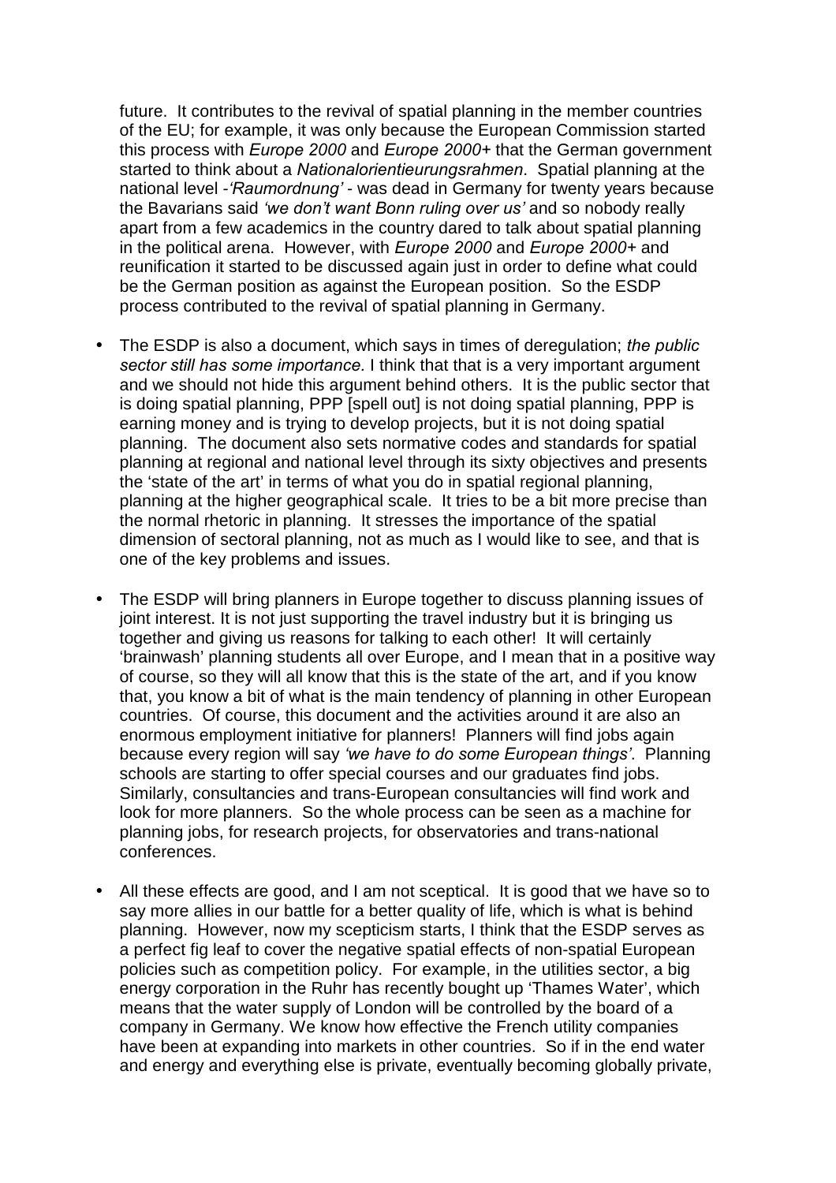future. It contributes to the revival of spatial planning in the member countries of the EU; for example, it was only because the European Commission started this process with *Europe 2000* and *Europe 2000+* that the German government started to think about a *Nationalorientieurungsrahmen*. Spatial planning at the national level -*'Raumordnung'* - was dead in Germany for twenty years because the Bavarians said *'we don't want Bonn ruling over us'* and so nobody really apart from a few academics in the country dared to talk about spatial planning in the political arena. However, with *Europe 2000* and *Europe 2000+* and reunification it started to be discussed again just in order to define what could be the German position as against the European position. So the ESDP process contributed to the revival of spatial planning in Germany.

- The ESDP is also a document, which says in times of deregulation; *the public sector still has some importance.* I think that that is a very important argument and we should not hide this argument behind others. It is the public sector that is doing spatial planning, PPP [spell out] is not doing spatial planning, PPP is earning money and is trying to develop projects, but it is not doing spatial planning. The document also sets normative codes and standards for spatial planning at regional and national level through its sixty objectives and presents the 'state of the art' in terms of what you do in spatial regional planning, planning at the higher geographical scale. It tries to be a bit more precise than the normal rhetoric in planning. It stresses the importance of the spatial dimension of sectoral planning, not as much as I would like to see, and that is one of the key problems and issues.

- The ESDP will bring planners in Europe together to discuss planning issues of joint interest. It is not just supporting the travel industry but it is bringing us together and giving us reasons for talking to each other! It will certainly 'brainwash' planning students all over Europe, and I mean that in a positive way of course, so they will all know that this is the state of the art, and if you know that, you know a bit of what is the main tendency of planning in other European countries. Of course, this document and the activities around it are also an enormous employment initiative for planners! Planners will find jobs again because every region will say *'we have to do some European things'*. Planning schools are starting to offer special courses and our graduates find jobs. Similarly, consultancies and trans-European consultancies will find work and look for more planners. So the whole process can be seen as a machine for planning jobs, for research projects, for observatories and trans-national conferences.

- All these effects are good, and I am not sceptical. It is good that we have so to say more allies in our battle for a better quality of life, which is what is behind planning. However, now my scepticism starts, I think that the ESDP serves as a perfect fig leaf to cover the negative spatial effects of non-spatial European policies such as competition policy. For example, in the utilities sector, a big energy corporation in the Ruhr has recently bought up 'Thames Water', which means that the water supply of London will be controlled by the board of a company in Germany. We know how effective the French utility companies have been at expanding into markets in other countries. So if in the end water and energy and everything else is private, eventually becoming globally private,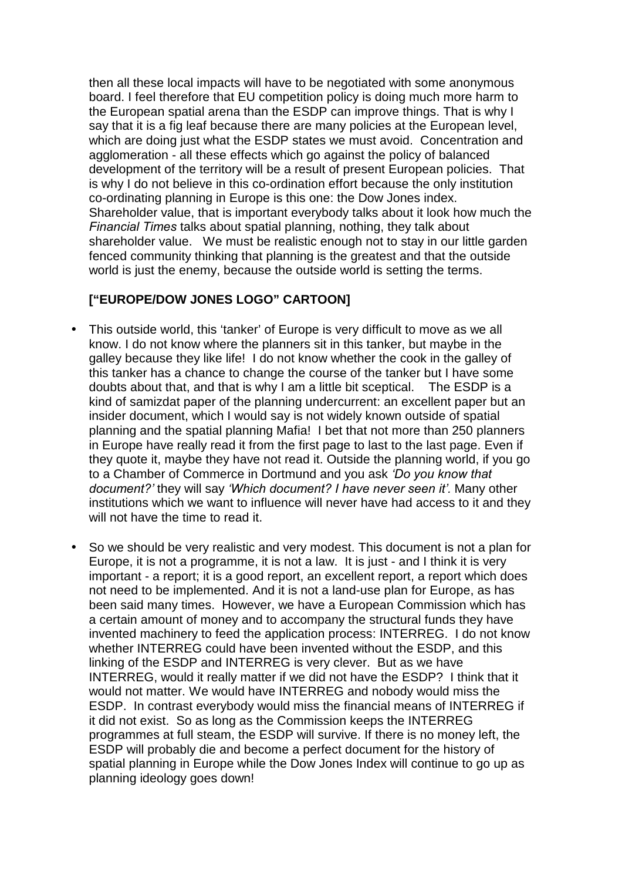then all these local impacts will have to be negotiated with some anonymous board. I feel therefore that EU competition policy is doing much more harm to the European spatial arena than the ESDP can improve things. That is why I say that it is a fig leaf because there are many policies at the European level, which are doing just what the ESDP states we must avoid. Concentration and agglomeration - all these effects which go against the policy of balanced development of the territory will be a result of present European policies. That is why I do not believe in this co-ordination effort because the only institution co-ordinating planning in Europe is this one: the Dow Jones index. Shareholder value, that is important everybody talks about it look how much the *Financial Times* talks about spatial planning, nothing, they talk about shareholder value. We must be realistic enough not to stay in our little garden fenced community thinking that planning is the greatest and that the outside world is just the enemy, because the outside world is setting the terms.

**["EUROPE/DOW JONES LOGO" CARTOON]**

- This outside world, this 'tanker' of Europe is very difficult to move as we all know. I do not know where the planners sit in this tanker, but maybe in the galley because they like life! I do not know whether the cook in the galley of this tanker has a chance to change the course of the tanker but I have some doubts about that, and that is why I am a little bit sceptical. The ESDP is a kind of samizdat paper of the planning undercurrent: an excellent paper but an insider document, which I would say is not widely known outside of spatial planning and the spatial planning Mafia! I bet that not more than 250 planners in Europe have really read it from the first page to last to the last page. Even if they quote it, maybe they have not read it. Outside the planning world, if you go to a Chamber of Commerce in Dortmund and you ask *'Do you know that document?'* they will say *'Which document? I have never seen it'.* Many other institutions which we want to influence will never have had access to it and they will not have the time to read it.

- So we should be very realistic and very modest. This document is not a plan for Europe, it is not a programme, it is not a law. It is just - and I think it is very important - a report; it is a good report, an excellent report, a report which does not need to be implemented. And it is not a land-use plan for Europe, as has been said many times. However, we have a European Commission which has a certain amount of money and to accompany the structural funds they have invented machinery to feed the application process: INTERREG. I do not know whether INTERREG could have been invented without the ESDP, and this linking of the ESDP and INTERREG is very clever. But as we have INTERREG, would it really matter if we did not have the ESDP? I think that it would not matter. We would have INTERREG and nobody would miss the ESDP. In contrast everybody would miss the financial means of INTERREG if it did not exist. So as long as the Commission keeps the INTERREG programmes at full steam, the ESDP will survive. If there is no money left, the ESDP will probably die and become a perfect document for the history of spatial planning in Europe while the Dow Jones Index will continue to go up as planning ideology goes down!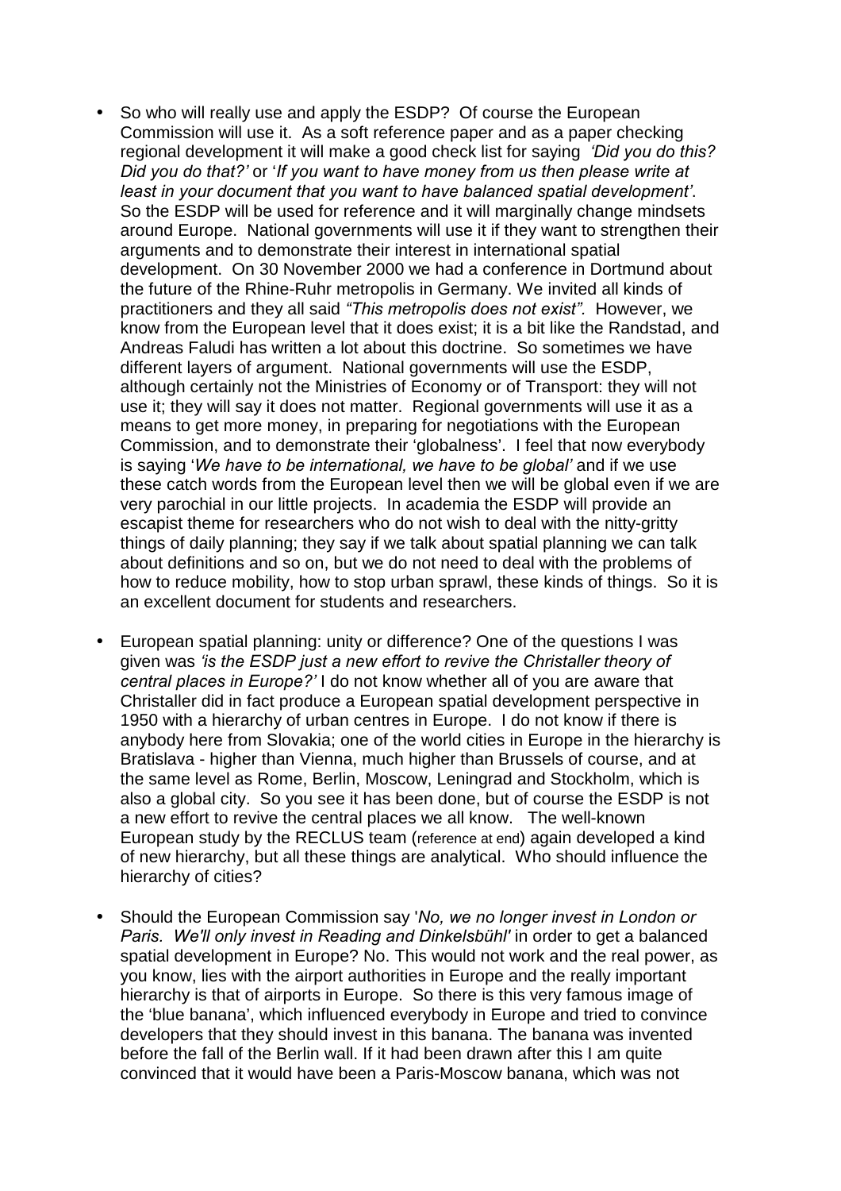- So who will really use and apply the ESDP? Of course the European Commission will use it. As a soft reference paper and as a paper checking regional development it will make a good check list for saying *'Did you do this? Did you do that?'* or '*If you want to have money from us then please write at least in your document that you want to have balanced spatial development'*. So the ESDP will be used for reference and it will marginally change mindsets around Europe. National governments will use it if they want to strengthen their arguments and to demonstrate their interest in international spatial development. On 30 November 2000 we had a conference in Dortmund about the future of the Rhine-Ruhr metropolis in Germany. We invited all kinds of practitioners and they all said *"This metropolis does not exist"*. However, we know from the European level that it does exist; it is a bit like the Randstad, and Andreas Faludi has written a lot about this doctrine. So sometimes we have different layers of argument. National governments will use the ESDP, although certainly not the Ministries of Economy or of Transport: they will not use it; they will say it does not matter. Regional governments will use it as a means to get more money, in preparing for negotiations with the European Commission, and to demonstrate their 'globalness'. I feel that now everybody is saying '*We have to be international, we have to be global'* and if we use these catch words from the European level then we will be global even if we are very parochial in our little projects. In academia the ESDP will provide an escapist theme for researchers who do not wish to deal with the nitty-gritty things of daily planning; they say if we talk about spatial planning we can talk about definitions and so on, but we do not need to deal with the problems of how to reduce mobility, how to stop urban sprawl, these kinds of things. So it is an excellent document for students and researchers.

- European spatial planning: unity or difference? One of the questions I was given was *'is the ESDP just a new effort to revive the Christaller theory of central places in Europe?'* I do not know whether all of you are aware that Christaller did in fact produce a European spatial development perspective in 1950 with a hierarchy of urban centres in Europe. I do not know if there is anybody here from Slovakia; one of the world cities in Europe in the hierarchy is Bratislava - higher than Vienna, much higher than Brussels of course, and at the same level as Rome, Berlin, Moscow, Leningrad and Stockholm, which is also a global city. So you see it has been done, but of course the ESDP is not a new effort to revive the central places we all know. The well-known European study by the RECLUS team (reference at end) again developed a kind of new hierarchy, but all these things are analytical. Who should influence the hierarchy of cities?

- Should the European Commission say '*No, we no longer invest in London or Paris. We'll only invest in Reading and Dinkelsbühl'* in order to get a balanced spatial development in Europe? No. This would not work and the real power, as you know, lies with the airport authorities in Europe and the really important hierarchy is that of airports in Europe. So there is this very famous image of the 'blue banana', which influenced everybody in Europe and tried to convince developers that they should invest in this banana. The banana was invented before the fall of the Berlin wall. If it had been drawn after this I am quite convinced that it would have been a Paris-Moscow banana, which was not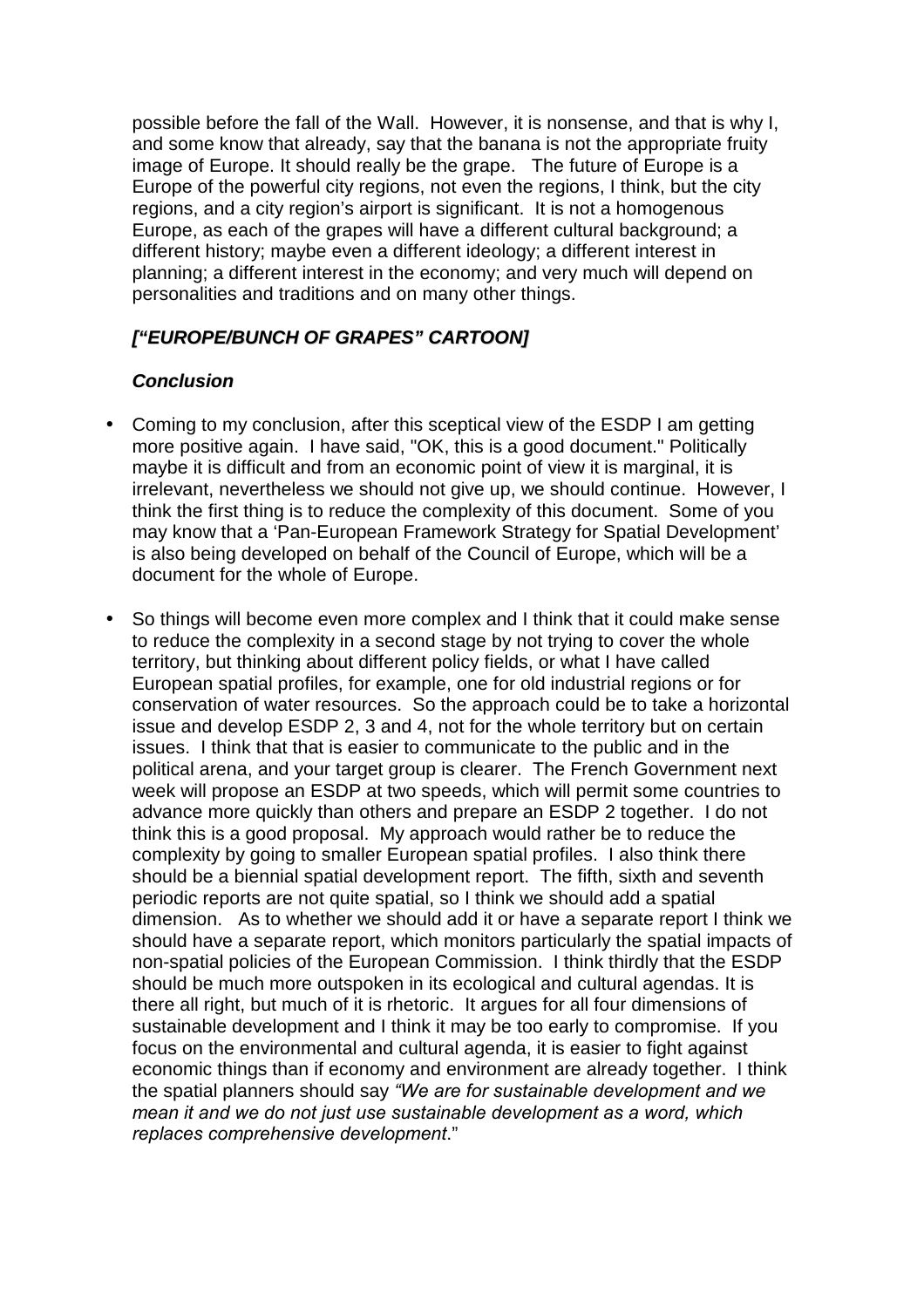possible before the fall of the Wall. However, it is nonsense, and that is why I, and some know that already, say that the banana is not the appropriate fruity image of Europe. It should really be the grape. The future of Europe is a Europe of the powerful city regions, not even the regions, I think, but the city regions, and a city region's airport is significant. It is not a homogenous Europe, as each of the grapes will have a different cultural background; a different history; maybe even a different ideology; a different interest in planning; a different interest in the economy; and very much will depend on personalities and traditions and on many other things.

***["EUROPE/BUNCH OF GRAPES" CARTOON]***

***Conclusion***

- Coming to my conclusion, after this sceptical view of the ESDP I am getting more positive again. I have said, "OK, this is a good document." Politically maybe it is difficult and from an economic point of view it is marginal, it is irrelevant, nevertheless we should not give up, we should continue. However, I think the first thing is to reduce the complexity of this document. Some of you may know that a 'Pan-European Framework Strategy for Spatial Development' is also being developed on behalf of the Council of Europe, which will be a document for the whole of Europe.

- So things will become even more complex and I think that it could make sense to reduce the complexity in a second stage by not trying to cover the whole territory, but thinking about different policy fields, or what I have called European spatial profiles, for example, one for old industrial regions or for conservation of water resources. So the approach could be to take a horizontal issue and develop ESDP 2, 3 and 4, not for the whole territory but on certain issues. I think that that is easier to communicate to the public and in the political arena, and your target group is clearer. The French Government next week will propose an ESDP at two speeds, which will permit some countries to advance more quickly than others and prepare an ESDP 2 together. I do not think this is a good proposal. My approach would rather be to reduce the complexity by going to smaller European spatial profiles. I also think there should be a biennial spatial development report. The fifth, sixth and seventh periodic reports are not quite spatial, so I think we should add a spatial dimension. As to whether we should add it or have a separate report I think we should have a separate report, which monitors particularly the spatial impacts of non-spatial policies of the European Commission. I think thirdly that the ESDP should be much more outspoken in its ecological and cultural agendas. It is there all right, but much of it is rhetoric. It argues for all four dimensions of sustainable development and I think it may be too early to compromise. If you focus on the environmental and cultural agenda, it is easier to fight against economic things than if economy and environment are already together. I think the spatial planners should say *"We are for sustainable development and we mean it and we do not just use sustainable development as a word, which replaces comprehensive development*."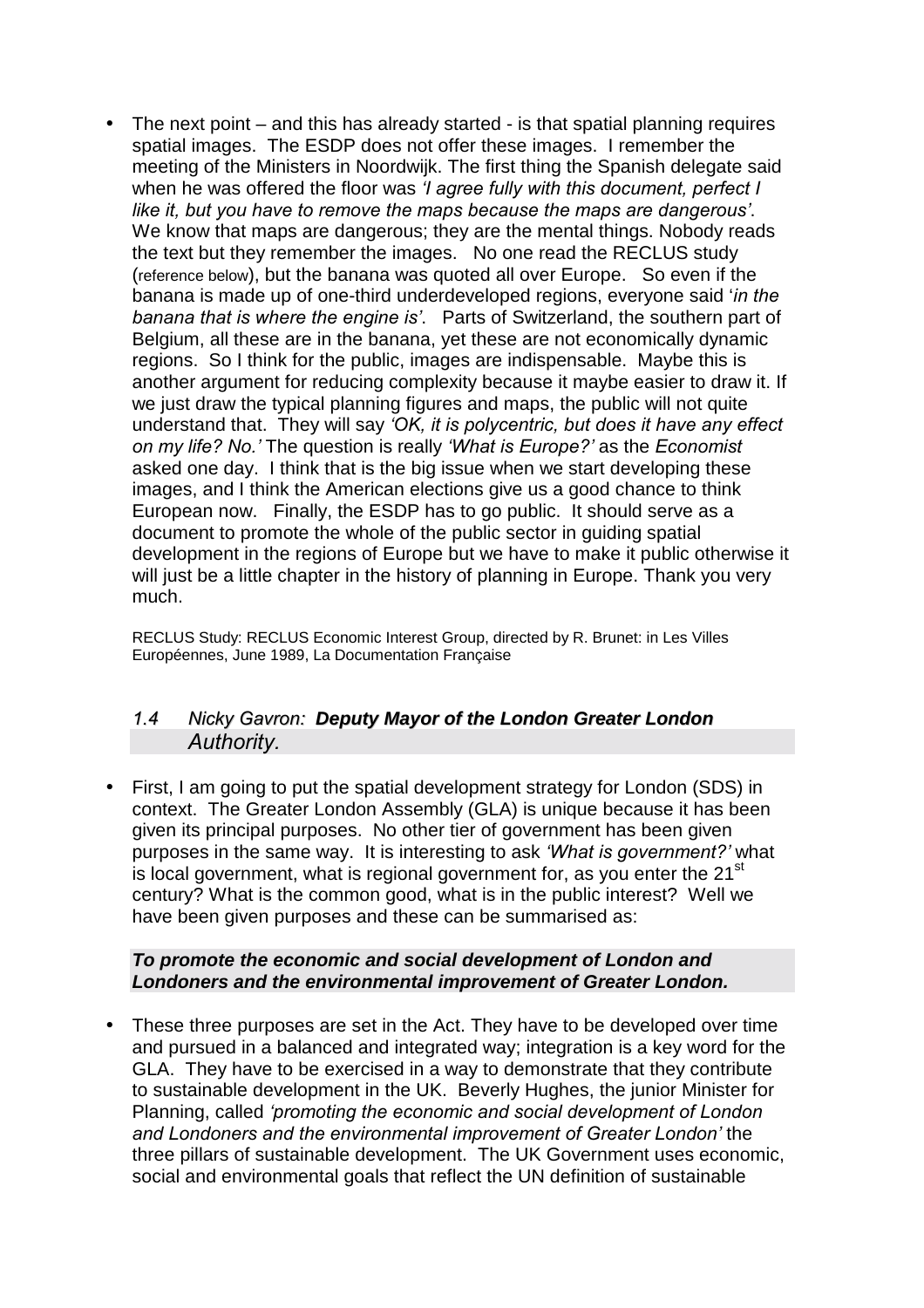- The next point – and this has already started - is that spatial planning requires spatial images. The ESDP does not offer these images. I remember the meeting of the Ministers in Noordwijk. The first thing the Spanish delegate said when he was offered the floor was *'I agree fully with this document, perfect I like it, but you have to remove the maps because the maps are dangerous'*. We know that maps are dangerous; they are the mental things. Nobody reads the text but they remember the images. No one read the RECLUS study (reference below), but the banana was quoted all over Europe. So even if the banana is made up of one-third underdeveloped regions, everyone said '*in the banana that is where the engine is'*. Parts of Switzerland, the southern part of Belgium, all these are in the banana, yet these are not economically dynamic regions. So I think for the public, images are indispensable. Maybe this is another argument for reducing complexity because it maybe easier to draw it. If we just draw the typical planning figures and maps, the public will not quite understand that. They will say *'OK, it is polycentric, but does it have any effect on my life? No.'* The question is really *'What is Europe?'* as the *Economist* asked one day. I think that is the big issue when we start developing these images, and I think the American elections give us a good chance to think European now. Finally, the ESDP has to go public. It should serve as a document to promote the whole of the public sector in guiding spatial development in the regions of Europe but we have to make it public otherwise it will just be a little chapter in the history of planning in Europe. Thank you very much.

RECLUS Study: RECLUS Economic Interest Group, directed by R. Brunet: in Les Villes Européennes, June 1989, La Documentation Française

### *1.4 Nicky Gavron:* ***Deputy Mayor of the London Greater London*** *Authority.*

- First, I am going to put the spatial development strategy for London (SDS) in context. The Greater London Assembly (GLA) is unique because it has been given its principal purposes. No other tier of government has been given purposes in the same way. It is interesting to ask *'What is government?'* what is local government, what is regional government for, as you enter the 21st century? What is the common good, what is in the public interest? Well we have been given purposes and these can be summarised as:

***To promote the economic and social development of London and Londoners and the environmental improvement of Greater London.***

- These three purposes are set in the Act. They have to be developed over time and pursued in a balanced and integrated way; integration is a key word for the GLA. They have to be exercised in a way to demonstrate that they contribute to sustainable development in the UK. Beverly Hughes, the junior Minister for Planning, called *'promoting the economic and social development of London and Londoners and the environmental improvement of Greater London'* the three pillars of sustainable development. The UK Government uses economic, social and environmental goals that reflect the UN definition of sustainable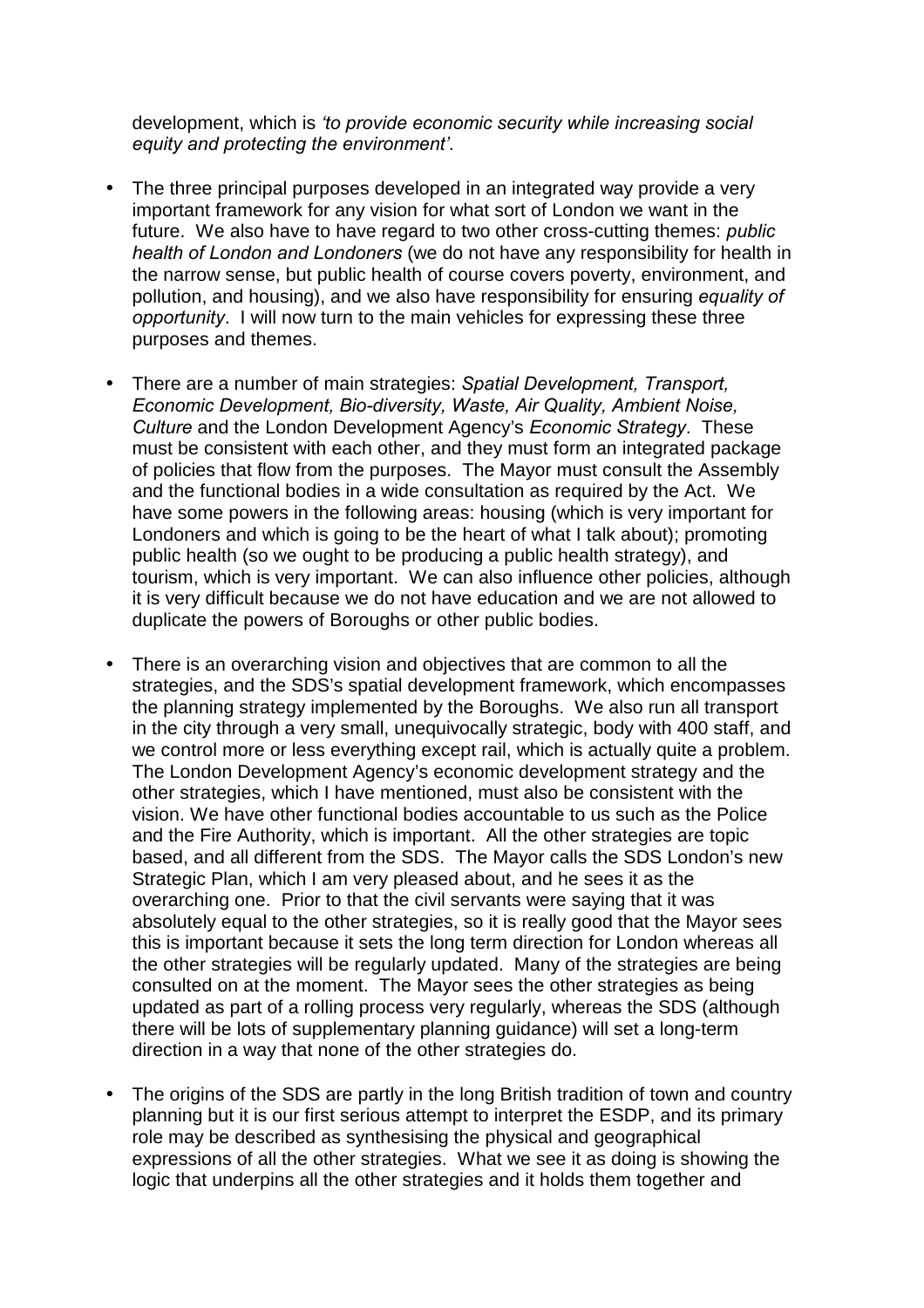development, which is *'to provide economic security while increasing social equity and protecting the environment'*.

- The three principal purposes developed in an integrated way provide a very important framework for any vision for what sort of London we want in the future. We also have to have regard to two other cross-cutting themes: *public health of London and Londoners* (we do not have any responsibility for health in the narrow sense, but public health of course covers poverty, environment, and pollution, and housing), and we also have responsibility for ensuring *equality of opportunity*. I will now turn to the main vehicles for expressing these three purposes and themes.

- There are a number of main strategies: *Spatial Development, Transport, Economic Development, Bio-diversity, Waste, Air Quality, Ambient Noise, Culture* and the London Development Agency's *Economic Strategy*. These must be consistent with each other, and they must form an integrated package of policies that flow from the purposes. The Mayor must consult the Assembly and the functional bodies in a wide consultation as required by the Act. We have some powers in the following areas: housing (which is very important for Londoners and which is going to be the heart of what I talk about); promoting public health (so we ought to be producing a public health strategy), and tourism, which is very important. We can also influence other policies, although it is very difficult because we do not have education and we are not allowed to duplicate the powers of Boroughs or other public bodies.

- There is an overarching vision and objectives that are common to all the strategies, and the SDS's spatial development framework, which encompasses the planning strategy implemented by the Boroughs. We also run all transport in the city through a very small, unequivocally strategic, body with 400 staff, and we control more or less everything except rail, which is actually quite a problem. The London Development Agency's economic development strategy and the other strategies, which I have mentioned, must also be consistent with the vision. We have other functional bodies accountable to us such as the Police and the Fire Authority, which is important. All the other strategies are topic based, and all different from the SDS. The Mayor calls the SDS London's new Strategic Plan, which I am very pleased about, and he sees it as the overarching one. Prior to that the civil servants were saying that it was absolutely equal to the other strategies, so it is really good that the Mayor sees this is important because it sets the long term direction for London whereas all the other strategies will be regularly updated. Many of the strategies are being consulted on at the moment. The Mayor sees the other strategies as being updated as part of a rolling process very regularly, whereas the SDS (although there will be lots of supplementary planning guidance) will set a long-term direction in a way that none of the other strategies do.

- The origins of the SDS are partly in the long British tradition of town and country planning but it is our first serious attempt to interpret the ESDP, and its primary role may be described as synthesising the physical and geographical expressions of all the other strategies. What we see it as doing is showing the logic that underpins all the other strategies and it holds them together and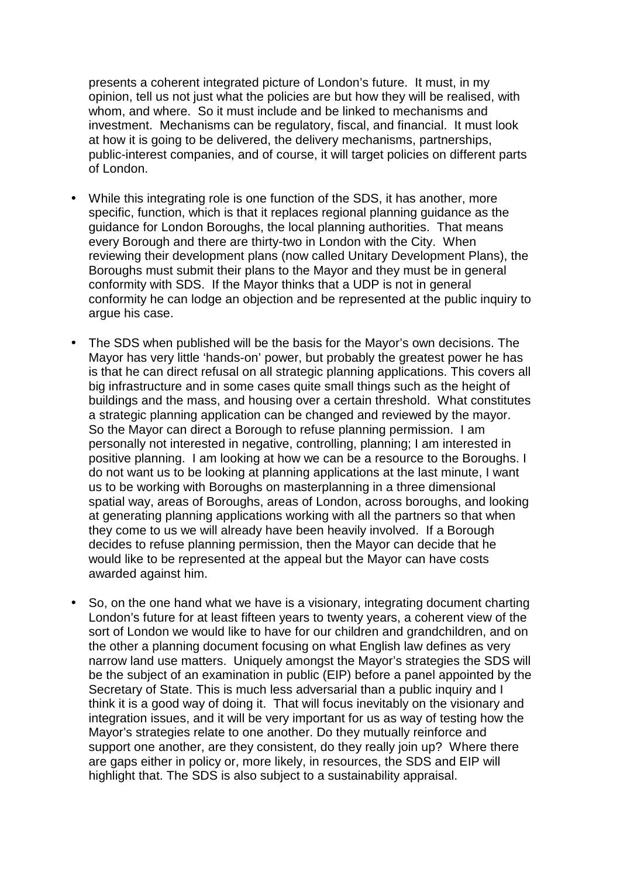presents a coherent integrated picture of London's future. It must, in my opinion, tell us not just what the policies are but how they will be realised, with whom, and where. So it must include and be linked to mechanisms and investment. Mechanisms can be regulatory, fiscal, and financial. It must look at how it is going to be delivered, the delivery mechanisms, partnerships, public-interest companies, and of course, it will target policies on different parts of London.

- While this integrating role is one function of the SDS, it has another, more specific, function, which is that it replaces regional planning guidance as the guidance for London Boroughs, the local planning authorities. That means every Borough and there are thirty-two in London with the City. When reviewing their development plans (now called Unitary Development Plans), the Boroughs must submit their plans to the Mayor and they must be in general conformity with SDS. If the Mayor thinks that a UDP is not in general conformity he can lodge an objection and be represented at the public inquiry to argue his case.

- The SDS when published will be the basis for the Mayor's own decisions. The Mayor has very little 'hands-on' power, but probably the greatest power he has is that he can direct refusal on all strategic planning applications. This covers all big infrastructure and in some cases quite small things such as the height of buildings and the mass, and housing over a certain threshold. What constitutes a strategic planning application can be changed and reviewed by the mayor. So the Mayor can direct a Borough to refuse planning permission. I am personally not interested in negative, controlling, planning; I am interested in positive planning. I am looking at how we can be a resource to the Boroughs. I do not want us to be looking at planning applications at the last minute, I want us to be working with Boroughs on masterplanning in a three dimensional spatial way, areas of Boroughs, areas of London, across boroughs, and looking at generating planning applications working with all the partners so that when they come to us we will already have been heavily involved. If a Borough decides to refuse planning permission, then the Mayor can decide that he would like to be represented at the appeal but the Mayor can have costs awarded against him.

- So, on the one hand what we have is a visionary, integrating document charting London's future for at least fifteen years to twenty years, a coherent view of the sort of London we would like to have for our children and grandchildren, and on the other a planning document focusing on what English law defines as very narrow land use matters. Uniquely amongst the Mayor's strategies the SDS will be the subject of an examination in public (EIP) before a panel appointed by the Secretary of State. This is much less adversarial than a public inquiry and I think it is a good way of doing it. That will focus inevitably on the visionary and integration issues, and it will be very important for us as way of testing how the Mayor's strategies relate to one another. Do they mutually reinforce and support one another, are they consistent, do they really join up? Where there are gaps either in policy or, more likely, in resources, the SDS and EIP will highlight that. The SDS is also subject to a sustainability appraisal.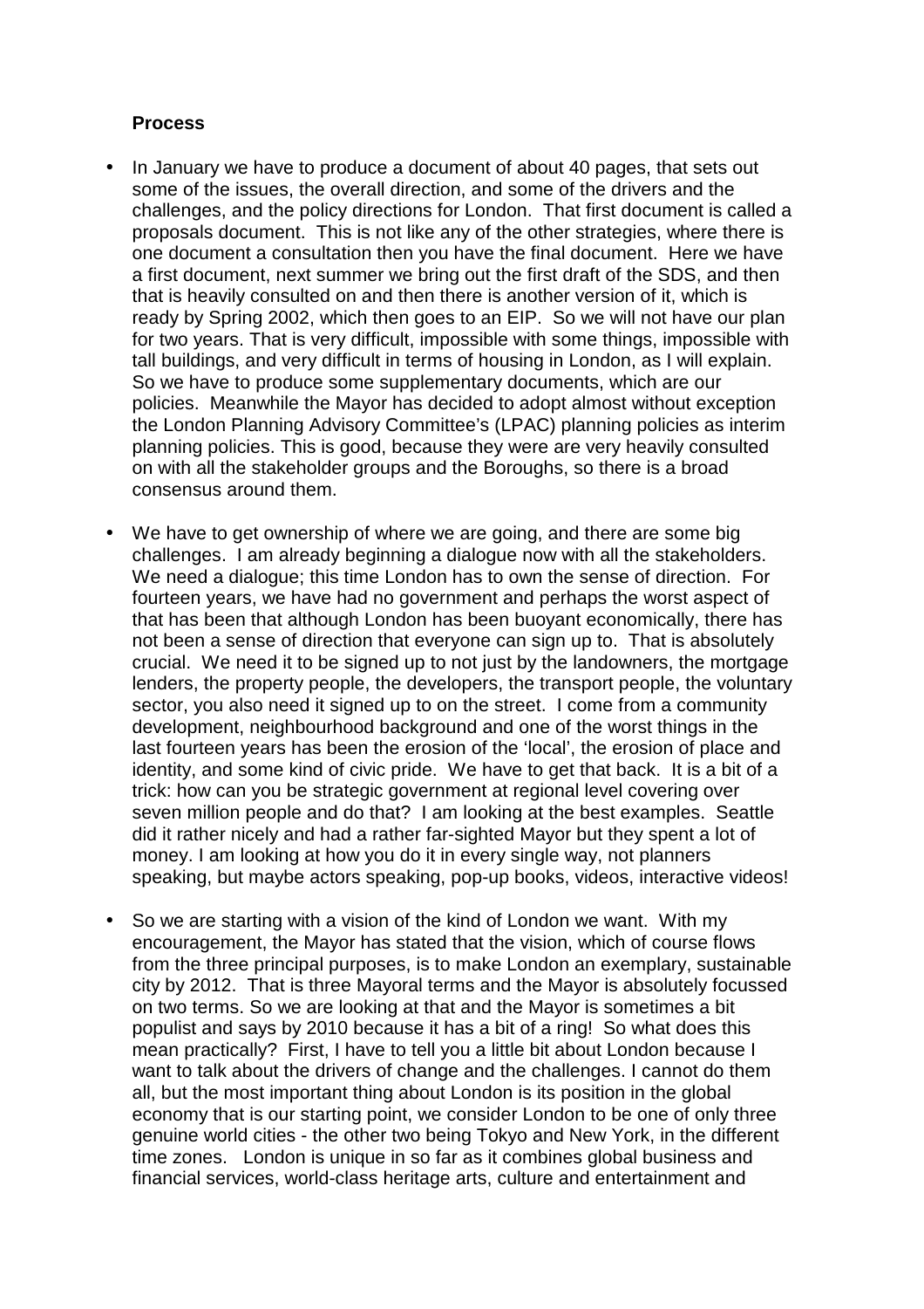**Process**

- In January we have to produce a document of about 40 pages, that sets out some of the issues, the overall direction, and some of the drivers and the challenges, and the policy directions for London. That first document is called a proposals document. This is not like any of the other strategies, where there is one document a consultation then you have the final document. Here we have a first document, next summer we bring out the first draft of the SDS, and then that is heavily consulted on and then there is another version of it, which is ready by Spring 2002, which then goes to an EIP. So we will not have our plan for two years. That is very difficult, impossible with some things, impossible with tall buildings, and very difficult in terms of housing in London, as I will explain. So we have to produce some supplementary documents, which are our policies. Meanwhile the Mayor has decided to adopt almost without exception the London Planning Advisory Committee's (LPAC) planning policies as interim planning policies. This is good, because they were are very heavily consulted on with all the stakeholder groups and the Boroughs, so there is a broad consensus around them.
- We have to get ownership of where we are going, and there are some big challenges. I am already beginning a dialogue now with all the stakeholders. We need a dialogue; this time London has to own the sense of direction. For fourteen years, we have had no government and perhaps the worst aspect of that has been that although London has been buoyant economically, there has not been a sense of direction that everyone can sign up to. That is absolutely crucial. We need it to be signed up to not just by the landowners, the mortgage lenders, the property people, the developers, the transport people, the voluntary sector, you also need it signed up to on the street. I come from a community development, neighbourhood background and one of the worst things in the last fourteen years has been the erosion of the 'local', the erosion of place and identity, and some kind of civic pride. We have to get that back. It is a bit of a trick: how can you be strategic government at regional level covering over seven million people and do that? I am looking at the best examples. Seattle did it rather nicely and had a rather far-sighted Mayor but they spent a lot of money. I am looking at how you do it in every single way, not planners speaking, but maybe actors speaking, pop-up books, videos, interactive videos!
- So we are starting with a vision of the kind of London we want. With my encouragement, the Mayor has stated that the vision, which of course flows from the three principal purposes, is to make London an exemplary, sustainable city by 2012. That is three Mayoral terms and the Mayor is absolutely focussed on two terms. So we are looking at that and the Mayor is sometimes a bit populist and says by 2010 because it has a bit of a ring! So what does this mean practically? First, I have to tell you a little bit about London because I want to talk about the drivers of change and the challenges. I cannot do them all, but the most important thing about London is its position in the global economy that is our starting point, we consider London to be one of only three genuine world cities - the other two being Tokyo and New York, in the different time zones. London is unique in so far as it combines global business and financial services, world-class heritage arts, culture and entertainment and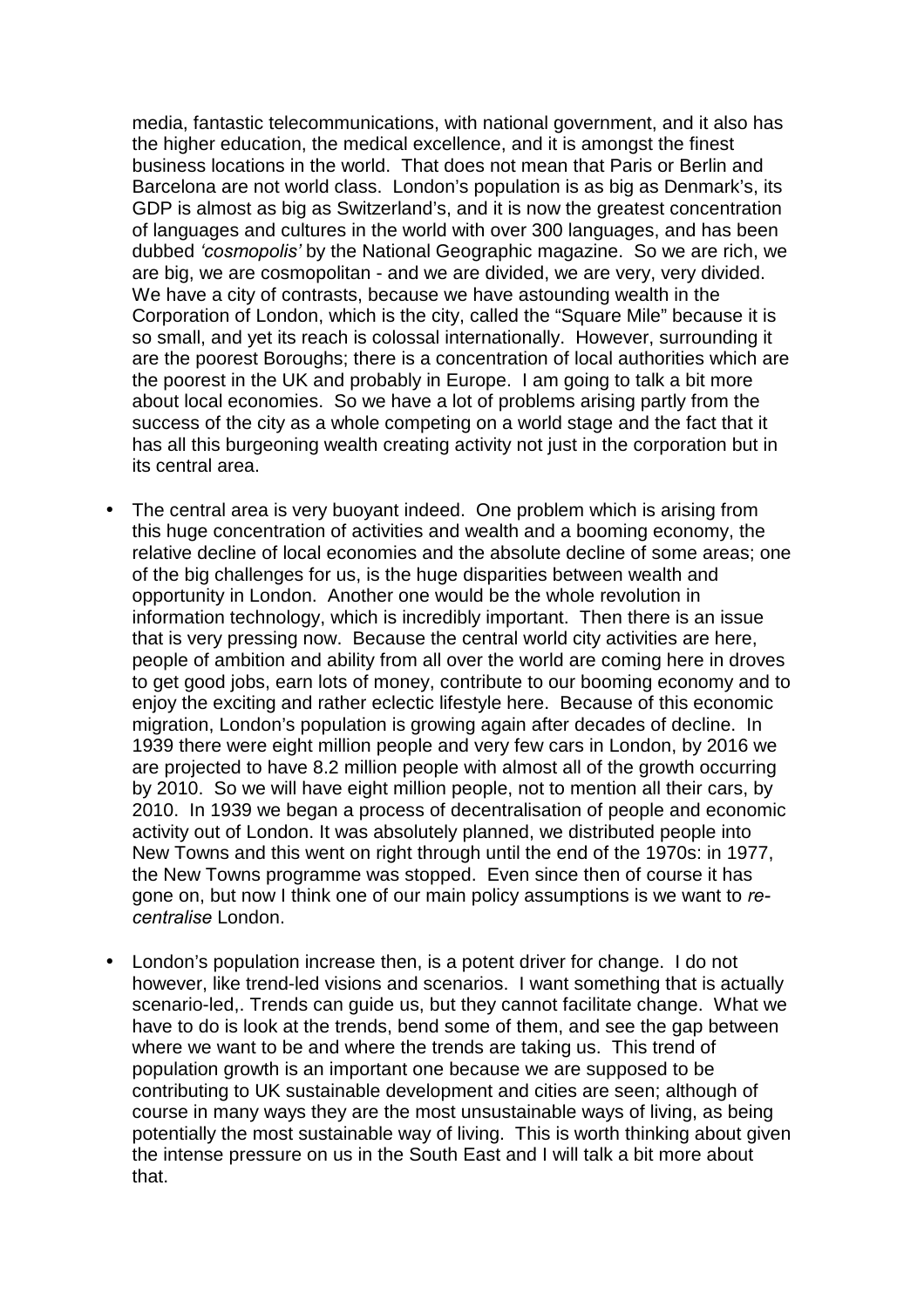media, fantastic telecommunications, with national government, and it also has the higher education, the medical excellence, and it is amongst the finest business locations in the world. That does not mean that Paris or Berlin and Barcelona are not world class. London's population is as big as Denmark's, its GDP is almost as big as Switzerland's, and it is now the greatest concentration of languages and cultures in the world with over 300 languages, and has been dubbed *'cosmopolis'* by the National Geographic magazine. So we are rich, we are big, we are cosmopolitan - and we are divided, we are very, very divided. We have a city of contrasts, because we have astounding wealth in the Corporation of London, which is the city, called the "Square Mile" because it is so small, and yet its reach is colossal internationally. However, surrounding it are the poorest Boroughs; there is a concentration of local authorities which are the poorest in the UK and probably in Europe. I am going to talk a bit more about local economies. So we have a lot of problems arising partly from the success of the city as a whole competing on a world stage and the fact that it has all this burgeoning wealth creating activity not just in the corporation but in its central area.

- The central area is very buoyant indeed. One problem which is arising from this huge concentration of activities and wealth and a booming economy, the relative decline of local economies and the absolute decline of some areas; one of the big challenges for us, is the huge disparities between wealth and opportunity in London. Another one would be the whole revolution in information technology, which is incredibly important. Then there is an issue that is very pressing now. Because the central world city activities are here, people of ambition and ability from all over the world are coming here in droves to get good jobs, earn lots of money, contribute to our booming economy and to enjoy the exciting and rather eclectic lifestyle here. Because of this economic migration, London's population is growing again after decades of decline. In 1939 there were eight million people and very few cars in London, by 2016 we are projected to have 8.2 million people with almost all of the growth occurring by 2010. So we will have eight million people, not to mention all their cars, by 2010. In 1939 we began a process of decentralisation of people and economic activity out of London. It was absolutely planned, we distributed people into New Towns and this went on right through until the end of the 1970s: in 1977, the New Towns programme was stopped. Even since then of course it has gone on, but now I think one of our main policy assumptions is we want to *re-centralise* London.

- London's population increase then, is a potent driver for change. I do not however, like trend-led visions and scenarios. I want something that is actually scenario-led,. Trends can guide us, but they cannot facilitate change. What we have to do is look at the trends, bend some of them, and see the gap between where we want to be and where the trends are taking us. This trend of population growth is an important one because we are supposed to be contributing to UK sustainable development and cities are seen; although of course in many ways they are the most unsustainable ways of living, as being potentially the most sustainable way of living. This is worth thinking about given the intense pressure on us in the South East and I will talk a bit more about that.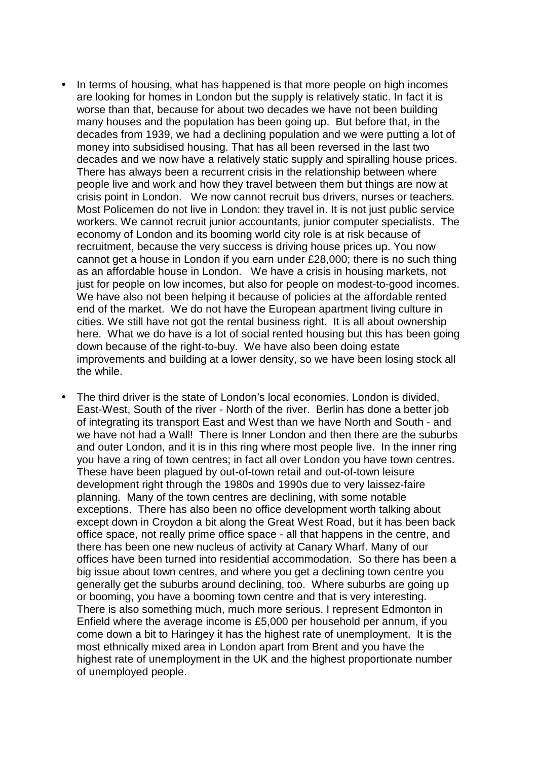- In terms of housing, what has happened is that more people on high incomes are looking for homes in London but the supply is relatively static. In fact it is worse than that, because for about two decades we have not been building many houses and the population has been going up. But before that, in the decades from 1939, we had a declining population and we were putting a lot of money into subsidised housing. That has all been reversed in the last two decades and we now have a relatively static supply and spiralling house prices. There has always been a recurrent crisis in the relationship between where people live and work and how they travel between them but things are now at crisis point in London. We now cannot recruit bus drivers, nurses or teachers. Most Policemen do not live in London: they travel in. It is not just public service workers. We cannot recruit junior accountants, junior computer specialists. The economy of London and its booming world city role is at risk because of recruitment, because the very success is driving house prices up. You now cannot get a house in London if you earn under £28,000; there is no such thing as an affordable house in London. We have a crisis in housing markets, not just for people on low incomes, but also for people on modest-to-good incomes. We have also not been helping it because of policies at the affordable rented end of the market. We do not have the European apartment living culture in cities. We still have not got the rental business right. It is all about ownership here. What we do have is a lot of social rented housing but this has been going down because of the right-to-buy. We have also been doing estate improvements and building at a lower density, so we have been losing stock all the while.

- The third driver is the state of London's local economies. London is divided, East-West, South of the river - North of the river. Berlin has done a better job of integrating its transport East and West than we have North and South - and we have not had a Wall! There is Inner London and then there are the suburbs and outer London, and it is in this ring where most people live. In the inner ring you have a ring of town centres; in fact all over London you have town centres. These have been plagued by out-of-town retail and out-of-town leisure development right through the 1980s and 1990s due to very laissez-faire planning. Many of the town centres are declining, with some notable exceptions. There has also been no office development worth talking about except down in Croydon a bit along the Great West Road, but it has been back office space, not really prime office space - all that happens in the centre, and there has been one new nucleus of activity at Canary Wharf. Many of our offices have been turned into residential accommodation. So there has been a big issue about town centres, and where you get a declining town centre you generally get the suburbs around declining, too. Where suburbs are going up or booming, you have a booming town centre and that is very interesting. There is also something much, much more serious. I represent Edmonton in Enfield where the average income is £5,000 per household per annum, if you come down a bit to Haringey it has the highest rate of unemployment. It is the most ethnically mixed area in London apart from Brent and you have the highest rate of unemployment in the UK and the highest proportionate number of unemployed people.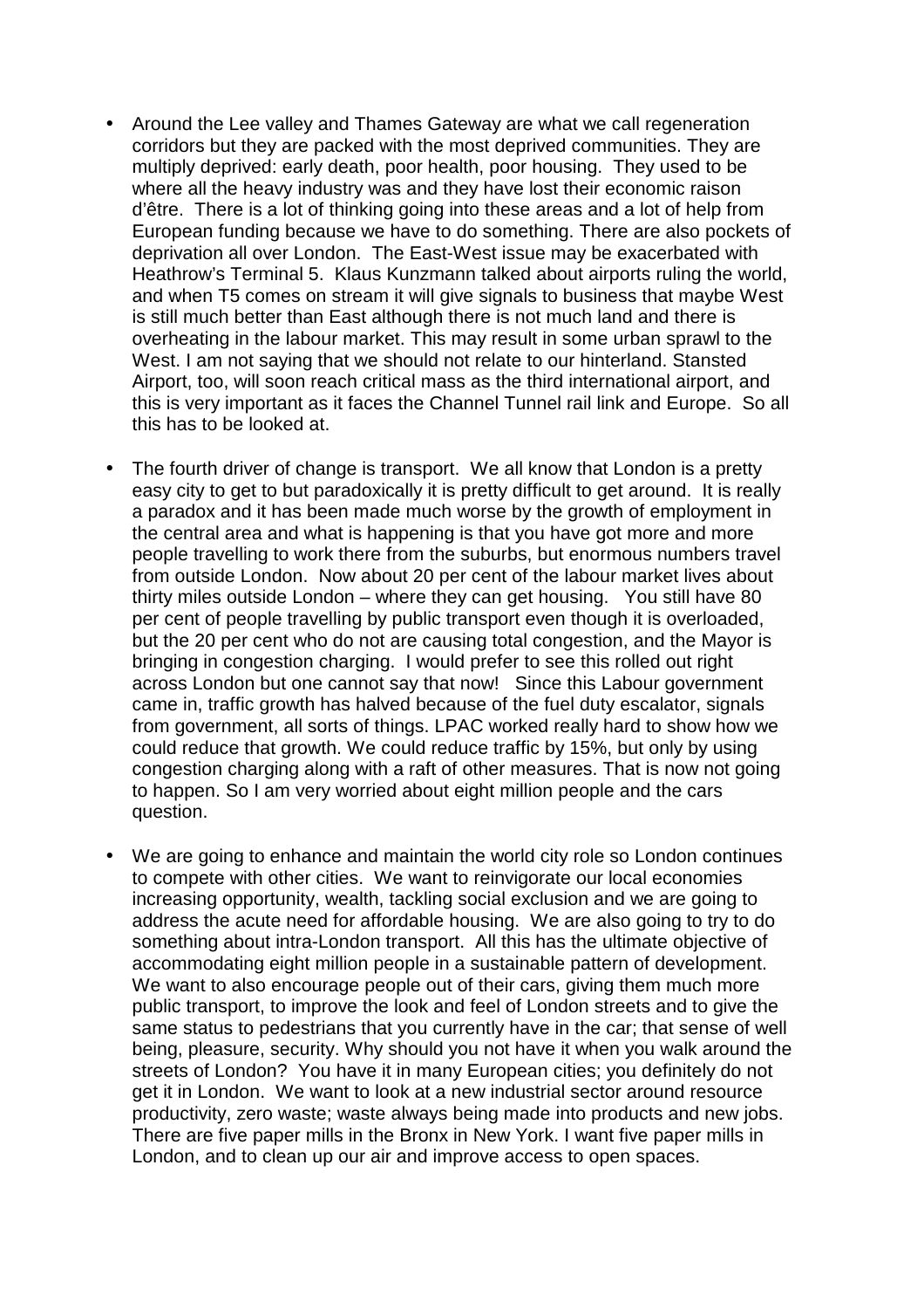- Around the Lee valley and Thames Gateway are what we call regeneration corridors but they are packed with the most deprived communities. They are multiply deprived: early death, poor health, poor housing. They used to be where all the heavy industry was and they have lost their economic raison d'être. There is a lot of thinking going into these areas and a lot of help from European funding because we have to do something. There are also pockets of deprivation all over London. The East-West issue may be exacerbated with Heathrow's Terminal 5. Klaus Kunzmann talked about airports ruling the world, and when T5 comes on stream it will give signals to business that maybe West is still much better than East although there is not much land and there is overheating in the labour market. This may result in some urban sprawl to the West. I am not saying that we should not relate to our hinterland. Stansted Airport, too, will soon reach critical mass as the third international airport, and this is very important as it faces the Channel Tunnel rail link and Europe. So all this has to be looked at.

- The fourth driver of change is transport. We all know that London is a pretty easy city to get to but paradoxically it is pretty difficult to get around. It is really a paradox and it has been made much worse by the growth of employment in the central area and what is happening is that you have got more and more people travelling to work there from the suburbs, but enormous numbers travel from outside London. Now about 20 per cent of the labour market lives about thirty miles outside London – where they can get housing. You still have 80 per cent of people travelling by public transport even though it is overloaded, but the 20 per cent who do not are causing total congestion, and the Mayor is bringing in congestion charging. I would prefer to see this rolled out right across London but one cannot say that now! Since this Labour government came in, traffic growth has halved because of the fuel duty escalator, signals from government, all sorts of things. LPAC worked really hard to show how we could reduce that growth. We could reduce traffic by 15%, but only by using congestion charging along with a raft of other measures. That is now not going to happen. So I am very worried about eight million people and the cars question.

- We are going to enhance and maintain the world city role so London continues to compete with other cities. We want to reinvigorate our local economies increasing opportunity, wealth, tackling social exclusion and we are going to address the acute need for affordable housing. We are also going to try to do something about intra-London transport. All this has the ultimate objective of accommodating eight million people in a sustainable pattern of development. We want to also encourage people out of their cars, giving them much more public transport, to improve the look and feel of London streets and to give the same status to pedestrians that you currently have in the car; that sense of well being, pleasure, security. Why should you not have it when you walk around the streets of London? You have it in many European cities; you definitely do not get it in London. We want to look at a new industrial sector around resource productivity, zero waste; waste always being made into products and new jobs. There are five paper mills in the Bronx in New York. I want five paper mills in London, and to clean up our air and improve access to open spaces.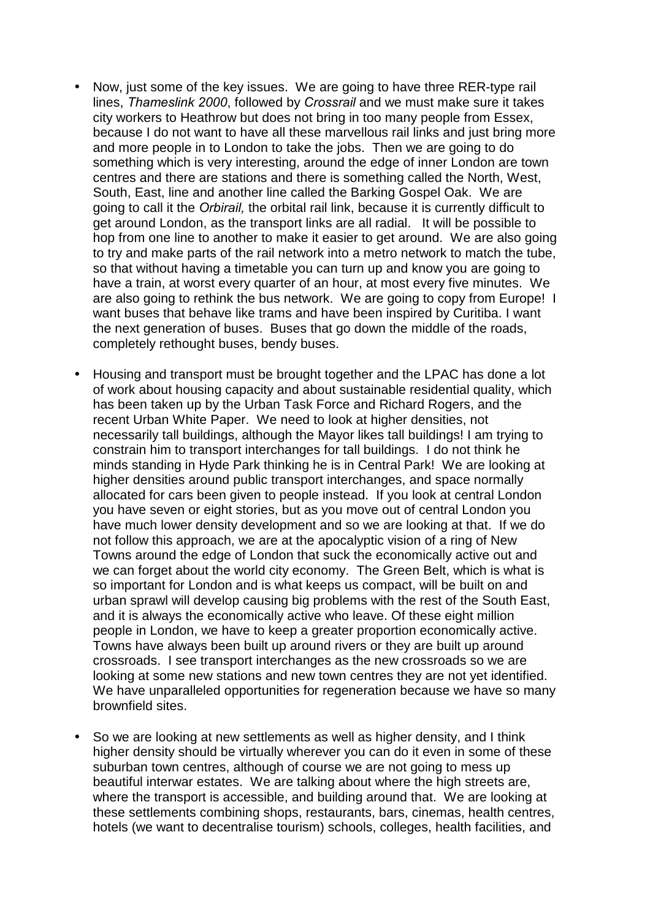- Now, just some of the key issues. We are going to have three RER-type rail lines, *Thameslink 2000*, followed by *Crossrail* and we must make sure it takes city workers to Heathrow but does not bring in too many people from Essex, because I do not want to have all these marvellous rail links and just bring more and more people in to London to take the jobs. Then we are going to do something which is very interesting, around the edge of inner London are town centres and there are stations and there is something called the North, West, South, East, line and another line called the Barking Gospel Oak. We are going to call it the *Orbirail,* the orbital rail link, because it is currently difficult to get around London, as the transport links are all radial. It will be possible to hop from one line to another to make it easier to get around. We are also going to try and make parts of the rail network into a metro network to match the tube, so that without having a timetable you can turn up and know you are going to have a train, at worst every quarter of an hour, at most every five minutes. We are also going to rethink the bus network. We are going to copy from Europe! I want buses that behave like trams and have been inspired by Curitiba. I want the next generation of buses. Buses that go down the middle of the roads, completely rethought buses, bendy buses.

- Housing and transport must be brought together and the LPAC has done a lot of work about housing capacity and about sustainable residential quality, which has been taken up by the Urban Task Force and Richard Rogers, and the recent Urban White Paper. We need to look at higher densities, not necessarily tall buildings, although the Mayor likes tall buildings! I am trying to constrain him to transport interchanges for tall buildings. I do not think he minds standing in Hyde Park thinking he is in Central Park! We are looking at higher densities around public transport interchanges, and space normally allocated for cars been given to people instead. If you look at central London you have seven or eight stories, but as you move out of central London you have much lower density development and so we are looking at that. If we do not follow this approach, we are at the apocalyptic vision of a ring of New Towns around the edge of London that suck the economically active out and we can forget about the world city economy. The Green Belt, which is what is so important for London and is what keeps us compact, will be built on and urban sprawl will develop causing big problems with the rest of the South East, and it is always the economically active who leave. Of these eight million people in London, we have to keep a greater proportion economically active. Towns have always been built up around rivers or they are built up around crossroads. I see transport interchanges as the new crossroads so we are looking at some new stations and new town centres they are not yet identified. We have unparalleled opportunities for regeneration because we have so many brownfield sites.

- So we are looking at new settlements as well as higher density, and I think higher density should be virtually wherever you can do it even in some of these suburban town centres, although of course we are not going to mess up beautiful interwar estates. We are talking about where the high streets are, where the transport is accessible, and building around that. We are looking at these settlements combining shops, restaurants, bars, cinemas, health centres, hotels (we want to decentralise tourism) schools, colleges, health facilities, and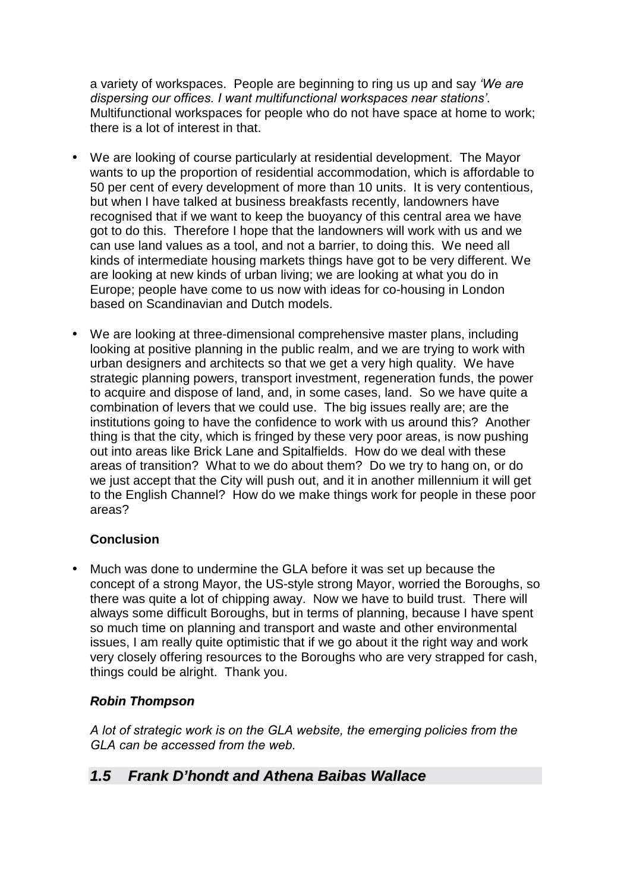a variety of workspaces. People are beginning to ring us up and say *'We are dispersing our offices. I want multifunctional workspaces near stations'*. Multifunctional workspaces for people who do not have space at home to work; there is a lot of interest in that.

- We are looking of course particularly at residential development. The Mayor wants to up the proportion of residential accommodation, which is affordable to 50 per cent of every development of more than 10 units. It is very contentious, but when I have talked at business breakfasts recently, landowners have recognised that if we want to keep the buoyancy of this central area we have got to do this. Therefore I hope that the landowners will work with us and we can use land values as a tool, and not a barrier, to doing this. We need all kinds of intermediate housing markets things have got to be very different. We are looking at new kinds of urban living; we are looking at what you do in Europe; people have come to us now with ideas for co-housing in London based on Scandinavian and Dutch models.

- We are looking at three-dimensional comprehensive master plans, including looking at positive planning in the public realm, and we are trying to work with urban designers and architects so that we get a very high quality. We have strategic planning powers, transport investment, regeneration funds, the power to acquire and dispose of land, and, in some cases, land. So we have quite a combination of levers that we could use. The big issues really are; are the institutions going to have the confidence to work with us around this? Another thing is that the city, which is fringed by these very poor areas, is now pushing out into areas like Brick Lane and Spitalfields. How do we deal with these areas of transition? What to we do about them? Do we try to hang on, or do we just accept that the City will push out, and it in another millennium it will get to the English Channel? How do we make things work for people in these poor areas?

**Conclusion**

- Much was done to undermine the GLA before it was set up because the concept of a strong Mayor, the US-style strong Mayor, worried the Boroughs, so there was quite a lot of chipping away. Now we have to build trust. There will always some difficult Boroughs, but in terms of planning, because I have spent so much time on planning and transport and waste and other environmental issues, I am really quite optimistic that if we go about it the right way and work very closely offering resources to the Boroughs who are very strapped for cash, things could be alright. Thank you.

***Robin Thompson***

*A lot of strategic work is on the GLA website, the emerging policies from the GLA can be accessed from the web.*

## *1.5 Frank D'hondt and Athena Baibas Wallace*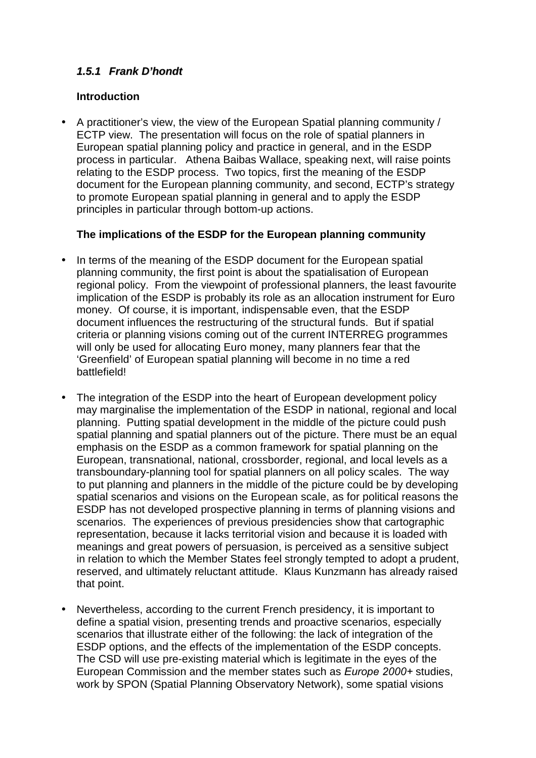### *1.5.1 Frank D'hondt*

**Introduction**

- A practitioner's view, the view of the European Spatial planning community / ECTP view. The presentation will focus on the role of spatial planners in European spatial planning policy and practice in general, and in the ESDP process in particular. Athena Baibas Wallace, speaking next, will raise points relating to the ESDP process. Two topics, first the meaning of the ESDP document for the European planning community, and second, ECTP's strategy to promote European spatial planning in general and to apply the ESDP principles in particular through bottom-up actions.

**The implications of the ESDP for the European planning community**

- In terms of the meaning of the ESDP document for the European spatial planning community, the first point is about the spatialisation of European regional policy. From the viewpoint of professional planners, the least favourite implication of the ESDP is probably its role as an allocation instrument for Euro money. Of course, it is important, indispensable even, that the ESDP document influences the restructuring of the structural funds. But if spatial criteria or planning visions coming out of the current INTERREG programmes will only be used for allocating Euro money, many planners fear that the 'Greenfield' of European spatial planning will become in no time a red battlefield!

- The integration of the ESDP into the heart of European development policy may marginalise the implementation of the ESDP in national, regional and local planning. Putting spatial development in the middle of the picture could push spatial planning and spatial planners out of the picture. There must be an equal emphasis on the ESDP as a common framework for spatial planning on the European, transnational, national, crossborder, regional, and local levels as a transboundary-planning tool for spatial planners on all policy scales. The way to put planning and planners in the middle of the picture could be by developing spatial scenarios and visions on the European scale, as for political reasons the ESDP has not developed prospective planning in terms of planning visions and scenarios. The experiences of previous presidencies show that cartographic representation, because it lacks territorial vision and because it is loaded with meanings and great powers of persuasion, is perceived as a sensitive subject in relation to which the Member States feel strongly tempted to adopt a prudent, reserved, and ultimately reluctant attitude. Klaus Kunzmann has already raised that point.

- Nevertheless, according to the current French presidency, it is important to define a spatial vision, presenting trends and proactive scenarios, especially scenarios that illustrate either of the following: the lack of integration of the ESDP options, and the effects of the implementation of the ESDP concepts. The CSD will use pre-existing material which is legitimate in the eyes of the European Commission and the member states such as *Europe 2000+* studies, work by SPON (Spatial Planning Observatory Network), some spatial visions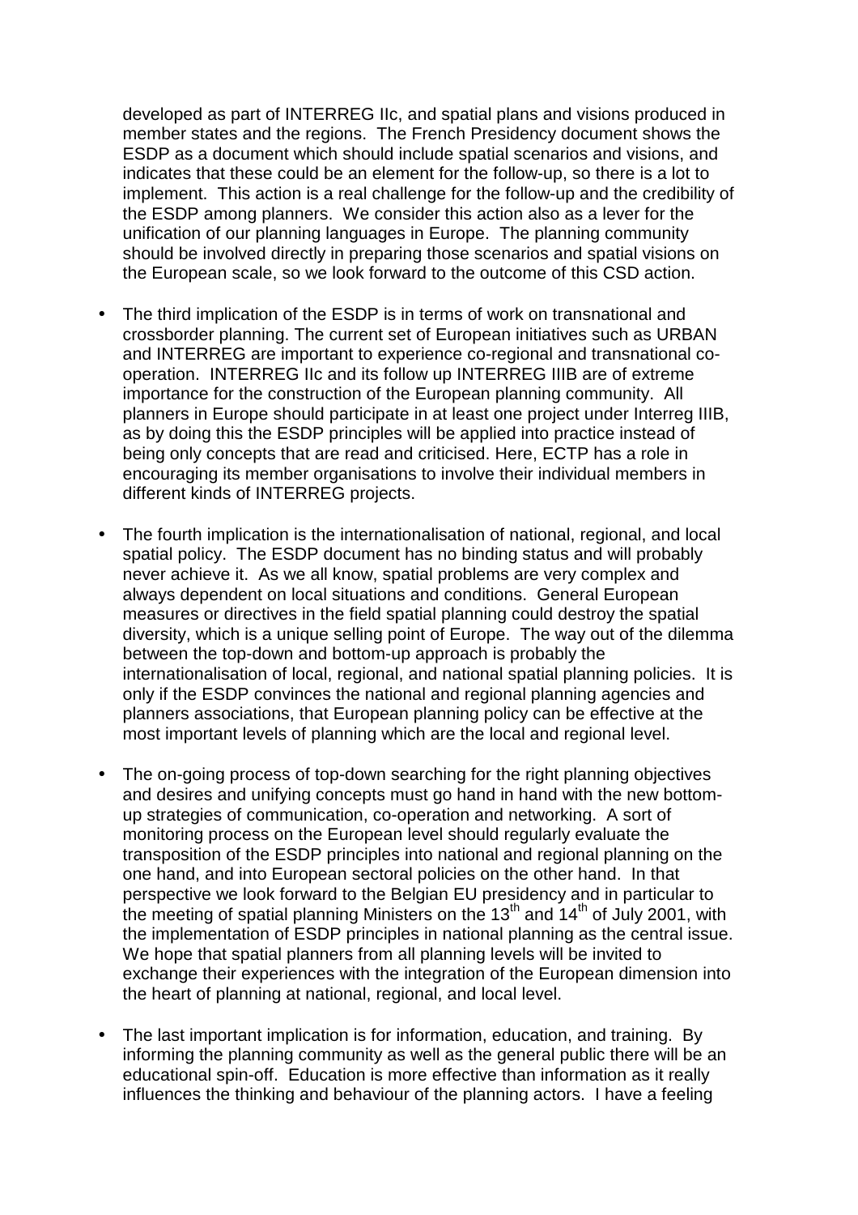developed as part of INTERREG IIc, and spatial plans and visions produced in member states and the regions. The French Presidency document shows the ESDP as a document which should include spatial scenarios and visions, and indicates that these could be an element for the follow-up, so there is a lot to implement. This action is a real challenge for the follow-up and the credibility of the ESDP among planners. We consider this action also as a lever for the unification of our planning languages in Europe. The planning community should be involved directly in preparing those scenarios and spatial visions on the European scale, so we look forward to the outcome of this CSD action.

- The third implication of the ESDP is in terms of work on transnational and crossborder planning. The current set of European initiatives such as URBAN and INTERREG are important to experience co-regional and transnational co-operation. INTERREG IIc and its follow up INTERREG IIIB are of extreme importance for the construction of the European planning community. All planners in Europe should participate in at least one project under Interreg IIIB, as by doing this the ESDP principles will be applied into practice instead of being only concepts that are read and criticised. Here, ECTP has a role in encouraging its member organisations to involve their individual members in different kinds of INTERREG projects.

- The fourth implication is the internationalisation of national, regional, and local spatial policy. The ESDP document has no binding status and will probably never achieve it. As we all know, spatial problems are very complex and always dependent on local situations and conditions. General European measures or directives in the field spatial planning could destroy the spatial diversity, which is a unique selling point of Europe. The way out of the dilemma between the top-down and bottom-up approach is probably the internationalisation of local, regional, and national spatial planning policies. It is only if the ESDP convinces the national and regional planning agencies and planners associations, that European planning policy can be effective at the most important levels of planning which are the local and regional level.

- The on-going process of top-down searching for the right planning objectives and desires and unifying concepts must go hand in hand with the new bottom-up strategies of communication, co-operation and networking. A sort of monitoring process on the European level should regularly evaluate the transposition of the ESDP principles into national and regional planning on the one hand, and into European sectoral policies on the other hand. In that perspective we look forward to the Belgian EU presidency and in particular to the meeting of spatial planning Ministers on the 13th and 14th of July 2001, with the implementation of ESDP principles in national planning as the central issue. We hope that spatial planners from all planning levels will be invited to exchange their experiences with the integration of the European dimension into the heart of planning at national, regional, and local level.

- The last important implication is for information, education, and training. By informing the planning community as well as the general public there will be an educational spin-off. Education is more effective than information as it really influences the thinking and behaviour of the planning actors. I have a feeling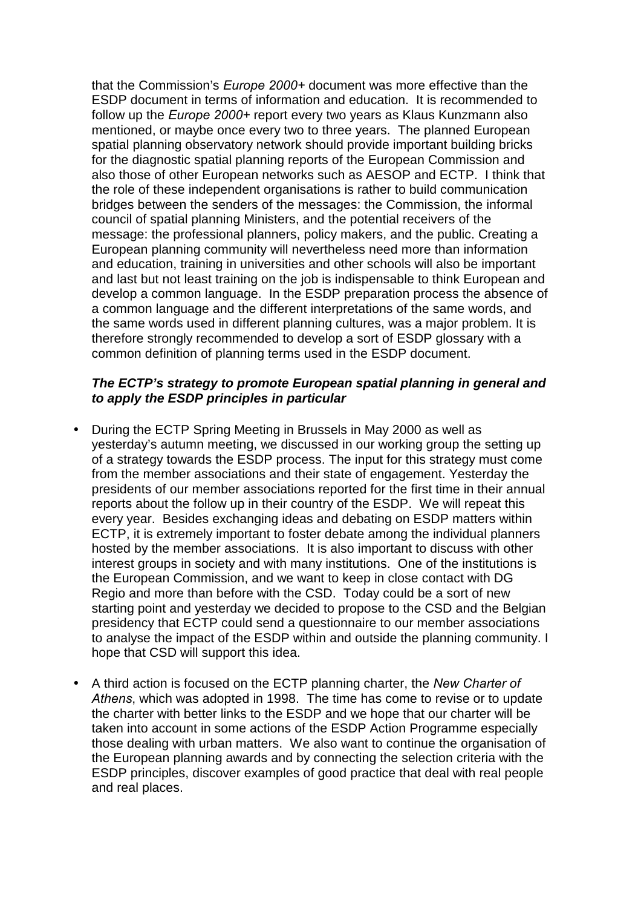that the Commission's *Europe 2000+* document was more effective than the ESDP document in terms of information and education. It is recommended to follow up the *Europe 2000+* report every two years as Klaus Kunzmann also mentioned, or maybe once every two to three years. The planned European spatial planning observatory network should provide important building bricks for the diagnostic spatial planning reports of the European Commission and also those of other European networks such as AESOP and ECTP. I think that the role of these independent organisations is rather to build communication bridges between the senders of the messages: the Commission, the informal council of spatial planning Ministers, and the potential receivers of the message: the professional planners, policy makers, and the public. Creating a European planning community will nevertheless need more than information and education, training in universities and other schools will also be important and last but not least training on the job is indispensable to think European and develop a common language. In the ESDP preparation process the absence of a common language and the different interpretations of the same words, and the same words used in different planning cultures, was a major problem. It is therefore strongly recommended to develop a sort of ESDP glossary with a common definition of planning terms used in the ESDP document.

***The ECTP's strategy to promote European spatial planning in general and to apply the ESDP principles in particular***

- During the ECTP Spring Meeting in Brussels in May 2000 as well as yesterday's autumn meeting, we discussed in our working group the setting up of a strategy towards the ESDP process. The input for this strategy must come from the member associations and their state of engagement. Yesterday the presidents of our member associations reported for the first time in their annual reports about the follow up in their country of the ESDP. We will repeat this every year. Besides exchanging ideas and debating on ESDP matters within ECTP, it is extremely important to foster debate among the individual planners hosted by the member associations. It is also important to discuss with other interest groups in society and with many institutions. One of the institutions is the European Commission, and we want to keep in close contact with DG Regio and more than before with the CSD. Today could be a sort of new starting point and yesterday we decided to propose to the CSD and the Belgian presidency that ECTP could send a questionnaire to our member associations to analyse the impact of the ESDP within and outside the planning community. I hope that CSD will support this idea.

- A third action is focused on the ECTP planning charter, the *New Charter of Athens*, which was adopted in 1998. The time has come to revise or to update the charter with better links to the ESDP and we hope that our charter will be taken into account in some actions of the ESDP Action Programme especially those dealing with urban matters. We also want to continue the organisation of the European planning awards and by connecting the selection criteria with the ESDP principles, discover examples of good practice that deal with real people and real places.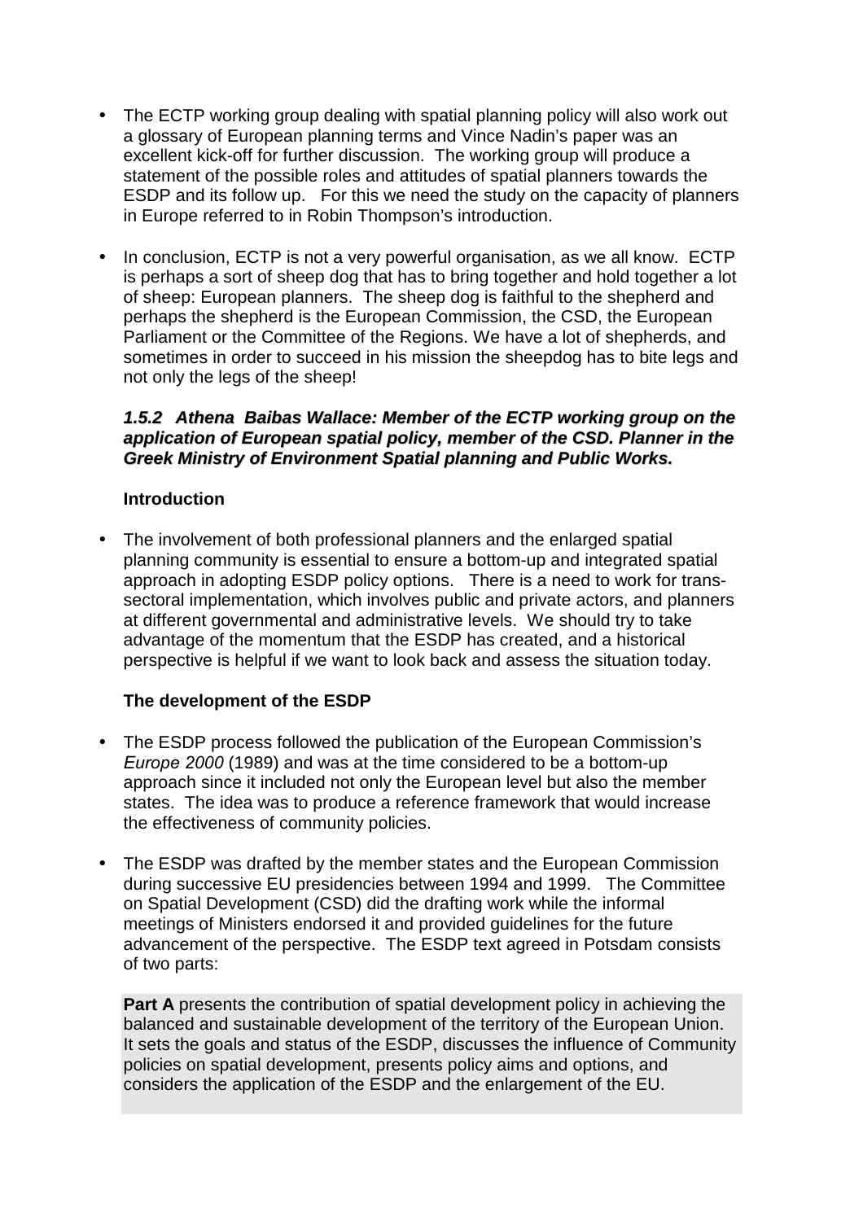- The ECTP working group dealing with spatial planning policy will also work out a glossary of European planning terms and Vince Nadin's paper was an excellent kick-off for further discussion. The working group will produce a statement of the possible roles and attitudes of spatial planners towards the ESDP and its follow up. For this we need the study on the capacity of planners in Europe referred to in Robin Thompson's introduction.

- In conclusion, ECTP is not a very powerful organisation, as we all know. ECTP is perhaps a sort of sheep dog that has to bring together and hold together a lot of sheep: European planners. The sheep dog is faithful to the shepherd and perhaps the shepherd is the European Commission, the CSD, the European Parliament or the Committee of the Regions. We have a lot of shepherds, and sometimes in order to succeed in his mission the sheepdog has to bite legs and not only the legs of the sheep!

#### *1.5.2 Athena Baibas Wallace: Member of the ECTP working group on the application of European spatial policy, member of the CSD. Planner in the Greek Ministry of Environment Spatial planning and Public Works.*

**Introduction**

- The involvement of both professional planners and the enlarged spatial planning community is essential to ensure a bottom-up and integrated spatial approach in adopting ESDP policy options. There is a need to work for trans-sectoral implementation, which involves public and private actors, and planners at different governmental and administrative levels. We should try to take advantage of the momentum that the ESDP has created, and a historical perspective is helpful if we want to look back and assess the situation today.

**The development of the ESDP**

- The ESDP process followed the publication of the European Commission's *Europe 2000* (1989) and was at the time considered to be a bottom-up approach since it included not only the European level but also the member states. The idea was to produce a reference framework that would increase the effectiveness of community policies.

- The ESDP was drafted by the member states and the European Commission during successive EU presidencies between 1994 and 1999. The Committee on Spatial Development (CSD) did the drafting work while the informal meetings of Ministers endorsed it and provided guidelines for the future advancement of the perspective. The ESDP text agreed in Potsdam consists of two parts:

**Part A** presents the contribution of spatial development policy in achieving the balanced and sustainable development of the territory of the European Union. It sets the goals and status of the ESDP, discusses the influence of Community policies on spatial development, presents policy aims and options, and considers the application of the ESDP and the enlargement of the EU.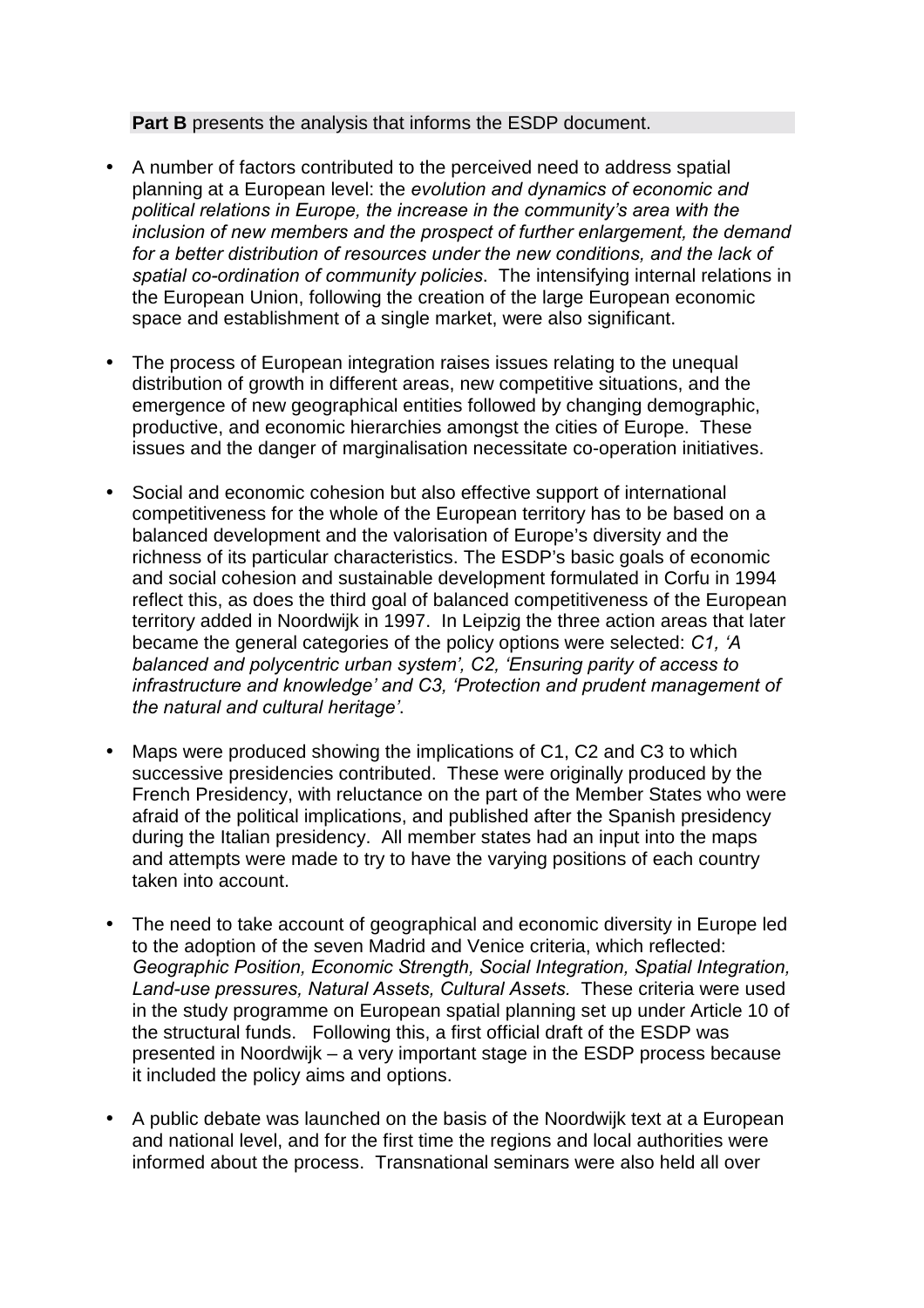**Part B** presents the analysis that informs the ESDP document.

- A number of factors contributed to the perceived need to address spatial planning at a European level: the *evolution and dynamics of economic and political relations in Europe, the increase in the community's area with the inclusion of new members and the prospect of further enlargement, the demand for a better distribution of resources under the new conditions, and the lack of spatial co-ordination of community policies*. The intensifying internal relations in the European Union, following the creation of the large European economic space and establishment of a single market, were also significant.

- The process of European integration raises issues relating to the unequal distribution of growth in different areas, new competitive situations, and the emergence of new geographical entities followed by changing demographic, productive, and economic hierarchies amongst the cities of Europe. These issues and the danger of marginalisation necessitate co-operation initiatives.

- Social and economic cohesion but also effective support of international competitiveness for the whole of the European territory has to be based on a balanced development and the valorisation of Europe's diversity and the richness of its particular characteristics. The ESDP's basic goals of economic and social cohesion and sustainable development formulated in Corfu in 1994 reflect this, as does the third goal of balanced competitiveness of the European territory added in Noordwijk in 1997. In Leipzig the three action areas that later became the general categories of the policy options were selected: *C1, 'A balanced and polycentric urban system', C2, 'Ensuring parity of access to infrastructure and knowledge' and C3, 'Protection and prudent management of the natural and cultural heritage'.*

- Maps were produced showing the implications of C1, C2 and C3 to which successive presidencies contributed. These were originally produced by the French Presidency, with reluctance on the part of the Member States who were afraid of the political implications, and published after the Spanish presidency during the Italian presidency. All member states had an input into the maps and attempts were made to try to have the varying positions of each country taken into account.

- The need to take account of geographical and economic diversity in Europe led to the adoption of the seven Madrid and Venice criteria, which reflected: *Geographic Position, Economic Strength, Social Integration, Spatial Integration, Land-use pressures, Natural Assets, Cultural Assets.* These criteria were used in the study programme on European spatial planning set up under Article 10 of the structural funds. Following this, a first official draft of the ESDP was presented in Noordwijk – a very important stage in the ESDP process because it included the policy aims and options.

- A public debate was launched on the basis of the Noordwijk text at a European and national level, and for the first time the regions and local authorities were informed about the process. Transnational seminars were also held all over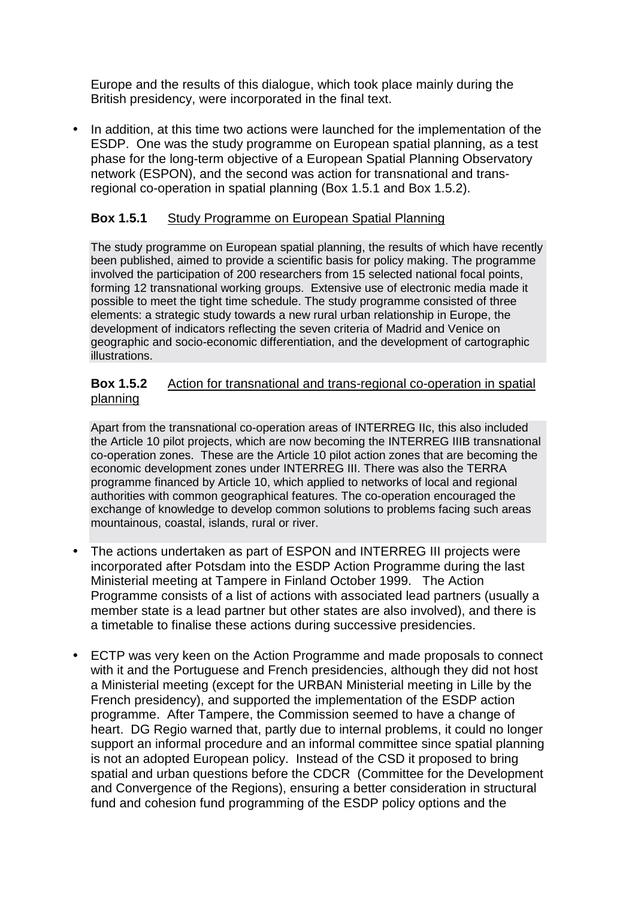Europe and the results of this dialogue, which took place mainly during the British presidency, were incorporated in the final text.

- In addition, at this time two actions were launched for the implementation of the ESDP. One was the study programme on European spatial planning, as a test phase for the long-term objective of a European Spatial Planning Observatory network (ESPON), and the second was action for transnational and trans-regional co-operation in spatial planning (Box 1.5.1 and Box 1.5.2).

**Box 1.5.1** Study Programme on European Spatial Planning

The study programme on European spatial planning, the results of which have recently been published, aimed to provide a scientific basis for policy making. The programme involved the participation of 200 researchers from 15 selected national focal points, forming 12 transnational working groups. Extensive use of electronic media made it possible to meet the tight time schedule. The study programme consisted of three elements: a strategic study towards a new rural urban relationship in Europe, the development of indicators reflecting the seven criteria of Madrid and Venice on geographic and socio-economic differentiation, and the development of cartographic illustrations.

**Box 1.5.2** Action for transnational and trans-regional co-operation in spatial planning

Apart from the transnational co-operation areas of INTERREG IIc, this also included the Article 10 pilot projects, which are now becoming the INTERREG IIIB transnational co-operation zones. These are the Article 10 pilot action zones that are becoming the economic development zones under INTERREG III. There was also the TERRA programme financed by Article 10, which applied to networks of local and regional authorities with common geographical features. The co-operation encouraged the exchange of knowledge to develop common solutions to problems facing such areas mountainous, coastal, islands, rural or river.

- The actions undertaken as part of ESPON and INTERREG III projects were incorporated after Potsdam into the ESDP Action Programme during the last Ministerial meeting at Tampere in Finland October 1999. The Action Programme consists of a list of actions with associated lead partners (usually a member state is a lead partner but other states are also involved), and there is a timetable to finalise these actions during successive presidencies.

- ECTP was very keen on the Action Programme and made proposals to connect with it and the Portuguese and French presidencies, although they did not host a Ministerial meeting (except for the URBAN Ministerial meeting in Lille by the French presidency), and supported the implementation of the ESDP action programme. After Tampere, the Commission seemed to have a change of heart. DG Regio warned that, partly due to internal problems, it could no longer support an informal procedure and an informal committee since spatial planning is not an adopted European policy. Instead of the CSD it proposed to bring spatial and urban questions before the CDCR (Committee for the Development and Convergence of the Regions), ensuring a better consideration in structural fund and cohesion fund programming of the ESDP policy options and the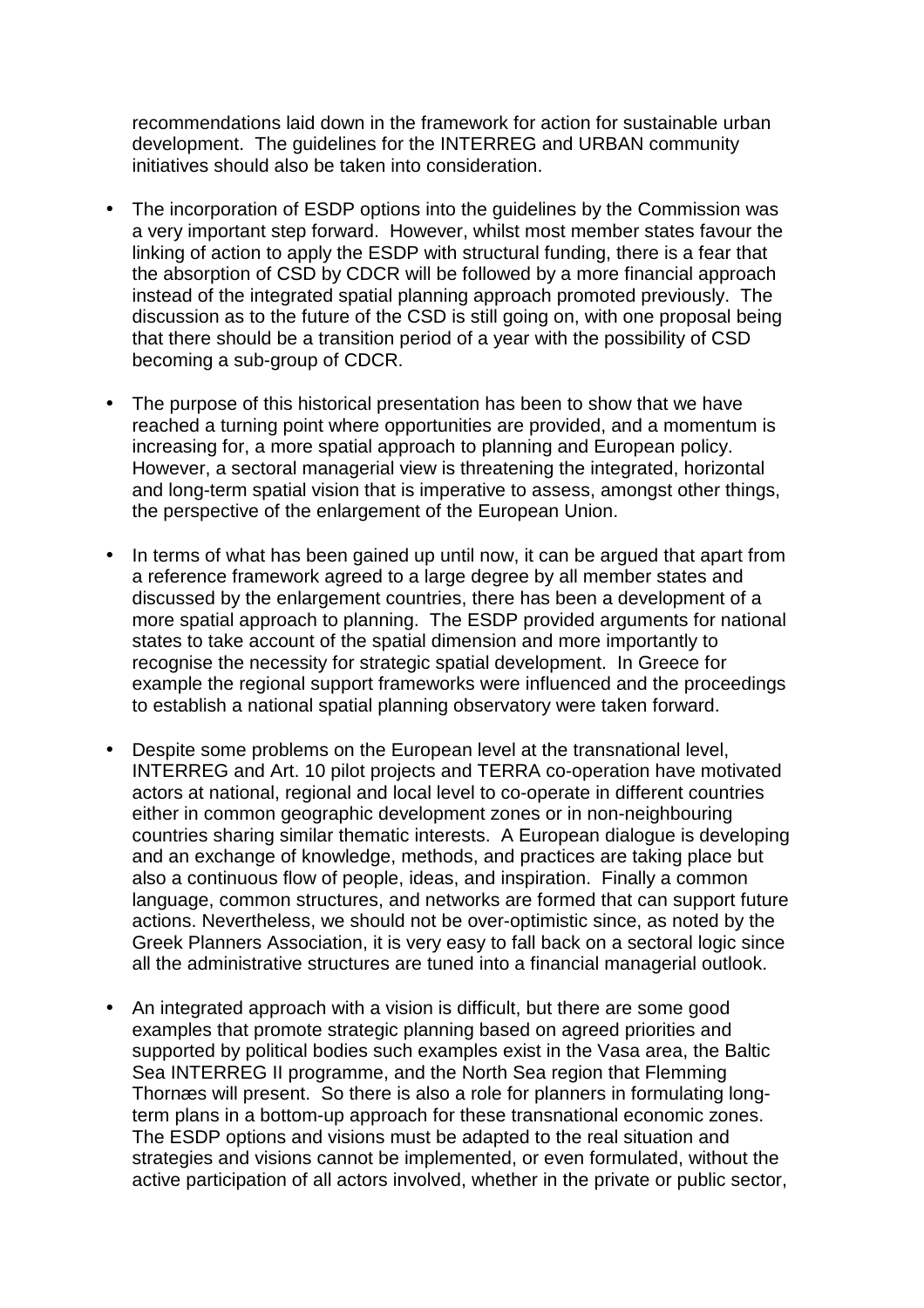recommendations laid down in the framework for action for sustainable urban development. The guidelines for the INTERREG and URBAN community initiatives should also be taken into consideration.

- The incorporation of ESDP options into the guidelines by the Commission was a very important step forward. However, whilst most member states favour the linking of action to apply the ESDP with structural funding, there is a fear that the absorption of CSD by CDCR will be followed by a more financial approach instead of the integrated spatial planning approach promoted previously. The discussion as to the future of the CSD is still going on, with one proposal being that there should be a transition period of a year with the possibility of CSD becoming a sub-group of CDCR.

- The purpose of this historical presentation has been to show that we have reached a turning point where opportunities are provided, and a momentum is increasing for, a more spatial approach to planning and European policy. However, a sectoral managerial view is threatening the integrated, horizontal and long-term spatial vision that is imperative to assess, amongst other things, the perspective of the enlargement of the European Union.

- In terms of what has been gained up until now, it can be argued that apart from a reference framework agreed to a large degree by all member states and discussed by the enlargement countries, there has been a development of a more spatial approach to planning. The ESDP provided arguments for national states to take account of the spatial dimension and more importantly to recognise the necessity for strategic spatial development. In Greece for example the regional support frameworks were influenced and the proceedings to establish a national spatial planning observatory were taken forward.

- Despite some problems on the European level at the transnational level, INTERREG and Art. 10 pilot projects and TERRA co-operation have motivated actors at national, regional and local level to co-operate in different countries either in common geographic development zones or in non-neighbouring countries sharing similar thematic interests. A European dialogue is developing and an exchange of knowledge, methods, and practices are taking place but also a continuous flow of people, ideas, and inspiration. Finally a common language, common structures, and networks are formed that can support future actions. Nevertheless, we should not be over-optimistic since, as noted by the Greek Planners Association, it is very easy to fall back on a sectoral logic since all the administrative structures are tuned into a financial managerial outlook.

- An integrated approach with a vision is difficult, but there are some good examples that promote strategic planning based on agreed priorities and supported by political bodies such examples exist in the Vasa area, the Baltic Sea INTERREG II programme, and the North Sea region that Flemming Thornæs will present. So there is also a role for planners in formulating long-term plans in a bottom-up approach for these transnational economic zones. The ESDP options and visions must be adapted to the real situation and strategies and visions cannot be implemented, or even formulated, without the active participation of all actors involved, whether in the private or public sector,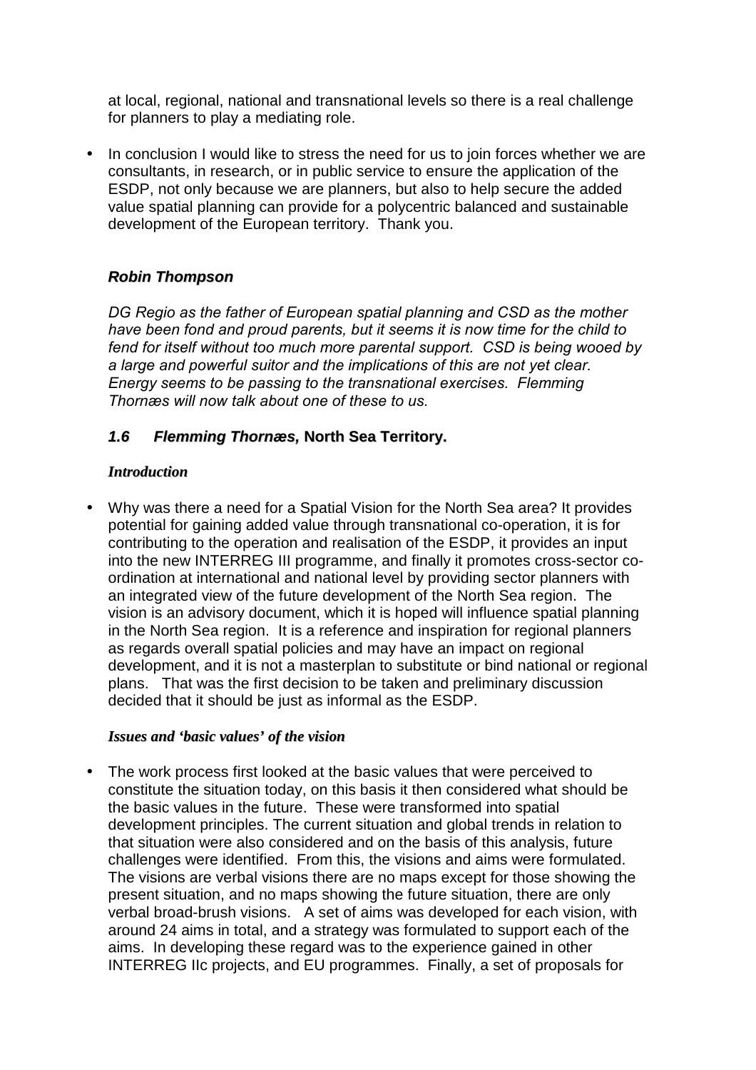at local, regional, national and transnational levels so there is a real challenge for planners to play a mediating role.

- In conclusion I would like to stress the need for us to join forces whether we are consultants, in research, or in public service to ensure the application of the ESDP, not only because we are planners, but also to help secure the added value spatial planning can provide for a polycentric balanced and sustainable development of the European territory. Thank you.

***Robin Thompson***

*DG Regio as the father of European spatial planning and CSD as the mother have been fond and proud parents, but it seems it is now time for the child to fend for itself without too much more parental support. CSD is being wooed by a large and powerful suitor and the implications of this are not yet clear. Energy seems to be passing to the transnational exercises. Flemming Thornæs will now talk about one of these to us.*

### ***1.6 Flemming Thornæs,* North Sea Territory.**

***Introduction***

- Why was there a need for a Spatial Vision for the North Sea area? It provides potential for gaining added value through transnational co-operation, it is for contributing to the operation and realisation of the ESDP, it provides an input into the new INTERREG III programme, and finally it promotes cross-sector co-ordination at international and national level by providing sector planners with an integrated view of the future development of the North Sea region. The vision is an advisory document, which it is hoped will influence spatial planning in the North Sea region. It is a reference and inspiration for regional planners as regards overall spatial policies and may have an impact on regional development, and it is not a masterplan to substitute or bind national or regional plans. That was the first decision to be taken and preliminary discussion decided that it should be just as informal as the ESDP.

***Issues and 'basic values' of the vision***

- The work process first looked at the basic values that were perceived to constitute the situation today, on this basis it then considered what should be the basic values in the future. These were transformed into spatial development principles. The current situation and global trends in relation to that situation were also considered and on the basis of this analysis, future challenges were identified. From this, the visions and aims were formulated. The visions are verbal visions there are no maps except for those showing the present situation, and no maps showing the future situation, there are only verbal broad-brush visions. A set of aims was developed for each vision, with around 24 aims in total, and a strategy was formulated to support each of the aims. In developing these regard was to the experience gained in other INTERREG IIc projects, and EU programmes. Finally, a set of proposals for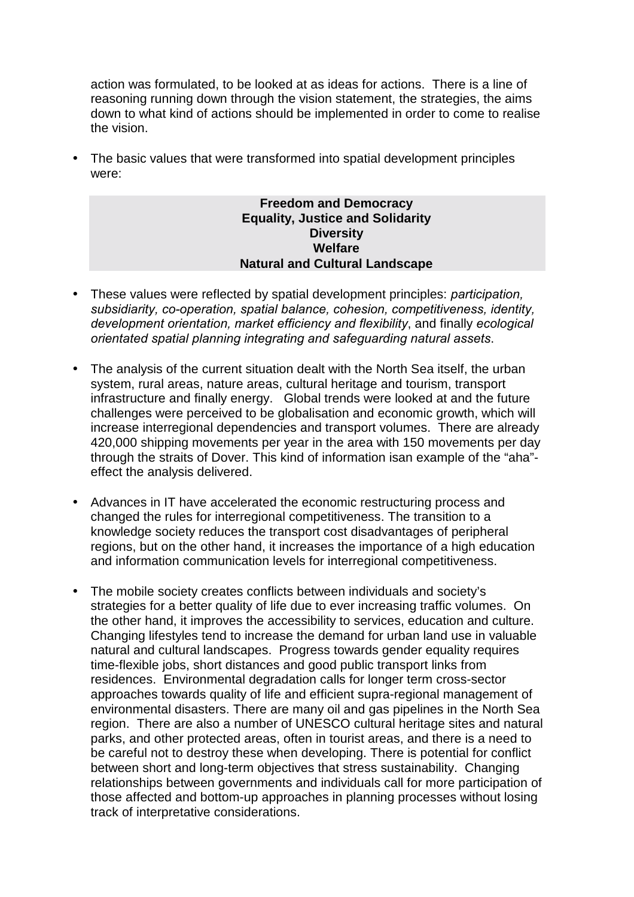action was formulated, to be looked at as ideas for actions. There is a line of reasoning running down through the vision statement, the strategies, the aims down to what kind of actions should be implemented in order to come to realise the vision.

- The basic values that were transformed into spatial development principles were:

**Freedom and Democracy**
**Equality, Justice and Solidarity**
**Diversity**
**Welfare**
**Natural and Cultural Landscape**

- These values were reflected by spatial development principles: *participation, subsidiarity, co-operation, spatial balance, cohesion, competitiveness, identity, development orientation, market efficiency and flexibility*, and finally *ecological orientated spatial planning integrating and safeguarding natural assets*.

- The analysis of the current situation dealt with the North Sea itself, the urban system, rural areas, nature areas, cultural heritage and tourism, transport infrastructure and finally energy. Global trends were looked at and the future challenges were perceived to be globalisation and economic growth, which will increase interregional dependencies and transport volumes. There are already 420,000 shipping movements per year in the area with 150 movements per day through the straits of Dover. This kind of information isan example of the "aha"-effect the analysis delivered.

- Advances in IT have accelerated the economic restructuring process and changed the rules for interregional competitiveness. The transition to a knowledge society reduces the transport cost disadvantages of peripheral regions, but on the other hand, it increases the importance of a high education and information communication levels for interregional competitiveness.

- The mobile society creates conflicts between individuals and society's strategies for a better quality of life due to ever increasing traffic volumes. On the other hand, it improves the accessibility to services, education and culture. Changing lifestyles tend to increase the demand for urban land use in valuable natural and cultural landscapes. Progress towards gender equality requires time-flexible jobs, short distances and good public transport links from residences. Environmental degradation calls for longer term cross-sector approaches towards quality of life and efficient supra-regional management of environmental disasters. There are many oil and gas pipelines in the North Sea region. There are also a number of UNESCO cultural heritage sites and natural parks, and other protected areas, often in tourist areas, and there is a need to be careful not to destroy these when developing. There is potential for conflict between short and long-term objectives that stress sustainability. Changing relationships between governments and individuals call for more participation of those affected and bottom-up approaches in planning processes without losing track of interpretative considerations.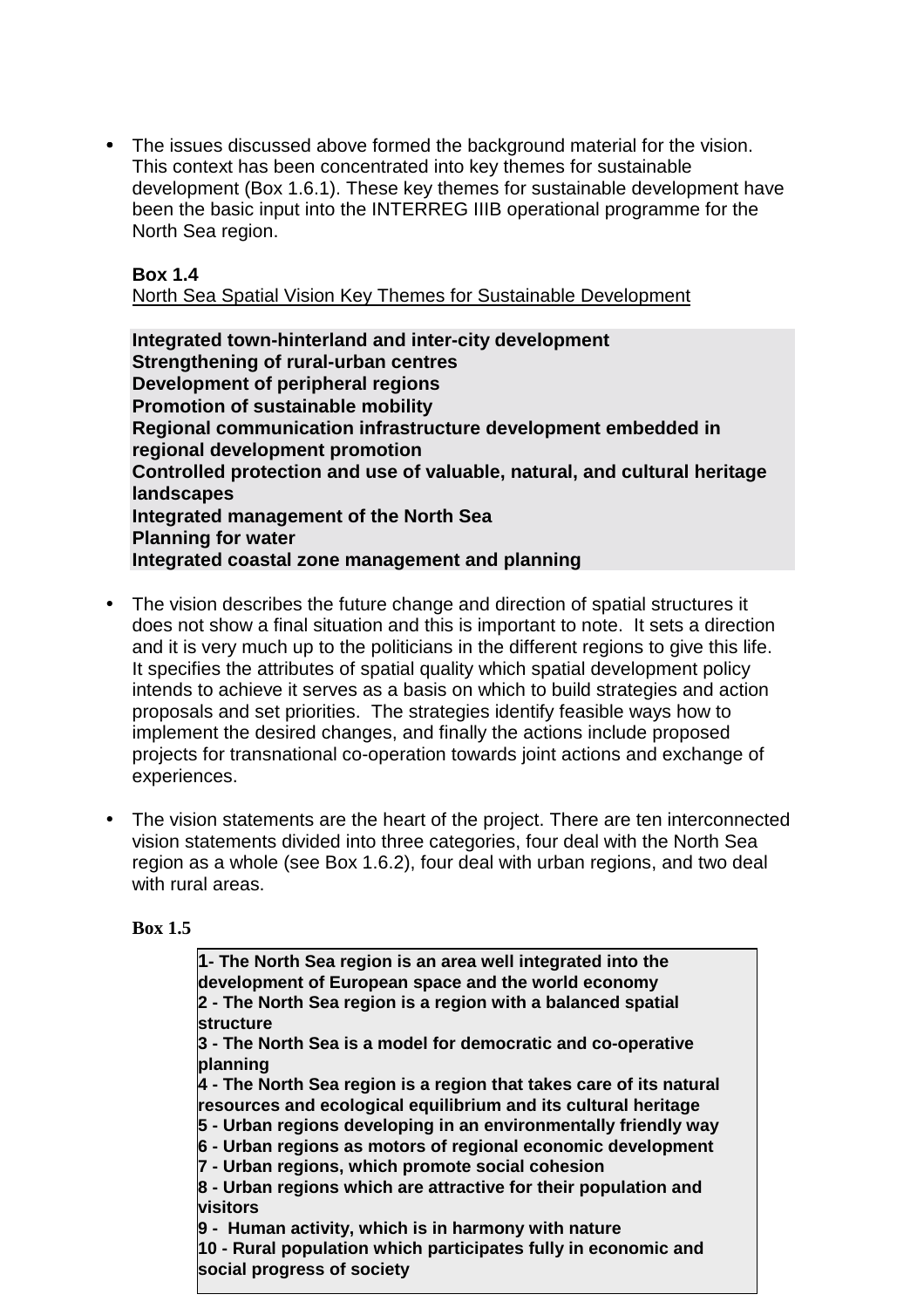- The issues discussed above formed the background material for the vision. This context has been concentrated into key themes for sustainable development (Box 1.6.1). These key themes for sustainable development have been the basic input into the INTERREG IIIB operational programme for the North Sea region.

  **Box 1.4**
  <u>North Sea Spatial Vision Key Themes for Sustainable Development</u>

  **Integrated town-hinterland and inter-city development**
  **Strengthening of rural-urban centres**
  **Development of peripheral regions**
  **Promotion of sustainable mobility**
  **Regional communication infrastructure development embedded in regional development promotion**
  **Controlled protection and use of valuable, natural, and cultural heritage landscapes**
  **Integrated management of the North Sea**
  **Planning for water**
  **Integrated coastal zone management and planning**

- The vision describes the future change and direction of spatial structures it does not show a final situation and this is important to note. It sets a direction and it is very much up to the politicians in the different regions to give this life. It specifies the attributes of spatial quality which spatial development policy intends to achieve it serves as a basis on which to build strategies and action proposals and set priorities. The strategies identify feasible ways how to implement the desired changes, and finally the actions include proposed projects for transnational co-operation towards joint actions and exchange of experiences.

- The vision statements are the heart of the project. There are ten interconnected vision statements divided into three categories, four deal with the North Sea region as a whole (see Box 1.6.2), four deal with urban regions, and two deal with rural areas.

  **Box 1.5**

  **1- The North Sea region is an area well integrated into the development of European space and the world economy**
  **2 - The North Sea region is a region with a balanced spatial structure**
  **3 - The North Sea is a model for democratic and co-operative planning**
  **4 - The North Sea region is a region that takes care of its natural resources and ecological equilibrium and its cultural heritage**
  **5 - Urban regions developing in an environmentally friendly way**
  **6 - Urban regions as motors of regional economic development**
  **7 - Urban regions, which promote social cohesion**
  **8 - Urban regions which are attractive for their population and visitors**
  **9 - Human activity, which is in harmony with nature**
  **10 - Rural population which participates fully in economic and social progress of society**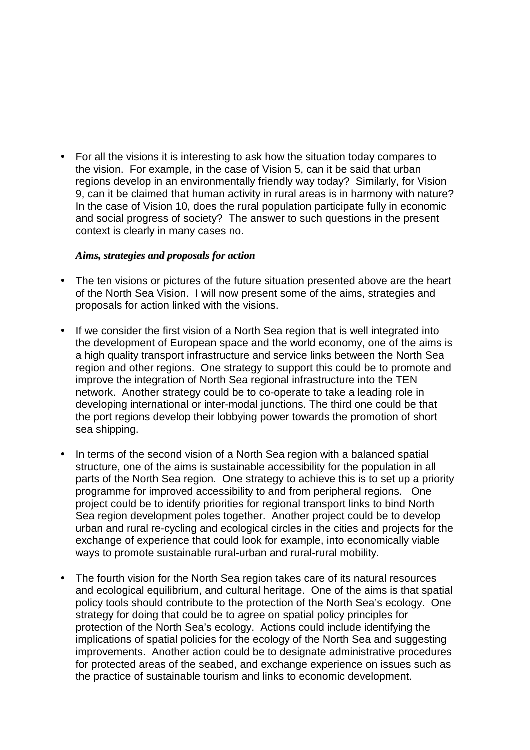- For all the visions it is interesting to ask how the situation today compares to the vision. For example, in the case of Vision 5, can it be said that urban regions develop in an environmentally friendly way today? Similarly, for Vision 9, can it be claimed that human activity in rural areas is in harmony with nature? In the case of Vision 10, does the rural population participate fully in economic and social progress of society? The answer to such questions in the present context is clearly in many cases no.

***Aims, strategies and proposals for action***

- The ten visions or pictures of the future situation presented above are the heart of the North Sea Vision. I will now present some of the aims, strategies and proposals for action linked with the visions.

- If we consider the first vision of a North Sea region that is well integrated into the development of European space and the world economy, one of the aims is a high quality transport infrastructure and service links between the North Sea region and other regions. One strategy to support this could be to promote and improve the integration of North Sea regional infrastructure into the TEN network. Another strategy could be to co-operate to take a leading role in developing international or inter-modal junctions. The third one could be that the port regions develop their lobbying power towards the promotion of short sea shipping.

- In terms of the second vision of a North Sea region with a balanced spatial structure, one of the aims is sustainable accessibility for the population in all parts of the North Sea region. One strategy to achieve this is to set up a priority programme for improved accessibility to and from peripheral regions. One project could be to identify priorities for regional transport links to bind North Sea region development poles together. Another project could be to develop urban and rural re-cycling and ecological circles in the cities and projects for the exchange of experience that could look for example, into economically viable ways to promote sustainable rural-urban and rural-rural mobility.

- The fourth vision for the North Sea region takes care of its natural resources and ecological equilibrium, and cultural heritage. One of the aims is that spatial policy tools should contribute to the protection of the North Sea's ecology. One strategy for doing that could be to agree on spatial policy principles for protection of the North Sea's ecology. Actions could include identifying the implications of spatial policies for the ecology of the North Sea and suggesting improvements. Another action could be to designate administrative procedures for protected areas of the seabed, and exchange experience on issues such as the practice of sustainable tourism and links to economic development.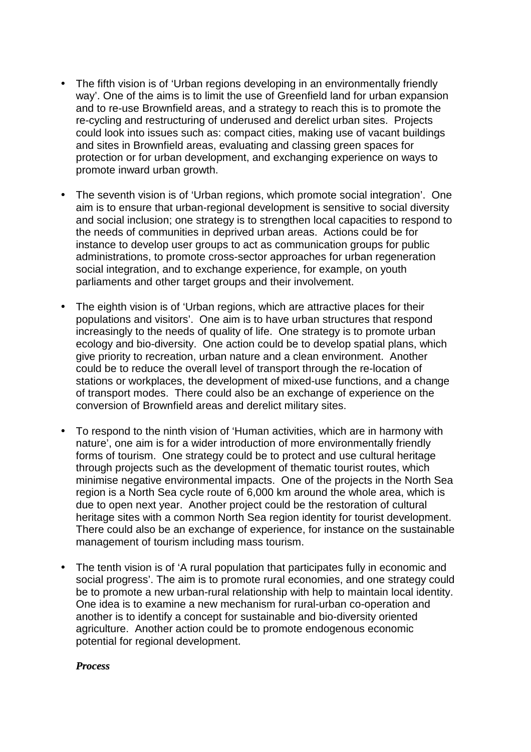- The fifth vision is of 'Urban regions developing in an environmentally friendly way'. One of the aims is to limit the use of Greenfield land for urban expansion and to re-use Brownfield areas, and a strategy to reach this is to promote the re-cycling and restructuring of underused and derelict urban sites. Projects could look into issues such as: compact cities, making use of vacant buildings and sites in Brownfield areas, evaluating and classing green spaces for protection or for urban development, and exchanging experience on ways to promote inward urban growth.

- The seventh vision is of 'Urban regions, which promote social integration'. One aim is to ensure that urban-regional development is sensitive to social diversity and social inclusion; one strategy is to strengthen local capacities to respond to the needs of communities in deprived urban areas. Actions could be for instance to develop user groups to act as communication groups for public administrations, to promote cross-sector approaches for urban regeneration social integration, and to exchange experience, for example, on youth parliaments and other target groups and their involvement.

- The eighth vision is of 'Urban regions, which are attractive places for their populations and visitors'. One aim is to have urban structures that respond increasingly to the needs of quality of life. One strategy is to promote urban ecology and bio-diversity. One action could be to develop spatial plans, which give priority to recreation, urban nature and a clean environment. Another could be to reduce the overall level of transport through the re-location of stations or workplaces, the development of mixed-use functions, and a change of transport modes. There could also be an exchange of experience on the conversion of Brownfield areas and derelict military sites.

- To respond to the ninth vision of 'Human activities, which are in harmony with nature', one aim is for a wider introduction of more environmentally friendly forms of tourism. One strategy could be to protect and use cultural heritage through projects such as the development of thematic tourist routes, which minimise negative environmental impacts. One of the projects in the North Sea region is a North Sea cycle route of 6,000 km around the whole area, which is due to open next year. Another project could be the restoration of cultural heritage sites with a common North Sea region identity for tourist development. There could also be an exchange of experience, for instance on the sustainable management of tourism including mass tourism.

- The tenth vision is of 'A rural population that participates fully in economic and social progress'. The aim is to promote rural economies, and one strategy could be to promote a new urban-rural relationship with help to maintain local identity. One idea is to examine a new mechanism for rural-urban co-operation and another is to identify a concept for sustainable and bio-diversity oriented agriculture. Another action could be to promote endogenous economic potential for regional development.

***Process***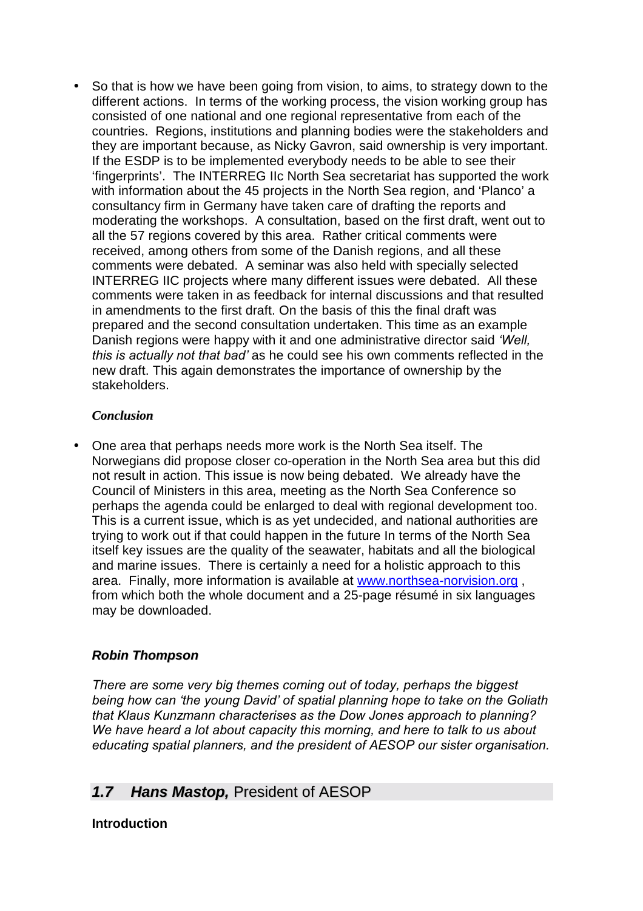- So that is how we have been going from vision, to aims, to strategy down to the different actions. In terms of the working process, the vision working group has consisted of one national and one regional representative from each of the countries. Regions, institutions and planning bodies were the stakeholders and they are important because, as Nicky Gavron, said ownership is very important. If the ESDP is to be implemented everybody needs to be able to see their 'fingerprints'. The INTERREG IIc North Sea secretariat has supported the work with information about the 45 projects in the North Sea region, and 'Planco' a consultancy firm in Germany have taken care of drafting the reports and moderating the workshops. A consultation, based on the first draft, went out to all the 57 regions covered by this area. Rather critical comments were received, among others from some of the Danish regions, and all these comments were debated. A seminar was also held with specially selected INTERREG IIC projects where many different issues were debated. All these comments were taken in as feedback for internal discussions and that resulted in amendments to the first draft. On the basis of this the final draft was prepared and the second consultation undertaken. This time as an example Danish regions were happy with it and one administrative director said *'Well, this is actually not that bad'* as he could see his own comments reflected in the new draft. This again demonstrates the importance of ownership by the stakeholders.

***Conclusion***

- One area that perhaps needs more work is the North Sea itself. The Norwegians did propose closer co-operation in the North Sea area but this did not result in action. This issue is now being debated. We already have the Council of Ministers in this area, meeting as the North Sea Conference so perhaps the agenda could be enlarged to deal with regional development too. This is a current issue, which is as yet undecided, and national authorities are trying to work out if that could happen in the future In terms of the North Sea itself key issues are the quality of the seawater, habitats and all the biological and marine issues. There is certainly a need for a holistic approach to this area. Finally, more information is available at www.northsea-norvision.org , from which both the whole document and a 25-page résumé in six languages may be downloaded.

***Robin Thompson***

*There are some very big themes coming out of today, perhaps the biggest being how can 'the young David' of spatial planning hope to take on the Goliath that Klaus Kunzmann characterises as the Dow Jones approach to planning? We have heard a lot about capacity this morning, and here to talk to us about educating spatial planners, and the president of AESOP our sister organisation.*

## *1.7 Hans Mastop,* President of AESOP

**Introduction**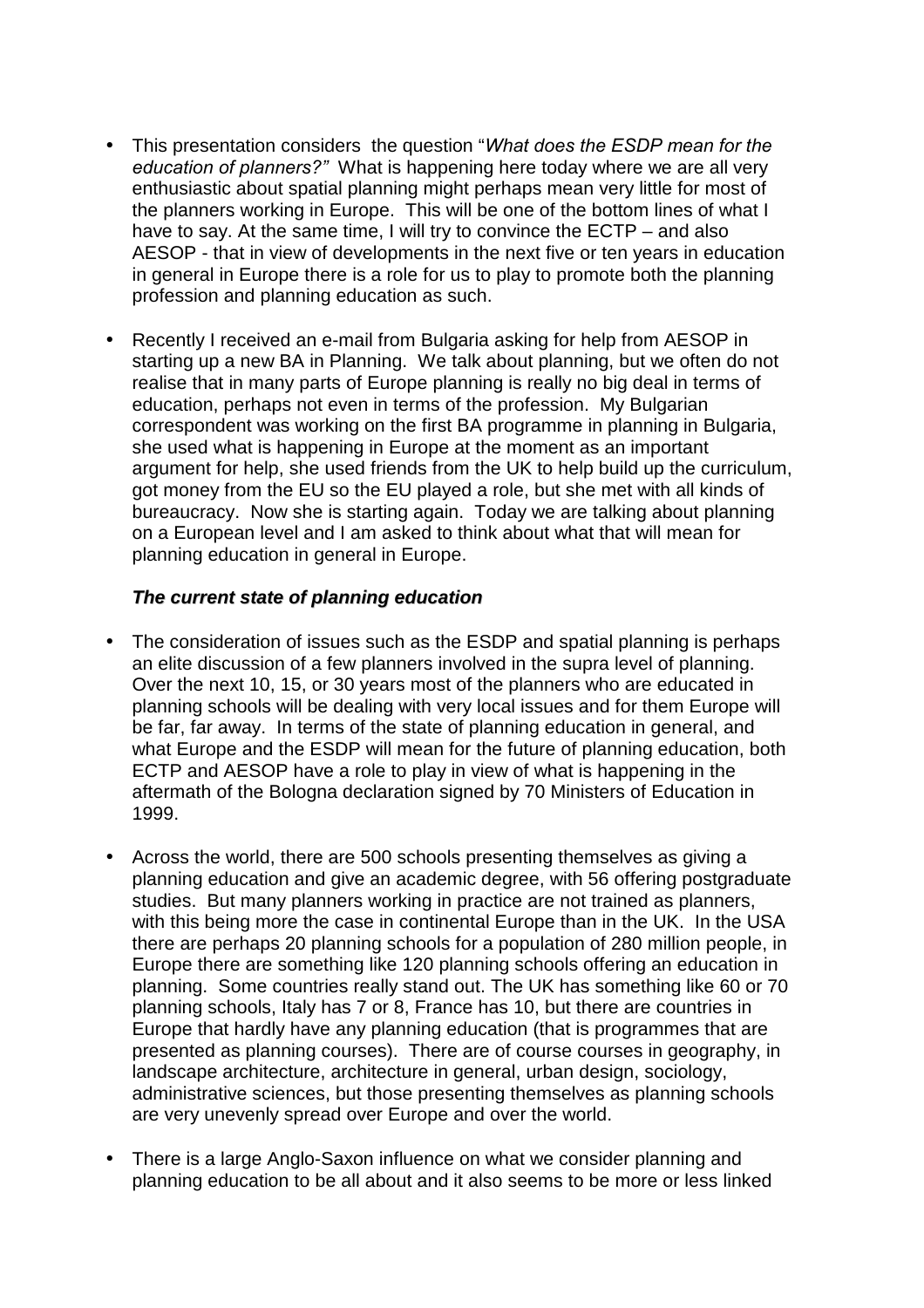- This presentation considers the question "*What does the ESDP mean for the education of planners?"* What is happening here today where we are all very enthusiastic about spatial planning might perhaps mean very little for most of the planners working in Europe. This will be one of the bottom lines of what I have to say. At the same time, I will try to convince the ECTP – and also AESOP - that in view of developments in the next five or ten years in education in general in Europe there is a role for us to play to promote both the planning profession and planning education as such.

- Recently I received an e-mail from Bulgaria asking for help from AESOP in starting up a new BA in Planning. We talk about planning, but we often do not realise that in many parts of Europe planning is really no big deal in terms of education, perhaps not even in terms of the profession. My Bulgarian correspondent was working on the first BA programme in planning in Bulgaria, she used what is happening in Europe at the moment as an important argument for help, she used friends from the UK to help build up the curriculum, got money from the EU so the EU played a role, but she met with all kinds of bureaucracy. Now she is starting again. Today we are talking about planning on a European level and I am asked to think about what that will mean for planning education in general in Europe.

***The current state of planning education***

- The consideration of issues such as the ESDP and spatial planning is perhaps an elite discussion of a few planners involved in the supra level of planning. Over the next 10, 15, or 30 years most of the planners who are educated in planning schools will be dealing with very local issues and for them Europe will be far, far away. In terms of the state of planning education in general, and what Europe and the ESDP will mean for the future of planning education, both ECTP and AESOP have a role to play in view of what is happening in the aftermath of the Bologna declaration signed by 70 Ministers of Education in 1999.

- Across the world, there are 500 schools presenting themselves as giving a planning education and give an academic degree, with 56 offering postgraduate studies. But many planners working in practice are not trained as planners, with this being more the case in continental Europe than in the UK. In the USA there are perhaps 20 planning schools for a population of 280 million people, in Europe there are something like 120 planning schools offering an education in planning. Some countries really stand out. The UK has something like 60 or 70 planning schools, Italy has 7 or 8, France has 10, but there are countries in Europe that hardly have any planning education (that is programmes that are presented as planning courses). There are of course courses in geography, in landscape architecture, architecture in general, urban design, sociology, administrative sciences, but those presenting themselves as planning schools are very unevenly spread over Europe and over the world.

- There is a large Anglo-Saxon influence on what we consider planning and planning education to be all about and it also seems to be more or less linked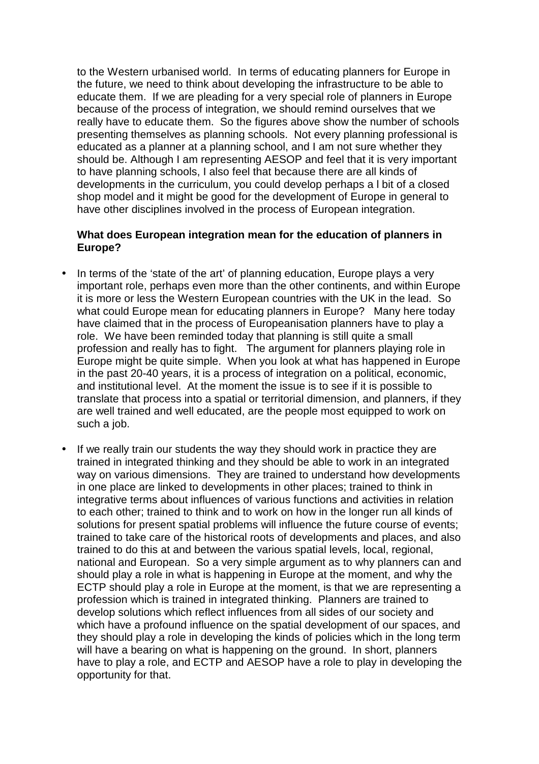to the Western urbanised world. In terms of educating planners for Europe in the future, we need to think about developing the infrastructure to be able to educate them. If we are pleading for a very special role of planners in Europe because of the process of integration, we should remind ourselves that we really have to educate them. So the figures above show the number of schools presenting themselves as planning schools. Not every planning professional is educated as a planner at a planning school, and I am not sure whether they should be. Although I am representing AESOP and feel that it is very important to have planning schools, I also feel that because there are all kinds of developments in the curriculum, you could develop perhaps a l bit of a closed shop model and it might be good for the development of Europe in general to have other disciplines involved in the process of European integration.

**What does European integration mean for the education of planners in Europe?**

- In terms of the 'state of the art' of planning education, Europe plays a very important role, perhaps even more than the other continents, and within Europe it is more or less the Western European countries with the UK in the lead. So what could Europe mean for educating planners in Europe? Many here today have claimed that in the process of Europeanisation planners have to play a role. We have been reminded today that planning is still quite a small profession and really has to fight. The argument for planners playing role in Europe might be quite simple. When you look at what has happened in Europe in the past 20-40 years, it is a process of integration on a political, economic, and institutional level. At the moment the issue is to see if it is possible to translate that process into a spatial or territorial dimension, and planners, if they are well trained and well educated, are the people most equipped to work on such a job.

- If we really train our students the way they should work in practice they are trained in integrated thinking and they should be able to work in an integrated way on various dimensions. They are trained to understand how developments in one place are linked to developments in other places; trained to think in integrative terms about influences of various functions and activities in relation to each other; trained to think and to work on how in the longer run all kinds of solutions for present spatial problems will influence the future course of events; trained to take care of the historical roots of developments and places, and also trained to do this at and between the various spatial levels, local, regional, national and European. So a very simple argument as to why planners can and should play a role in what is happening in Europe at the moment, and why the ECTP should play a role in Europe at the moment, is that we are representing a profession which is trained in integrated thinking. Planners are trained to develop solutions which reflect influences from all sides of our society and which have a profound influence on the spatial development of our spaces, and they should play a role in developing the kinds of policies which in the long term will have a bearing on what is happening on the ground. In short, planners have to play a role, and ECTP and AESOP have a role to play in developing the opportunity for that.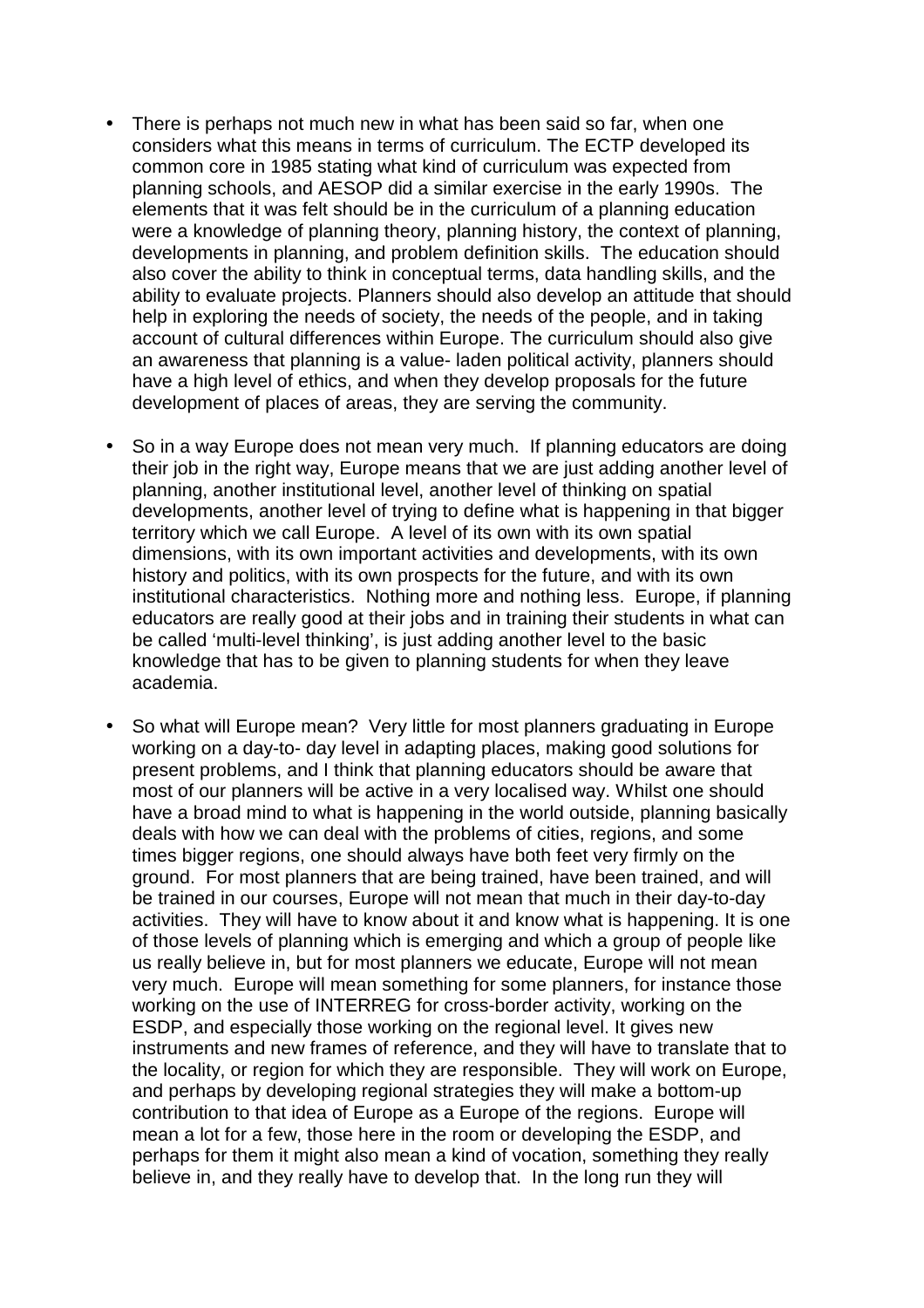- There is perhaps not much new in what has been said so far, when one considers what this means in terms of curriculum. The ECTP developed its common core in 1985 stating what kind of curriculum was expected from planning schools, and AESOP did a similar exercise in the early 1990s. The elements that it was felt should be in the curriculum of a planning education were a knowledge of planning theory, planning history, the context of planning, developments in planning, and problem definition skills. The education should also cover the ability to think in conceptual terms, data handling skills, and the ability to evaluate projects. Planners should also develop an attitude that should help in exploring the needs of society, the needs of the people, and in taking account of cultural differences within Europe. The curriculum should also give an awareness that planning is a value- laden political activity, planners should have a high level of ethics, and when they develop proposals for the future development of places of areas, they are serving the community.

- So in a way Europe does not mean very much. If planning educators are doing their job in the right way, Europe means that we are just adding another level of planning, another institutional level, another level of thinking on spatial developments, another level of trying to define what is happening in that bigger territory which we call Europe. A level of its own with its own spatial dimensions, with its own important activities and developments, with its own history and politics, with its own prospects for the future, and with its own institutional characteristics. Nothing more and nothing less. Europe, if planning educators are really good at their jobs and in training their students in what can be called 'multi-level thinking', is just adding another level to the basic knowledge that has to be given to planning students for when they leave academia.

- So what will Europe mean? Very little for most planners graduating in Europe working on a day-to- day level in adapting places, making good solutions for present problems, and I think that planning educators should be aware that most of our planners will be active in a very localised way. Whilst one should have a broad mind to what is happening in the world outside, planning basically deals with how we can deal with the problems of cities, regions, and some times bigger regions, one should always have both feet very firmly on the ground. For most planners that are being trained, have been trained, and will be trained in our courses, Europe will not mean that much in their day-to-day activities. They will have to know about it and know what is happening. It is one of those levels of planning which is emerging and which a group of people like us really believe in, but for most planners we educate, Europe will not mean very much. Europe will mean something for some planners, for instance those working on the use of INTERREG for cross-border activity, working on the ESDP, and especially those working on the regional level. It gives new instruments and new frames of reference, and they will have to translate that to the locality, or region for which they are responsible. They will work on Europe, and perhaps by developing regional strategies they will make a bottom-up contribution to that idea of Europe as a Europe of the regions. Europe will mean a lot for a few, those here in the room or developing the ESDP, and perhaps for them it might also mean a kind of vocation, something they really believe in, and they really have to develop that. In the long run they will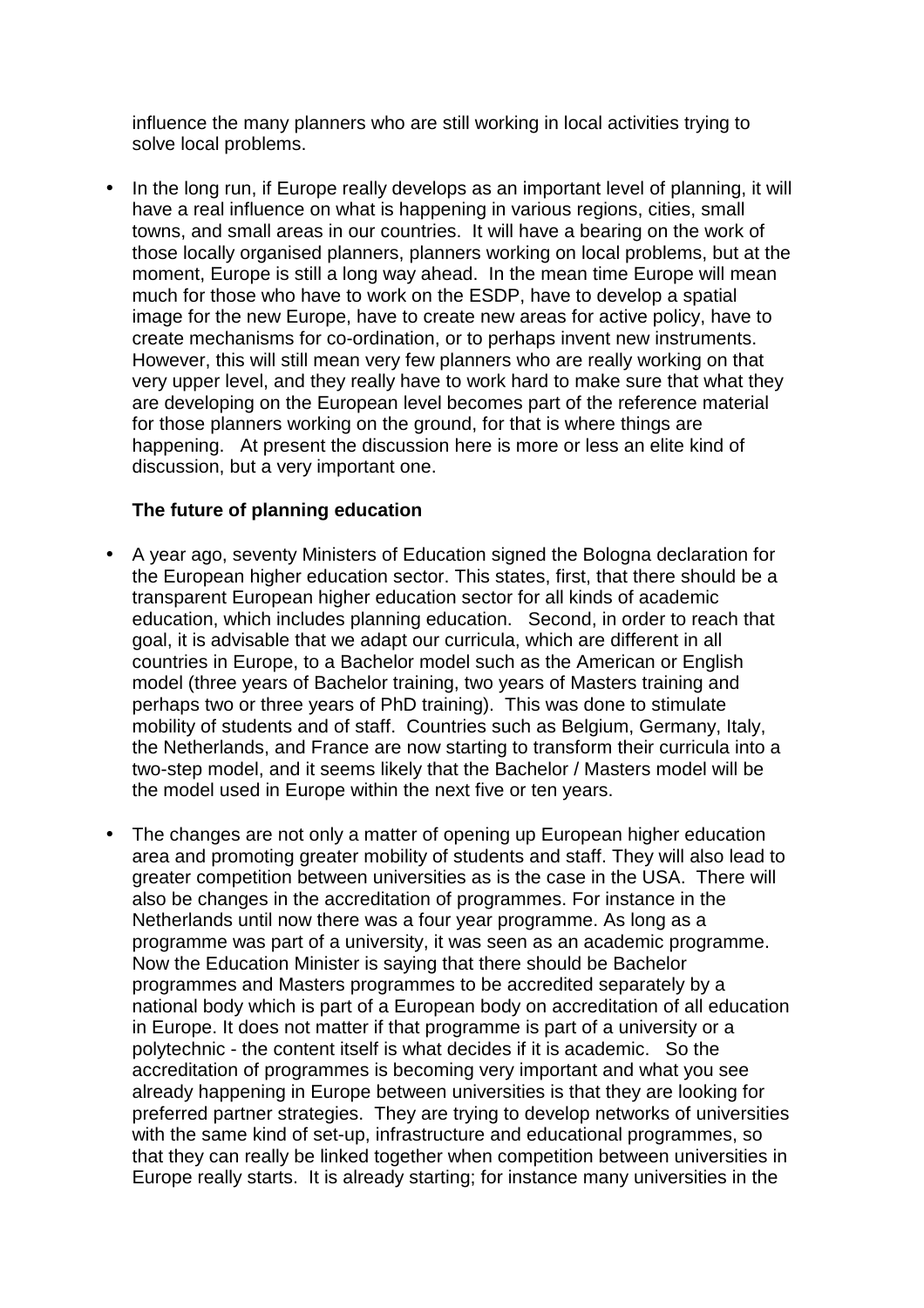influence the many planners who are still working in local activities trying to solve local problems.

- In the long run, if Europe really develops as an important level of planning, it will have a real influence on what is happening in various regions, cities, small towns, and small areas in our countries. It will have a bearing on the work of those locally organised planners, planners working on local problems, but at the moment, Europe is still a long way ahead. In the mean time Europe will mean much for those who have to work on the ESDP, have to develop a spatial image for the new Europe, have to create new areas for active policy, have to create mechanisms for co-ordination, or to perhaps invent new instruments. However, this will still mean very few planners who are really working on that very upper level, and they really have to work hard to make sure that what they are developing on the European level becomes part of the reference material for those planners working on the ground, for that is where things are happening. At present the discussion here is more or less an elite kind of discussion, but a very important one.

**The future of planning education**

- A year ago, seventy Ministers of Education signed the Bologna declaration for the European higher education sector. This states, first, that there should be a transparent European higher education sector for all kinds of academic education, which includes planning education. Second, in order to reach that goal, it is advisable that we adapt our curricula, which are different in all countries in Europe, to a Bachelor model such as the American or English model (three years of Bachelor training, two years of Masters training and perhaps two or three years of PhD training). This was done to stimulate mobility of students and of staff. Countries such as Belgium, Germany, Italy, the Netherlands, and France are now starting to transform their curricula into a two-step model, and it seems likely that the Bachelor / Masters model will be the model used in Europe within the next five or ten years.

- The changes are not only a matter of opening up European higher education area and promoting greater mobility of students and staff. They will also lead to greater competition between universities as is the case in the USA. There will also be changes in the accreditation of programmes. For instance in the Netherlands until now there was a four year programme. As long as a programme was part of a university, it was seen as an academic programme. Now the Education Minister is saying that there should be Bachelor programmes and Masters programmes to be accredited separately by a national body which is part of a European body on accreditation of all education in Europe. It does not matter if that programme is part of a university or a polytechnic - the content itself is what decides if it is academic. So the accreditation of programmes is becoming very important and what you see already happening in Europe between universities is that they are looking for preferred partner strategies. They are trying to develop networks of universities with the same kind of set-up, infrastructure and educational programmes, so that they can really be linked together when competition between universities in Europe really starts. It is already starting; for instance many universities in the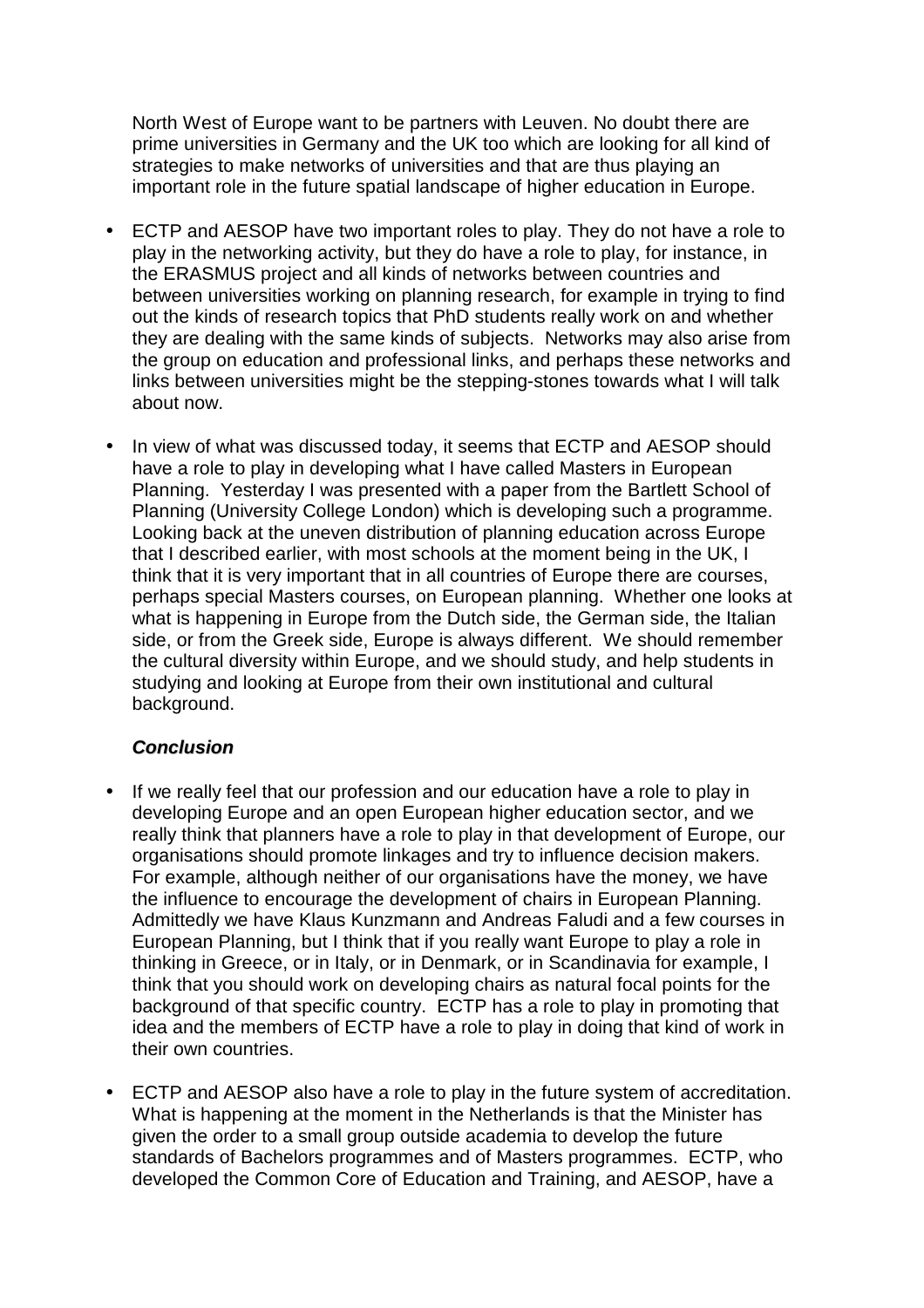North West of Europe want to be partners with Leuven. No doubt there are prime universities in Germany and the UK too which are looking for all kind of strategies to make networks of universities and that are thus playing an important role in the future spatial landscape of higher education in Europe.

- ECTP and AESOP have two important roles to play. They do not have a role to play in the networking activity, but they do have a role to play, for instance, in the ERASMUS project and all kinds of networks between countries and between universities working on planning research, for example in trying to find out the kinds of research topics that PhD students really work on and whether they are dealing with the same kinds of subjects. Networks may also arise from the group on education and professional links, and perhaps these networks and links between universities might be the stepping-stones towards what I will talk about now.

- In view of what was discussed today, it seems that ECTP and AESOP should have a role to play in developing what I have called Masters in European Planning. Yesterday I was presented with a paper from the Bartlett School of Planning (University College London) which is developing such a programme. Looking back at the uneven distribution of planning education across Europe that I described earlier, with most schools at the moment being in the UK, I think that it is very important that in all countries of Europe there are courses, perhaps special Masters courses, on European planning. Whether one looks at what is happening in Europe from the Dutch side, the German side, the Italian side, or from the Greek side, Europe is always different. We should remember the cultural diversity within Europe, and we should study, and help students in studying and looking at Europe from their own institutional and cultural background.

***Conclusion***

- If we really feel that our profession and our education have a role to play in developing Europe and an open European higher education sector, and we really think that planners have a role to play in that development of Europe, our organisations should promote linkages and try to influence decision makers. For example, although neither of our organisations have the money, we have the influence to encourage the development of chairs in European Planning. Admittedly we have Klaus Kunzmann and Andreas Faludi and a few courses in European Planning, but I think that if you really want Europe to play a role in thinking in Greece, or in Italy, or in Denmark, or in Scandinavia for example, I think that you should work on developing chairs as natural focal points for the background of that specific country. ECTP has a role to play in promoting that idea and the members of ECTP have a role to play in doing that kind of work in their own countries.

- ECTP and AESOP also have a role to play in the future system of accreditation. What is happening at the moment in the Netherlands is that the Minister has given the order to a small group outside academia to develop the future standards of Bachelors programmes and of Masters programmes. ECTP, who developed the Common Core of Education and Training, and AESOP, have a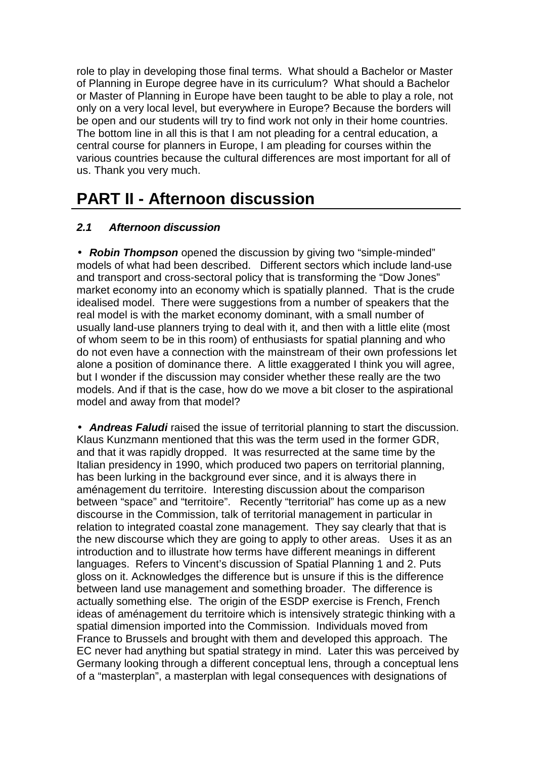role to play in developing those final terms. What should a Bachelor or Master of Planning in Europe degree have in its curriculum? What should a Bachelor or Master of Planning in Europe have been taught to be able to play a role, not only on a very local level, but everywhere in Europe? Because the borders will be open and our students will try to find work not only in their home countries. The bottom line in all this is that I am not pleading for a central education, a central course for planners in Europe, I am pleading for courses within the various countries because the cultural differences are most important for all of us. Thank you very much.

# PART II - Afternoon discussion

### *2.1 Afternoon discussion*

- ***Robin Thompson*** opened the discussion by giving two "simple-minded" models of what had been described. Different sectors which include land-use and transport and cross-sectoral policy that is transforming the "Dow Jones" market economy into an economy which is spatially planned. That is the crude idealised model. There were suggestions from a number of speakers that the real model is with the market economy dominant, with a small number of usually land-use planners trying to deal with it, and then with a little elite (most of whom seem to be in this room) of enthusiasts for spatial planning and who do not even have a connection with the mainstream of their own professions let alone a position of dominance there. A little exaggerated I think you will agree, but I wonder if the discussion may consider whether these really are the two models. And if that is the case, how do we move a bit closer to the aspirational model and away from that model?

- ***Andreas Faludi*** raised the issue of territorial planning to start the discussion. Klaus Kunzmann mentioned that this was the term used in the former GDR, and that it was rapidly dropped. It was resurrected at the same time by the Italian presidency in 1990, which produced two papers on territorial planning, has been lurking in the background ever since, and it is always there in aménagement du territoire. Interesting discussion about the comparison between "space" and "territoire". Recently "territorial" has come up as a new discourse in the Commission, talk of territorial management in particular in relation to integrated coastal zone management. They say clearly that that is the new discourse which they are going to apply to other areas. Uses it as an introduction and to illustrate how terms have different meanings in different languages. Refers to Vincent's discussion of Spatial Planning 1 and 2. Puts gloss on it. Acknowledges the difference but is unsure if this is the difference between land use management and something broader. The difference is actually something else. The origin of the ESDP exercise is French, French ideas of aménagement du territoire which is intensively strategic thinking with a spatial dimension imported into the Commission. Individuals moved from France to Brussels and brought with them and developed this approach. The EC never had anything but spatial strategy in mind. Later this was perceived by Germany looking through a different conceptual lens, through a conceptual lens of a "masterplan", a masterplan with legal consequences with designations of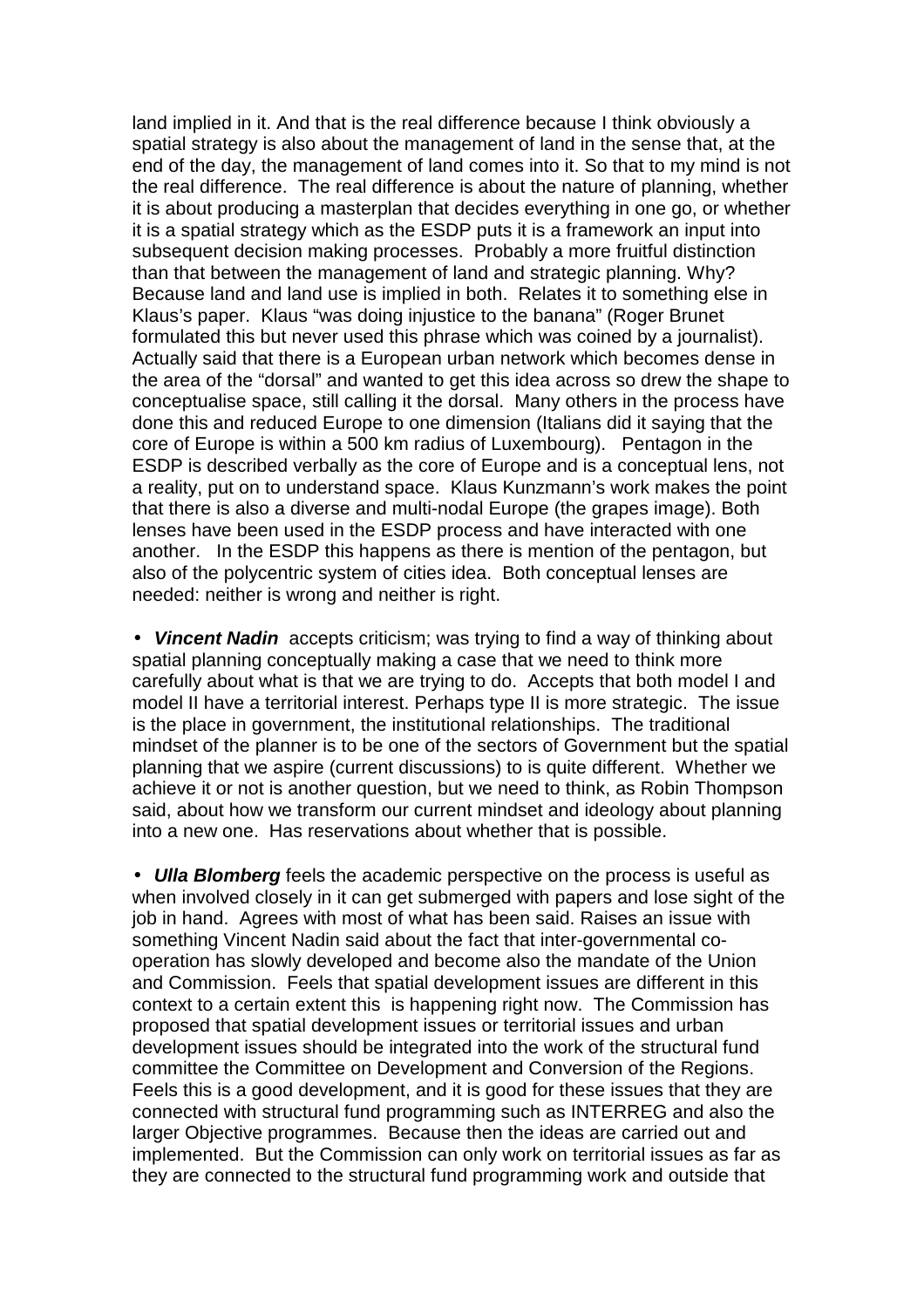land implied in it. And that is the real difference because I think obviously a spatial strategy is also about the management of land in the sense that, at the end of the day, the management of land comes into it. So that to my mind is not the real difference. The real difference is about the nature of planning, whether it is about producing a masterplan that decides everything in one go, or whether it is a spatial strategy which as the ESDP puts it is a framework an input into subsequent decision making processes. Probably a more fruitful distinction than that between the management of land and strategic planning. Why? Because land and land use is implied in both. Relates it to something else in Klaus's paper. Klaus "was doing injustice to the banana" (Roger Brunet formulated this but never used this phrase which was coined by a journalist). Actually said that there is a European urban network which becomes dense in the area of the "dorsal" and wanted to get this idea across so drew the shape to conceptualise space, still calling it the dorsal. Many others in the process have done this and reduced Europe to one dimension (Italians did it saying that the core of Europe is within a 500 km radius of Luxembourg). Pentagon in the ESDP is described verbally as the core of Europe and is a conceptual lens, not a reality, put on to understand space. Klaus Kunzmann's work makes the point that there is also a diverse and multi-nodal Europe (the grapes image). Both lenses have been used in the ESDP process and have interacted with one another. In the ESDP this happens as there is mention of the pentagon, but also of the polycentric system of cities idea. Both conceptual lenses are needed: neither is wrong and neither is right.

- ***Vincent Nadin*** accepts criticism; was trying to find a way of thinking about spatial planning conceptually making a case that we need to think more carefully about what is that we are trying to do. Accepts that both model I and model II have a territorial interest. Perhaps type II is more strategic. The issue is the place in government, the institutional relationships. The traditional mindset of the planner is to be one of the sectors of Government but the spatial planning that we aspire (current discussions) to is quite different. Whether we achieve it or not is another question, but we need to think, as Robin Thompson said, about how we transform our current mindset and ideology about planning into a new one. Has reservations about whether that is possible.

- ***Ulla Blomberg*** feels the academic perspective on the process is useful as when involved closely in it can get submerged with papers and lose sight of the job in hand. Agrees with most of what has been said. Raises an issue with something Vincent Nadin said about the fact that inter-governmental co-operation has slowly developed and become also the mandate of the Union and Commission. Feels that spatial development issues are different in this context to a certain extent this is happening right now. The Commission has proposed that spatial development issues or territorial issues and urban development issues should be integrated into the work of the structural fund committee the Committee on Development and Conversion of the Regions. Feels this is a good development, and it is good for these issues that they are connected with structural fund programming such as INTERREG and also the larger Objective programmes. Because then the ideas are carried out and implemented. But the Commission can only work on territorial issues as far as they are connected to the structural fund programming work and outside that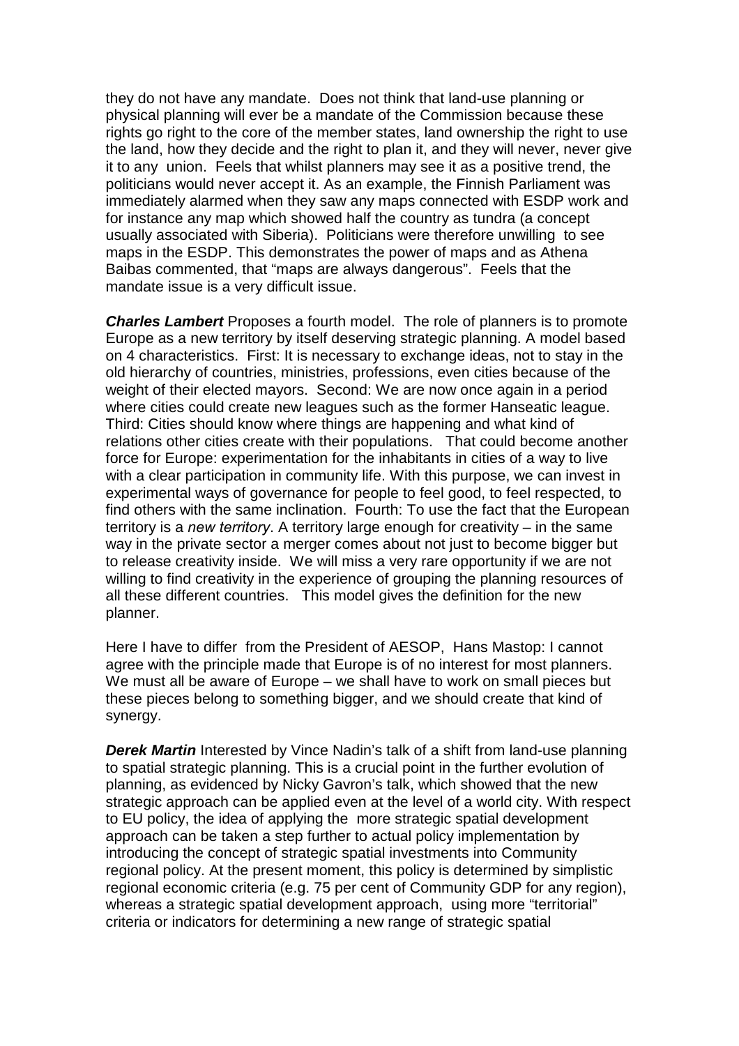they do not have any mandate. Does not think that land-use planning or physical planning will ever be a mandate of the Commission because these rights go right to the core of the member states, land ownership the right to use the land, how they decide and the right to plan it, and they will never, never give it to any union. Feels that whilst planners may see it as a positive trend, the politicians would never accept it. As an example, the Finnish Parliament was immediately alarmed when they saw any maps connected with ESDP work and for instance any map which showed half the country as tundra (a concept usually associated with Siberia). Politicians were therefore unwilling to see maps in the ESDP. This demonstrates the power of maps and as Athena Baibas commented, that "maps are always dangerous". Feels that the mandate issue is a very difficult issue.

***Charles Lambert*** Proposes a fourth model. The role of planners is to promote Europe as a new territory by itself deserving strategic planning. A model based on 4 characteristics. First: It is necessary to exchange ideas, not to stay in the old hierarchy of countries, ministries, professions, even cities because of the weight of their elected mayors. Second: We are now once again in a period where cities could create new leagues such as the former Hanseatic league. Third: Cities should know where things are happening and what kind of relations other cities create with their populations. That could become another force for Europe: experimentation for the inhabitants in cities of a way to live with a clear participation in community life. With this purpose, we can invest in experimental ways of governance for people to feel good, to feel respected, to find others with the same inclination. Fourth: To use the fact that the European territory is a *new territory*. A territory large enough for creativity – in the same way in the private sector a merger comes about not just to become bigger but to release creativity inside. We will miss a very rare opportunity if we are not willing to find creativity in the experience of grouping the planning resources of all these different countries. This model gives the definition for the new planner.

Here I have to differ from the President of AESOP, Hans Mastop: I cannot agree with the principle made that Europe is of no interest for most planners. We must all be aware of Europe – we shall have to work on small pieces but these pieces belong to something bigger, and we should create that kind of synergy.

***Derek Martin*** Interested by Vince Nadin's talk of a shift from land-use planning to spatial strategic planning. This is a crucial point in the further evolution of planning, as evidenced by Nicky Gavron's talk, which showed that the new strategic approach can be applied even at the level of a world city. With respect to EU policy, the idea of applying the more strategic spatial development approach can be taken a step further to actual policy implementation by introducing the concept of strategic spatial investments into Community regional policy. At the present moment, this policy is determined by simplistic regional economic criteria (e.g. 75 per cent of Community GDP for any region), whereas a strategic spatial development approach, using more "territorial" criteria or indicators for determining a new range of strategic spatial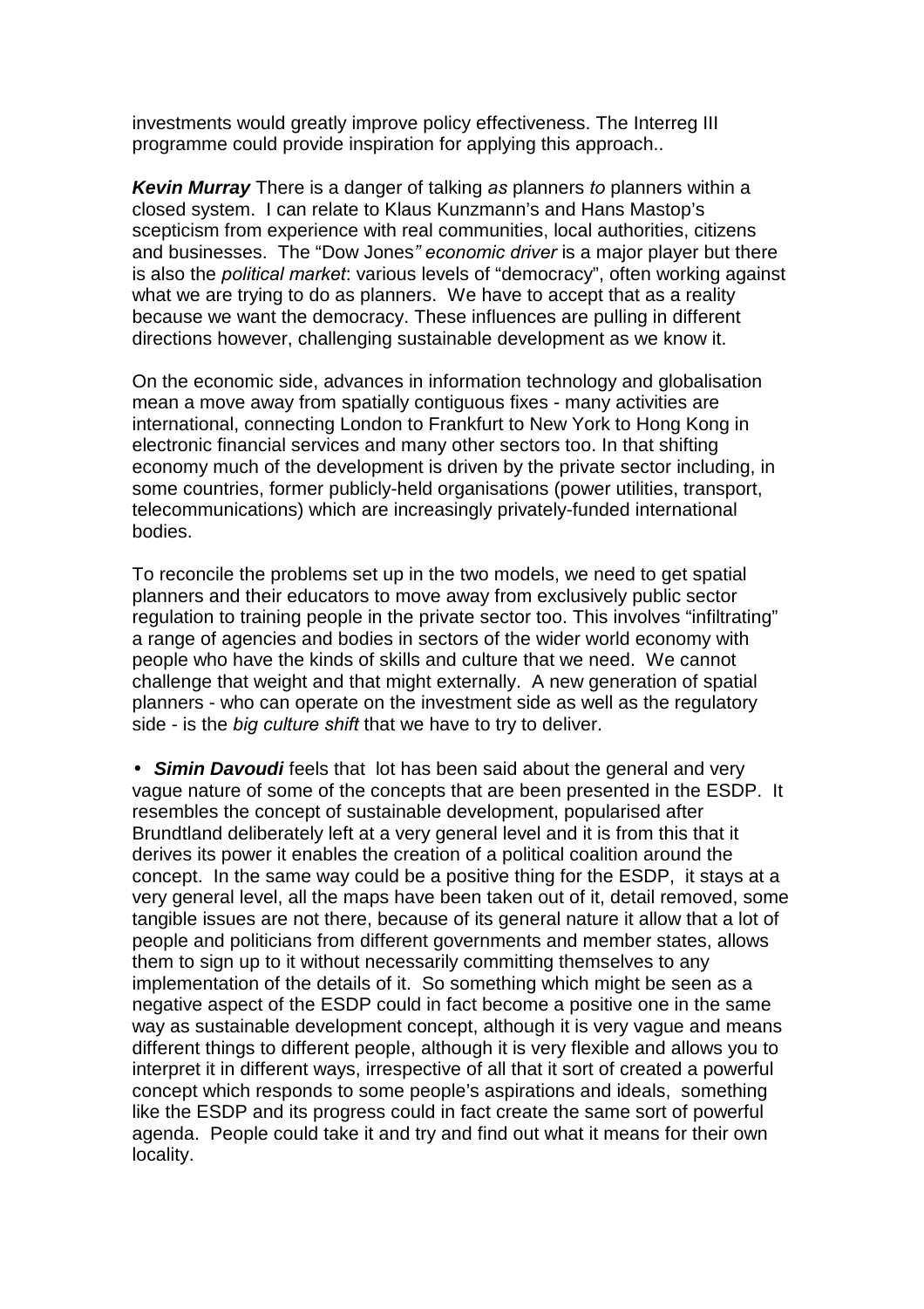investments would greatly improve policy effectiveness. The Interreg III programme could provide inspiration for applying this approach..

***Kevin Murray*** There is a danger of talking *as* planners *to* planners within a closed system. I can relate to Klaus Kunzmann's and Hans Mastop's scepticism from experience with real communities, local authorities, citizens and businesses. The "Dow Jones*" economic driver* is a major player but there is also the *political market*: various levels of "democracy", often working against what we are trying to do as planners. We have to accept that as a reality because we want the democracy. These influences are pulling in different directions however, challenging sustainable development as we know it.

On the economic side, advances in information technology and globalisation mean a move away from spatially contiguous fixes - many activities are international, connecting London to Frankfurt to New York to Hong Kong in electronic financial services and many other sectors too. In that shifting economy much of the development is driven by the private sector including, in some countries, former publicly-held organisations (power utilities, transport, telecommunications) which are increasingly privately-funded international bodies.

To reconcile the problems set up in the two models, we need to get spatial planners and their educators to move away from exclusively public sector regulation to training people in the private sector too. This involves "infiltrating" a range of agencies and bodies in sectors of the wider world economy with people who have the kinds of skills and culture that we need. We cannot challenge that weight and that might externally. A new generation of spatial planners - who can operate on the investment side as well as the regulatory side - is the *big culture shift* that we have to try to deliver.

- ***Simin Davoudi*** feels that lot has been said about the general and very vague nature of some of the concepts that are been presented in the ESDP. It resembles the concept of sustainable development, popularised after Brundtland deliberately left at a very general level and it is from this that it derives its power it enables the creation of a political coalition around the concept. In the same way could be a positive thing for the ESDP, it stays at a very general level, all the maps have been taken out of it, detail removed, some tangible issues are not there, because of its general nature it allow that a lot of people and politicians from different governments and member states, allows them to sign up to it without necessarily committing themselves to any implementation of the details of it. So something which might be seen as a negative aspect of the ESDP could in fact become a positive one in the same way as sustainable development concept, although it is very vague and means different things to different people, although it is very flexible and allows you to interpret it in different ways, irrespective of all that it sort of created a powerful concept which responds to some people's aspirations and ideals, something like the ESDP and its progress could in fact create the same sort of powerful agenda. People could take it and try and find out what it means for their own locality.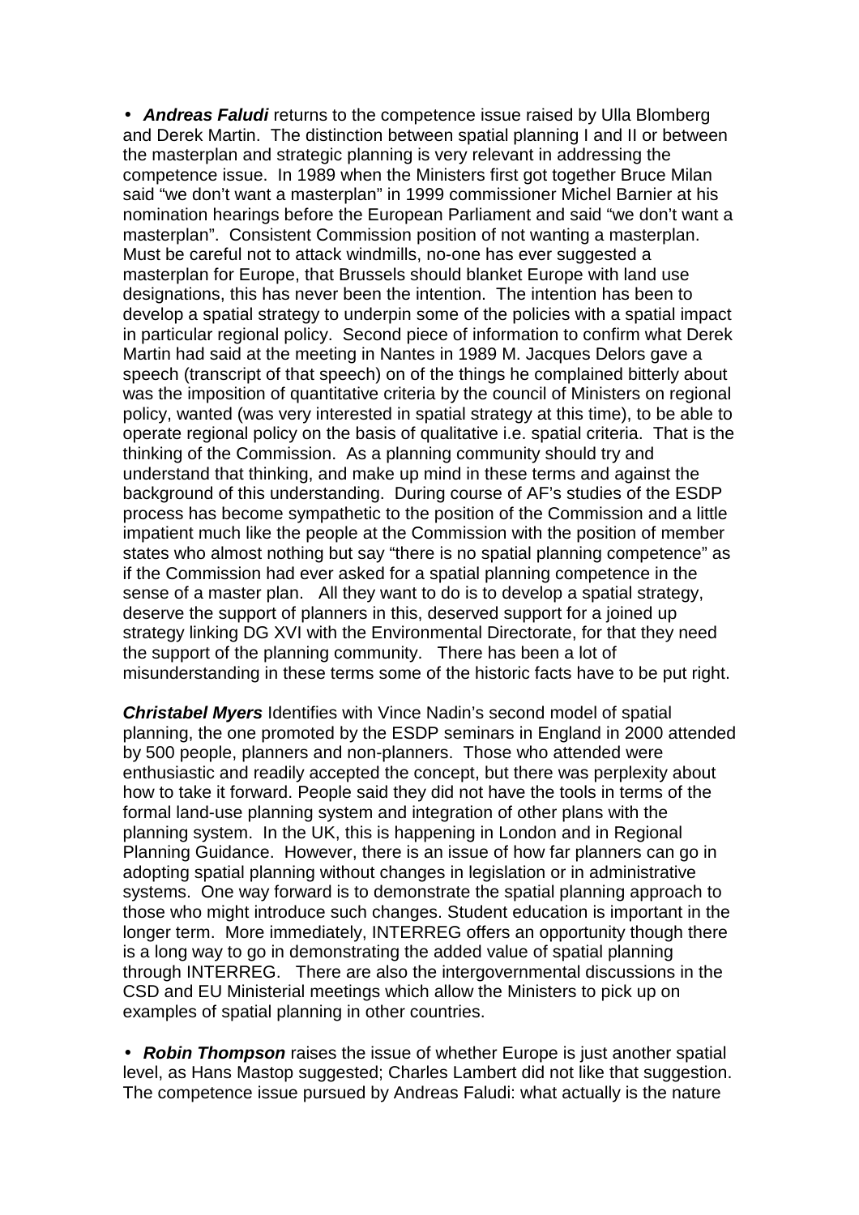- ***Andreas Faludi*** returns to the competence issue raised by Ulla Blomberg and Derek Martin. The distinction between spatial planning I and II or between the masterplan and strategic planning is very relevant in addressing the competence issue. In 1989 when the Ministers first got together Bruce Milan said "we don't want a masterplan" in 1999 commissioner Michel Barnier at his nomination hearings before the European Parliament and said "we don't want a masterplan". Consistent Commission position of not wanting a masterplan. Must be careful not to attack windmills, no-one has ever suggested a masterplan for Europe, that Brussels should blanket Europe with land use designations, this has never been the intention. The intention has been to develop a spatial strategy to underpin some of the policies with a spatial impact in particular regional policy. Second piece of information to confirm what Derek Martin had said at the meeting in Nantes in 1989 M. Jacques Delors gave a speech (transcript of that speech) on of the things he complained bitterly about was the imposition of quantitative criteria by the council of Ministers on regional policy, wanted (was very interested in spatial strategy at this time), to be able to operate regional policy on the basis of qualitative i.e. spatial criteria. That is the thinking of the Commission. As a planning community should try and understand that thinking, and make up mind in these terms and against the background of this understanding. During course of AF's studies of the ESDP process has become sympathetic to the position of the Commission and a little impatient much like the people at the Commission with the position of member states who almost nothing but say "there is no spatial planning competence" as if the Commission had ever asked for a spatial planning competence in the sense of a master plan. All they want to do is to develop a spatial strategy, deserve the support of planners in this, deserved support for a joined up strategy linking DG XVI with the Environmental Directorate, for that they need the support of the planning community. There has been a lot of misunderstanding in these terms some of the historic facts have to be put right.

***Christabel Myers*** Identifies with Vince Nadin's second model of spatial planning, the one promoted by the ESDP seminars in England in 2000 attended by 500 people, planners and non-planners. Those who attended were enthusiastic and readily accepted the concept, but there was perplexity about how to take it forward. People said they did not have the tools in terms of the formal land-use planning system and integration of other plans with the planning system. In the UK, this is happening in London and in Regional Planning Guidance. However, there is an issue of how far planners can go in adopting spatial planning without changes in legislation or in administrative systems. One way forward is to demonstrate the spatial planning approach to those who might introduce such changes. Student education is important in the longer term. More immediately, INTERREG offers an opportunity though there is a long way to go in demonstrating the added value of spatial planning through INTERREG. There are also the intergovernmental discussions in the CSD and EU Ministerial meetings which allow the Ministers to pick up on examples of spatial planning in other countries.

- ***Robin Thompson*** raises the issue of whether Europe is just another spatial level, as Hans Mastop suggested; Charles Lambert did not like that suggestion. The competence issue pursued by Andreas Faludi: what actually is the nature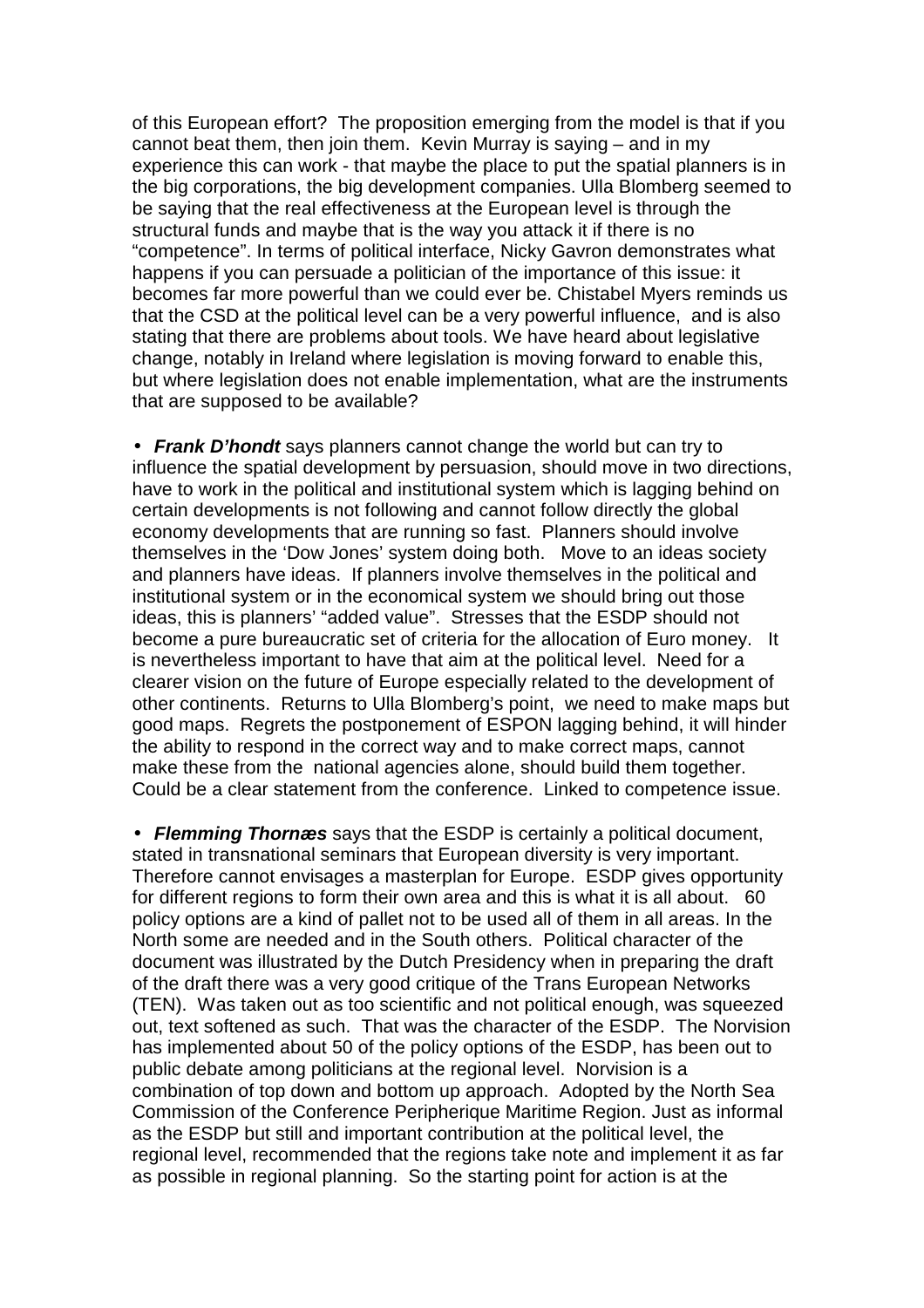of this European effort? The proposition emerging from the model is that if you cannot beat them, then join them. Kevin Murray is saying – and in my experience this can work - that maybe the place to put the spatial planners is in the big corporations, the big development companies. Ulla Blomberg seemed to be saying that the real effectiveness at the European level is through the structural funds and maybe that is the way you attack it if there is no "competence". In terms of political interface, Nicky Gavron demonstrates what happens if you can persuade a politician of the importance of this issue: it becomes far more powerful than we could ever be. Chistabel Myers reminds us that the CSD at the political level can be a very powerful influence, and is also stating that there are problems about tools. We have heard about legislative change, notably in Ireland where legislation is moving forward to enable this, but where legislation does not enable implementation, what are the instruments that are supposed to be available?

- ***Frank D'hondt*** says planners cannot change the world but can try to influence the spatial development by persuasion, should move in two directions, have to work in the political and institutional system which is lagging behind on certain developments is not following and cannot follow directly the global economy developments that are running so fast. Planners should involve themselves in the 'Dow Jones' system doing both. Move to an ideas society and planners have ideas. If planners involve themselves in the political and institutional system or in the economical system we should bring out those ideas, this is planners' "added value". Stresses that the ESDP should not become a pure bureaucratic set of criteria for the allocation of Euro money. It is nevertheless important to have that aim at the political level. Need for a clearer vision on the future of Europe especially related to the development of other continents. Returns to Ulla Blomberg's point, we need to make maps but good maps. Regrets the postponement of ESPON lagging behind, it will hinder the ability to respond in the correct way and to make correct maps, cannot make these from the national agencies alone, should build them together. Could be a clear statement from the conference. Linked to competence issue.

- ***Flemming Thornæs*** says that the ESDP is certainly a political document, stated in transnational seminars that European diversity is very important. Therefore cannot envisages a masterplan for Europe. ESDP gives opportunity for different regions to form their own area and this is what it is all about. 60 policy options are a kind of pallet not to be used all of them in all areas. In the North some are needed and in the South others. Political character of the document was illustrated by the Dutch Presidency when in preparing the draft of the draft there was a very good critique of the Trans European Networks (TEN). Was taken out as too scientific and not political enough, was squeezed out, text softened as such. That was the character of the ESDP. The Norvision has implemented about 50 of the policy options of the ESDP, has been out to public debate among politicians at the regional level. Norvision is a combination of top down and bottom up approach. Adopted by the North Sea Commission of the Conference Peripherique Maritime Region. Just as informal as the ESDP but still and important contribution at the political level, the regional level, recommended that the regions take note and implement it as far as possible in regional planning. So the starting point for action is at the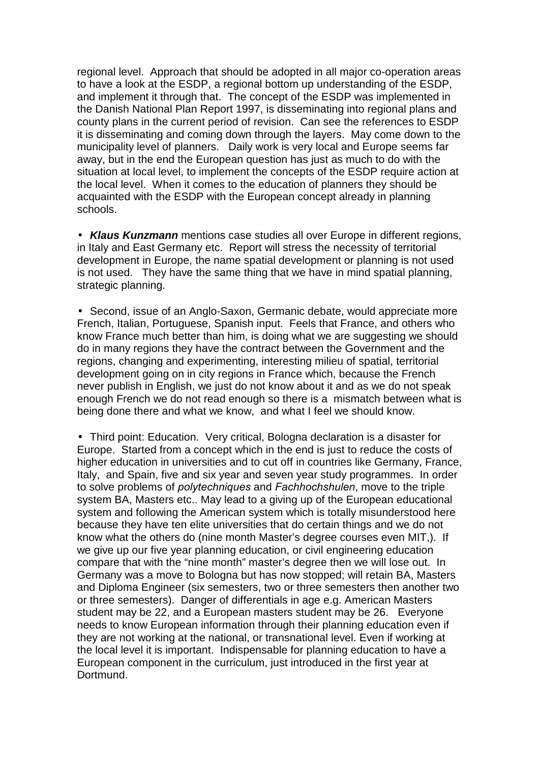regional level. Approach that should be adopted in all major co-operation areas to have a look at the ESDP, a regional bottom up understanding of the ESDP, and implement it through that. The concept of the ESDP was implemented in the Danish National Plan Report 1997, is disseminating into regional plans and county plans in the current period of revision. Can see the references to ESDP it is disseminating and coming down through the layers. May come down to the municipality level of planners. Daily work is very local and Europe seems far away, but in the end the European question has just as much to do with the situation at local level, to implement the concepts of the ESDP require action at the local level. When it comes to the education of planners they should be acquainted with the ESDP with the European concept already in planning schools.

- ***Klaus Kunzmann*** mentions case studies all over Europe in different regions, in Italy and East Germany etc. Report will stress the necessity of territorial development in Europe, the name spatial development or planning is not used is not used. They have the same thing that we have in mind spatial planning, strategic planning.

- Second, issue of an Anglo-Saxon, Germanic debate, would appreciate more French, Italian, Portuguese, Spanish input. Feels that France, and others who know France much better than him, is doing what we are suggesting we should do in many regions they have the contract between the Government and the regions, changing and experimenting, interesting milieu of spatial, territorial development going on in city regions in France which, because the French never publish in English, we just do not know about it and as we do not speak enough French we do not read enough so there is a mismatch between what is being done there and what we know, and what I feel we should know.

- Third point: Education. Very critical, Bologna declaration is a disaster for Europe. Started from a concept which in the end is just to reduce the costs of higher education in universities and to cut off in countries like Germany, France, Italy, and Spain, five and six year and seven year study programmes. In order to solve problems of *polytechniques* and *Fachhochshulen*, move to the triple system BA, Masters etc.. May lead to a giving up of the European educational system and following the American system which is totally misunderstood here because they have ten elite universities that do certain things and we do not know what the others do (nine month Master's degree courses even MIT,). If we give up our five year planning education, or civil engineering education compare that with the "nine month" master's degree then we will lose out. In Germany was a move to Bologna but has now stopped; will retain BA, Masters and Diploma Engineer (six semesters, two or three semesters then another two or three semesters). Danger of differentials in age e.g. American Masters student may be 22, and a European masters student may be 26. Everyone needs to know European information through their planning education even if they are not working at the national, or transnational level. Even if working at the local level it is important. Indispensable for planning education to have a European component in the curriculum, just introduced in the first year at Dortmund.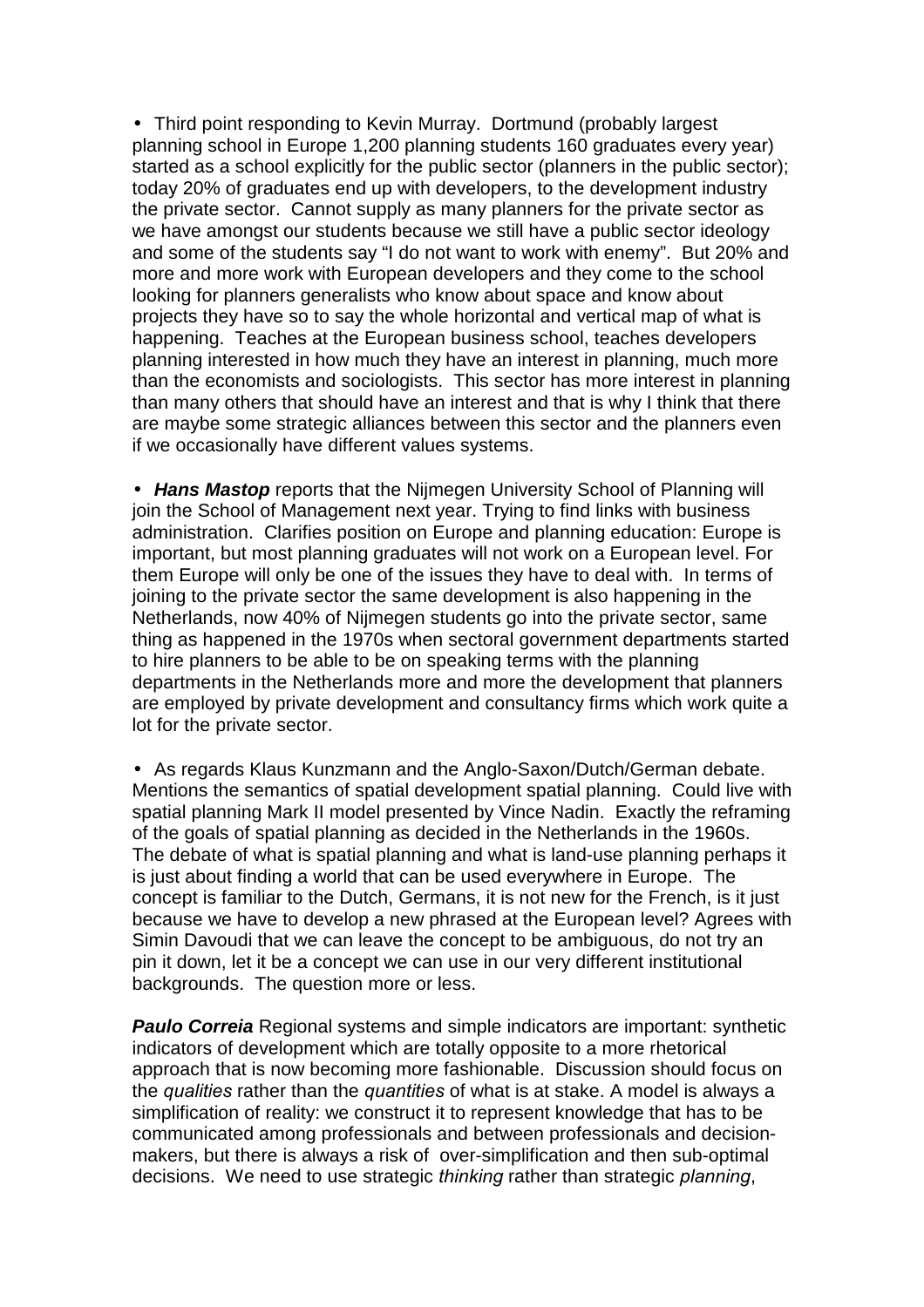- Third point responding to Kevin Murray. Dortmund (probably largest planning school in Europe 1,200 planning students 160 graduates every year) started as a school explicitly for the public sector (planners in the public sector); today 20% of graduates end up with developers, to the development industry the private sector. Cannot supply as many planners for the private sector as we have amongst our students because we still have a public sector ideology and some of the students say "I do not want to work with enemy". But 20% and more and more work with European developers and they come to the school looking for planners generalists who know about space and know about projects they have so to say the whole horizontal and vertical map of what is happening. Teaches at the European business school, teaches developers planning interested in how much they have an interest in planning, much more than the economists and sociologists. This sector has more interest in planning than many others that should have an interest and that is why I think that there are maybe some strategic alliances between this sector and the planners even if we occasionally have different values systems.

- ***Hans Mastop*** reports that the Nijmegen University School of Planning will join the School of Management next year. Trying to find links with business administration. Clarifies position on Europe and planning education: Europe is important, but most planning graduates will not work on a European level. For them Europe will only be one of the issues they have to deal with. In terms of joining to the private sector the same development is also happening in the Netherlands, now 40% of Nijmegen students go into the private sector, same thing as happened in the 1970s when sectoral government departments started to hire planners to be able to be on speaking terms with the planning departments in the Netherlands more and more the development that planners are employed by private development and consultancy firms which work quite a lot for the private sector.

- As regards Klaus Kunzmann and the Anglo-Saxon/Dutch/German debate. Mentions the semantics of spatial development spatial planning. Could live with spatial planning Mark II model presented by Vince Nadin. Exactly the reframing of the goals of spatial planning as decided in the Netherlands in the 1960s. The debate of what is spatial planning and what is land-use planning perhaps it is just about finding a world that can be used everywhere in Europe. The concept is familiar to the Dutch, Germans, it is not new for the French, is it just because we have to develop a new phrased at the European level? Agrees with Simin Davoudi that we can leave the concept to be ambiguous, do not try an pin it down, let it be a concept we can use in our very different institutional backgrounds. The question more or less.

***Paulo Correia*** Regional systems and simple indicators are important: synthetic indicators of development which are totally opposite to a more rhetorical approach that is now becoming more fashionable. Discussion should focus on the *qualities* rather than the *quantities* of what is at stake. A model is always a simplification of reality: we construct it to represent knowledge that has to be communicated among professionals and between professionals and decision-makers, but there is always a risk of over-simplification and then sub-optimal decisions. We need to use strategic *thinking* rather than strategic *planning*,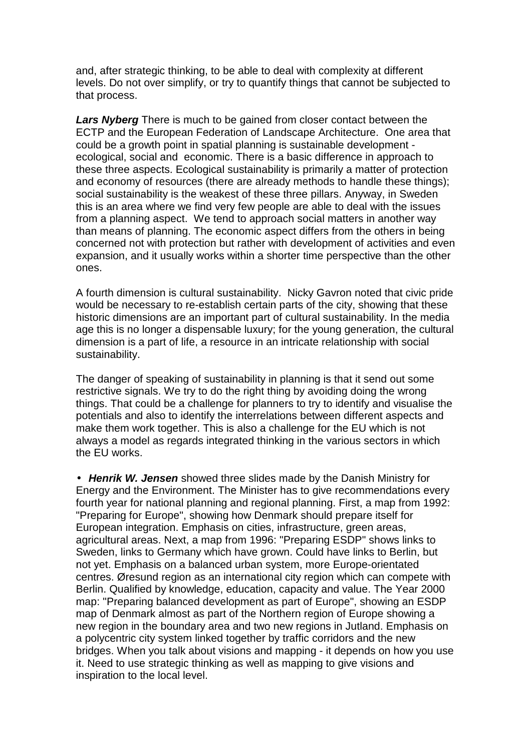and, after strategic thinking, to be able to deal with complexity at different levels. Do not over simplify, or try to quantify things that cannot be subjected to that process.

***Lars Nyberg*** There is much to be gained from closer contact between the ECTP and the European Federation of Landscape Architecture. One area that could be a growth point in spatial planning is sustainable development - ecological, social and economic. There is a basic difference in approach to these three aspects. Ecological sustainability is primarily a matter of protection and economy of resources (there are already methods to handle these things); social sustainability is the weakest of these three pillars. Anyway, in Sweden this is an area where we find very few people are able to deal with the issues from a planning aspect. We tend to approach social matters in another way than means of planning. The economic aspect differs from the others in being concerned not with protection but rather with development of activities and even expansion, and it usually works within a shorter time perspective than the other ones.

A fourth dimension is cultural sustainability. Nicky Gavron noted that civic pride would be necessary to re-establish certain parts of the city, showing that these historic dimensions are an important part of cultural sustainability. In the media age this is no longer a dispensable luxury; for the young generation, the cultural dimension is a part of life, a resource in an intricate relationship with social sustainability.

The danger of speaking of sustainability in planning is that it send out some restrictive signals. We try to do the right thing by avoiding doing the wrong things. That could be a challenge for planners to try to identify and visualise the potentials and also to identify the interrelations between different aspects and make them work together. This is also a challenge for the EU which is not always a model as regards integrated thinking in the various sectors in which the EU works.

- ***Henrik W. Jensen*** showed three slides made by the Danish Ministry for Energy and the Environment. The Minister has to give recommendations every fourth year for national planning and regional planning. First, a map from 1992: "Preparing for Europe", showing how Denmark should prepare itself for European integration. Emphasis on cities, infrastructure, green areas, agricultural areas. Next, a map from 1996: "Preparing ESDP" shows links to Sweden, links to Germany which have grown. Could have links to Berlin, but not yet. Emphasis on a balanced urban system, more Europe-orientated centres. Øresund region as an international city region which can compete with Berlin. Qualified by knowledge, education, capacity and value. The Year 2000 map: "Preparing balanced development as part of Europe", showing an ESDP map of Denmark almost as part of the Northern region of Europe showing a new region in the boundary area and two new regions in Jutland. Emphasis on a polycentric city system linked together by traffic corridors and the new bridges. When you talk about visions and mapping - it depends on how you use it. Need to use strategic thinking as well as mapping to give visions and inspiration to the local level.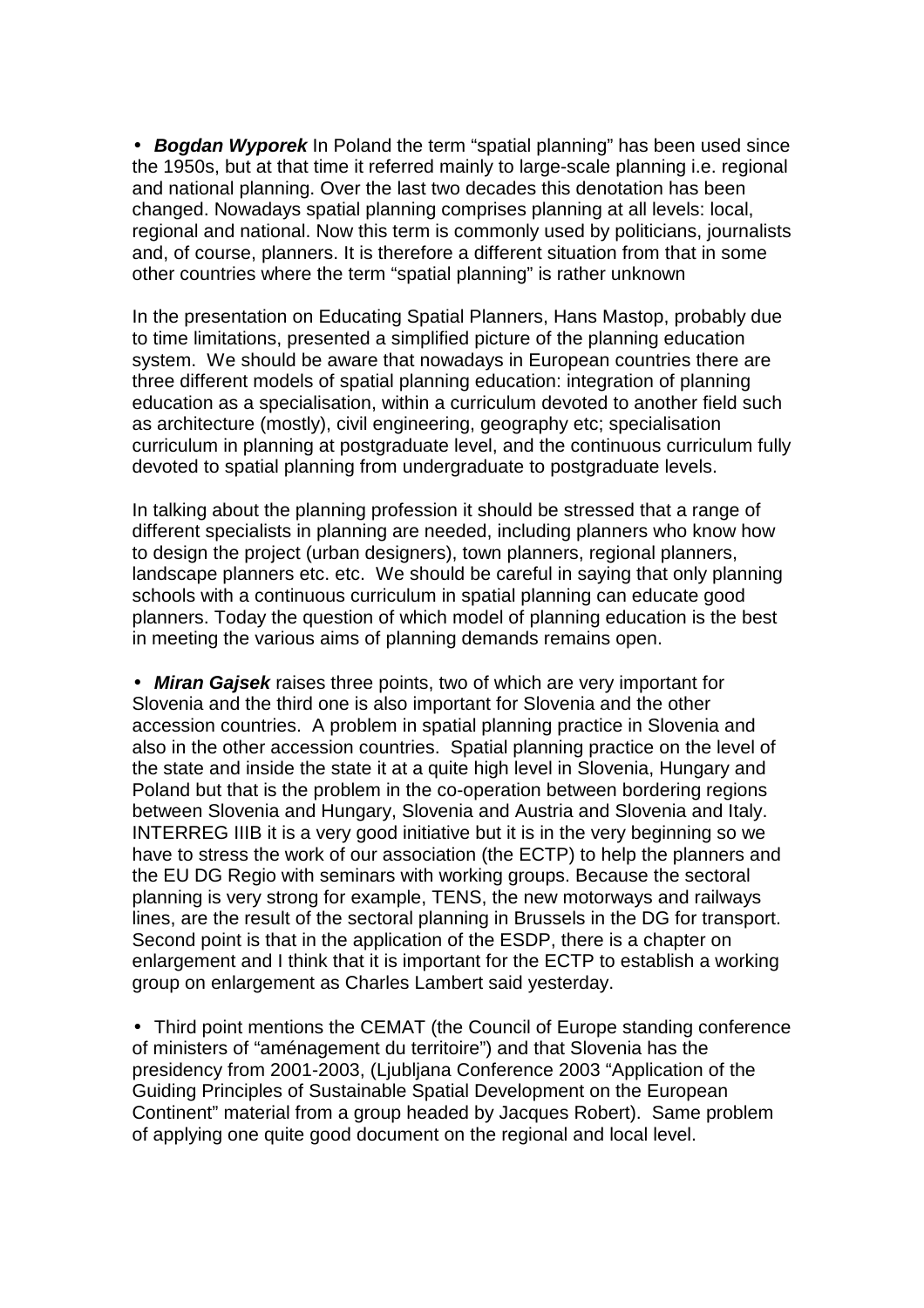- ***Bogdan Wyporek*** In Poland the term "spatial planning" has been used since the 1950s, but at that time it referred mainly to large-scale planning i.e. regional and national planning. Over the last two decades this denotation has been changed. Nowadays spatial planning comprises planning at all levels: local, regional and national. Now this term is commonly used by politicians, journalists and, of course, planners. It is therefore a different situation from that in some other countries where the term "spatial planning" is rather unknown

In the presentation on Educating Spatial Planners, Hans Mastop, probably due to time limitations, presented a simplified picture of the planning education system. We should be aware that nowadays in European countries there are three different models of spatial planning education: integration of planning education as a specialisation, within a curriculum devoted to another field such as architecture (mostly), civil engineering, geography etc; specialisation curriculum in planning at postgraduate level, and the continuous curriculum fully devoted to spatial planning from undergraduate to postgraduate levels.

In talking about the planning profession it should be stressed that a range of different specialists in planning are needed, including planners who know how to design the project (urban designers), town planners, regional planners, landscape planners etc. etc. We should be careful in saying that only planning schools with a continuous curriculum in spatial planning can educate good planners. Today the question of which model of planning education is the best in meeting the various aims of planning demands remains open.

- ***Miran Gajsek*** raises three points, two of which are very important for Slovenia and the third one is also important for Slovenia and the other accession countries. A problem in spatial planning practice in Slovenia and also in the other accession countries. Spatial planning practice on the level of the state and inside the state it at a quite high level in Slovenia, Hungary and Poland but that is the problem in the co-operation between bordering regions between Slovenia and Hungary, Slovenia and Austria and Slovenia and Italy. INTERREG IIIB it is a very good initiative but it is in the very beginning so we have to stress the work of our association (the ECTP) to help the planners and the EU DG Regio with seminars with working groups. Because the sectoral planning is very strong for example, TENS, the new motorways and railways lines, are the result of the sectoral planning in Brussels in the DG for transport. Second point is that in the application of the ESDP, there is a chapter on enlargement and I think that it is important for the ECTP to establish a working group on enlargement as Charles Lambert said yesterday.

- Third point mentions the CEMAT (the Council of Europe standing conference of ministers of "aménagement du territoire") and that Slovenia has the presidency from 2001-2003, (Ljubljana Conference 2003 "Application of the Guiding Principles of Sustainable Spatial Development on the European Continent" material from a group headed by Jacques Robert). Same problem of applying one quite good document on the regional and local level.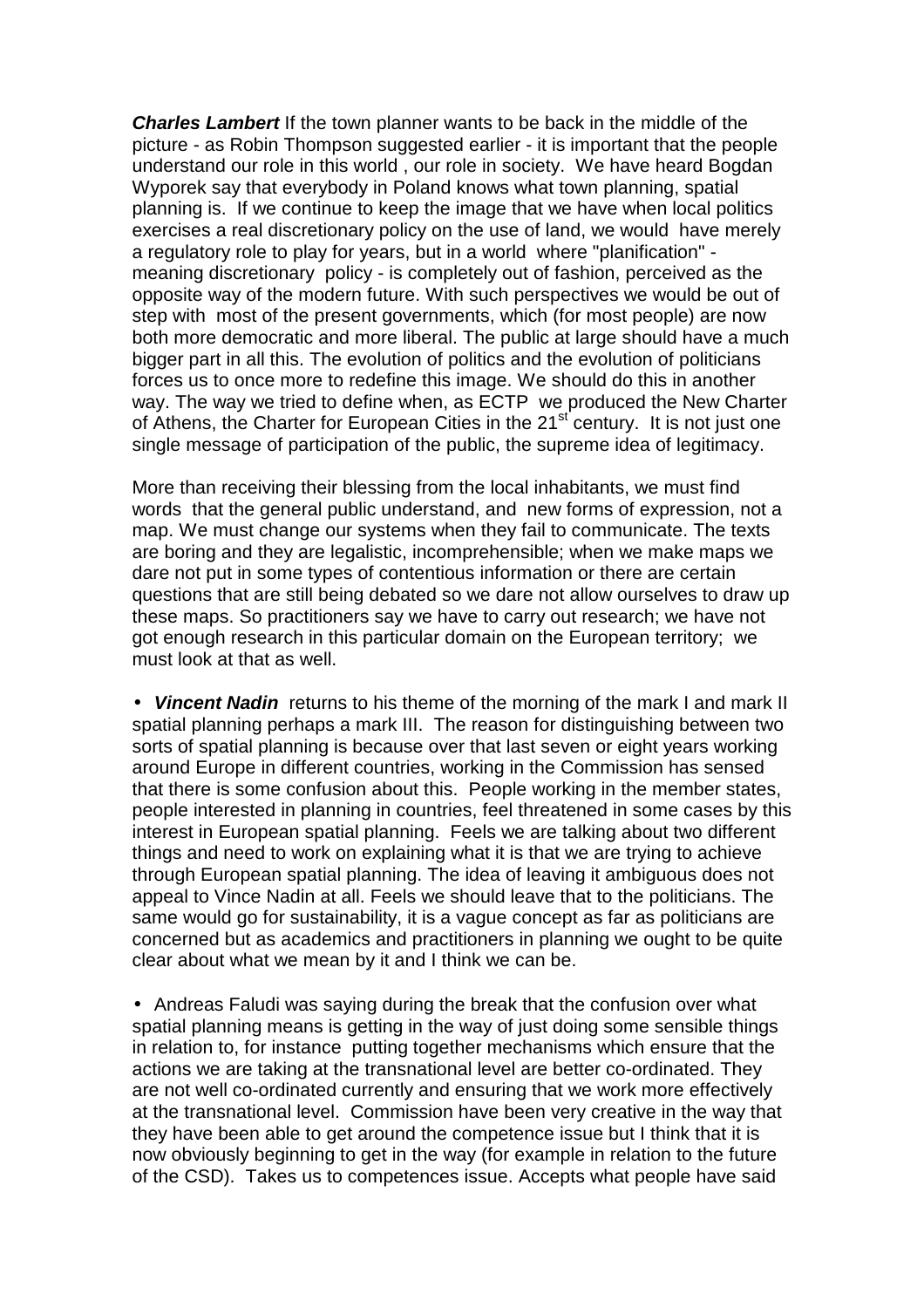***Charles Lambert*** If the town planner wants to be back in the middle of the picture - as Robin Thompson suggested earlier - it is important that the people understand our role in this world , our role in society. We have heard Bogdan Wyporek say that everybody in Poland knows what town planning, spatial planning is. If we continue to keep the image that we have when local politics exercises a real discretionary policy on the use of land, we would have merely a regulatory role to play for years, but in a world where "planification" - meaning discretionary policy - is completely out of fashion, perceived as the opposite way of the modern future. With such perspectives we would be out of step with most of the present governments, which (for most people) are now both more democratic and more liberal. The public at large should have a much bigger part in all this. The evolution of politics and the evolution of politicians forces us to once more to redefine this image. We should do this in another way. The way we tried to define when, as ECTP we produced the New Charter of Athens, the Charter for European Cities in the 21st century. It is not just one single message of participation of the public, the supreme idea of legitimacy.

More than receiving their blessing from the local inhabitants, we must find words that the general public understand, and new forms of expression, not a map. We must change our systems when they fail to communicate. The texts are boring and they are legalistic, incomprehensible; when we make maps we dare not put in some types of contentious information or there are certain questions that are still being debated so we dare not allow ourselves to draw up these maps. So practitioners say we have to carry out research; we have not got enough research in this particular domain on the European territory; we must look at that as well.

- ***Vincent Nadin*** returns to his theme of the morning of the mark I and mark II spatial planning perhaps a mark III. The reason for distinguishing between two sorts of spatial planning is because over that last seven or eight years working around Europe in different countries, working in the Commission has sensed that there is some confusion about this. People working in the member states, people interested in planning in countries, feel threatened in some cases by this interest in European spatial planning. Feels we are talking about two different things and need to work on explaining what it is that we are trying to achieve through European spatial planning. The idea of leaving it ambiguous does not appeal to Vince Nadin at all. Feels we should leave that to the politicians. The same would go for sustainability, it is a vague concept as far as politicians are concerned but as academics and practitioners in planning we ought to be quite clear about what we mean by it and I think we can be.

- Andreas Faludi was saying during the break that the confusion over what spatial planning means is getting in the way of just doing some sensible things in relation to, for instance putting together mechanisms which ensure that the actions we are taking at the transnational level are better co-ordinated. They are not well co-ordinated currently and ensuring that we work more effectively at the transnational level. Commission have been very creative in the way that they have been able to get around the competence issue but I think that it is now obviously beginning to get in the way (for example in relation to the future of the CSD). Takes us to competences issue. Accepts what people have said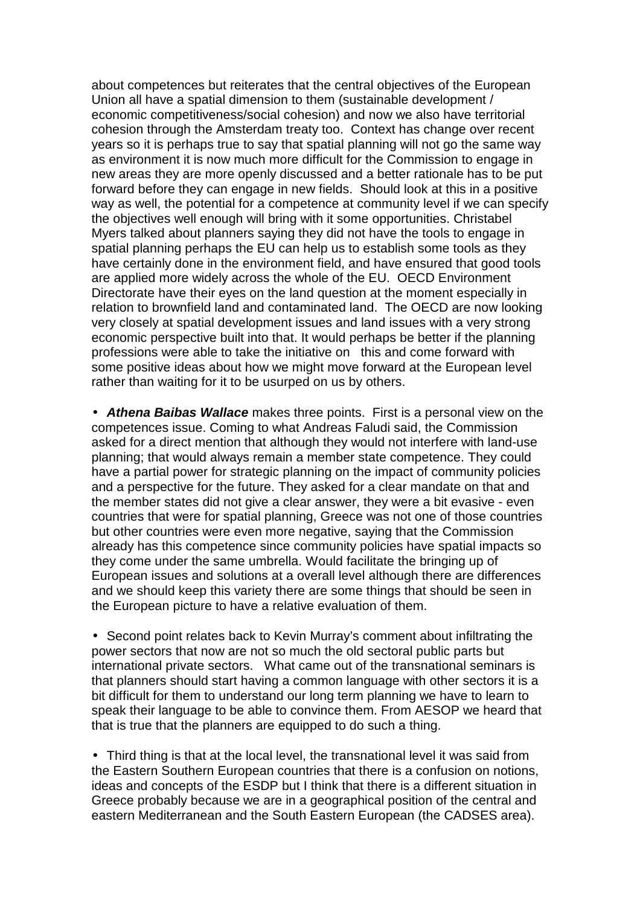about competences but reiterates that the central objectives of the European Union all have a spatial dimension to them (sustainable development / economic competitiveness/social cohesion) and now we also have territorial cohesion through the Amsterdam treaty too. Context has change over recent years so it is perhaps true to say that spatial planning will not go the same way as environment it is now much more difficult for the Commission to engage in new areas they are more openly discussed and a better rationale has to be put forward before they can engage in new fields. Should look at this in a positive way as well, the potential for a competence at community level if we can specify the objectives well enough will bring with it some opportunities. Christabel Myers talked about planners saying they did not have the tools to engage in spatial planning perhaps the EU can help us to establish some tools as they have certainly done in the environment field, and have ensured that good tools are applied more widely across the whole of the EU. OECD Environment Directorate have their eyes on the land question at the moment especially in relation to brownfield land and contaminated land. The OECD are now looking very closely at spatial development issues and land issues with a very strong economic perspective built into that. It would perhaps be better if the planning professions were able to take the initiative on this and come forward with some positive ideas about how we might move forward at the European level rather than waiting for it to be usurped on us by others.

- ***Athena Baibas Wallace*** makes three points. First is a personal view on the competences issue. Coming to what Andreas Faludi said, the Commission asked for a direct mention that although they would not interfere with land-use planning; that would always remain a member state competence. They could have a partial power for strategic planning on the impact of community policies and a perspective for the future. They asked for a clear mandate on that and the member states did not give a clear answer, they were a bit evasive - even countries that were for spatial planning, Greece was not one of those countries but other countries were even more negative, saying that the Commission already has this competence since community policies have spatial impacts so they come under the same umbrella. Would facilitate the bringing up of European issues and solutions at a overall level although there are differences and we should keep this variety there are some things that should be seen in the European picture to have a relative evaluation of them.

- Second point relates back to Kevin Murray's comment about infiltrating the power sectors that now are not so much the old sectoral public parts but international private sectors. What came out of the transnational seminars is that planners should start having a common language with other sectors it is a bit difficult for them to understand our long term planning we have to learn to speak their language to be able to convince them. From AESOP we heard that that is true that the planners are equipped to do such a thing.

- Third thing is that at the local level, the transnational level it was said from the Eastern Southern European countries that there is a confusion on notions, ideas and concepts of the ESDP but I think that there is a different situation in Greece probably because we are in a geographical position of the central and eastern Mediterranean and the South Eastern European (the CADSES area).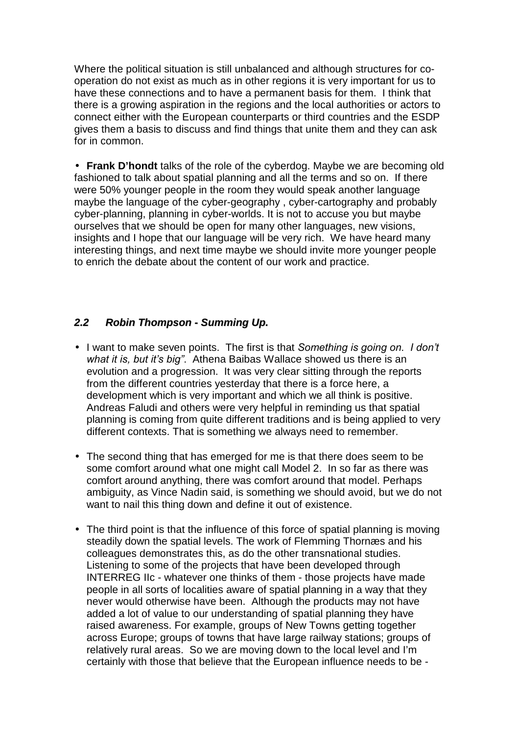Where the political situation is still unbalanced and although structures for co-operation do not exist as much as in other regions it is very important for us to have these connections and to have a permanent basis for them. I think that there is a growing aspiration in the regions and the local authorities or actors to connect either with the European counterparts or third countries and the ESDP gives them a basis to discuss and find things that unite them and they can ask for in common.

- **Frank D'hondt** talks of the role of the cyberdog. Maybe we are becoming old fashioned to talk about spatial planning and all the terms and so on. If there were 50% younger people in the room they would speak another language maybe the language of the cyber-geography , cyber-cartography and probably cyber-planning, planning in cyber-worlds. It is not to accuse you but maybe ourselves that we should be open for many other languages, new visions, insights and I hope that our language will be very rich. We have heard many interesting things, and next time maybe we should invite more younger people to enrich the debate about the content of our work and practice.

### *2.2 Robin Thompson - Summing Up.*

- I want to make seven points. The first is that *Something is going on. I don't what it is, but it's big"*. Athena Baibas Wallace showed us there is an evolution and a progression. It was very clear sitting through the reports from the different countries yesterday that there is a force here, a development which is very important and which we all think is positive. Andreas Faludi and others were very helpful in reminding us that spatial planning is coming from quite different traditions and is being applied to very different contexts. That is something we always need to remember.

- The second thing that has emerged for me is that there does seem to be some comfort around what one might call Model 2. In so far as there was comfort around anything, there was comfort around that model. Perhaps ambiguity, as Vince Nadin said, is something we should avoid, but we do not want to nail this thing down and define it out of existence.

- The third point is that the influence of this force of spatial planning is moving steadily down the spatial levels. The work of Flemming Thornæs and his colleagues demonstrates this, as do the other transnational studies. Listening to some of the projects that have been developed through INTERREG IIc - whatever one thinks of them - those projects have made people in all sorts of localities aware of spatial planning in a way that they never would otherwise have been. Although the products may not have added a lot of value to our understanding of spatial planning they have raised awareness. For example, groups of New Towns getting together across Europe; groups of towns that have large railway stations; groups of relatively rural areas. So we are moving down to the local level and I'm certainly with those that believe that the European influence needs to be -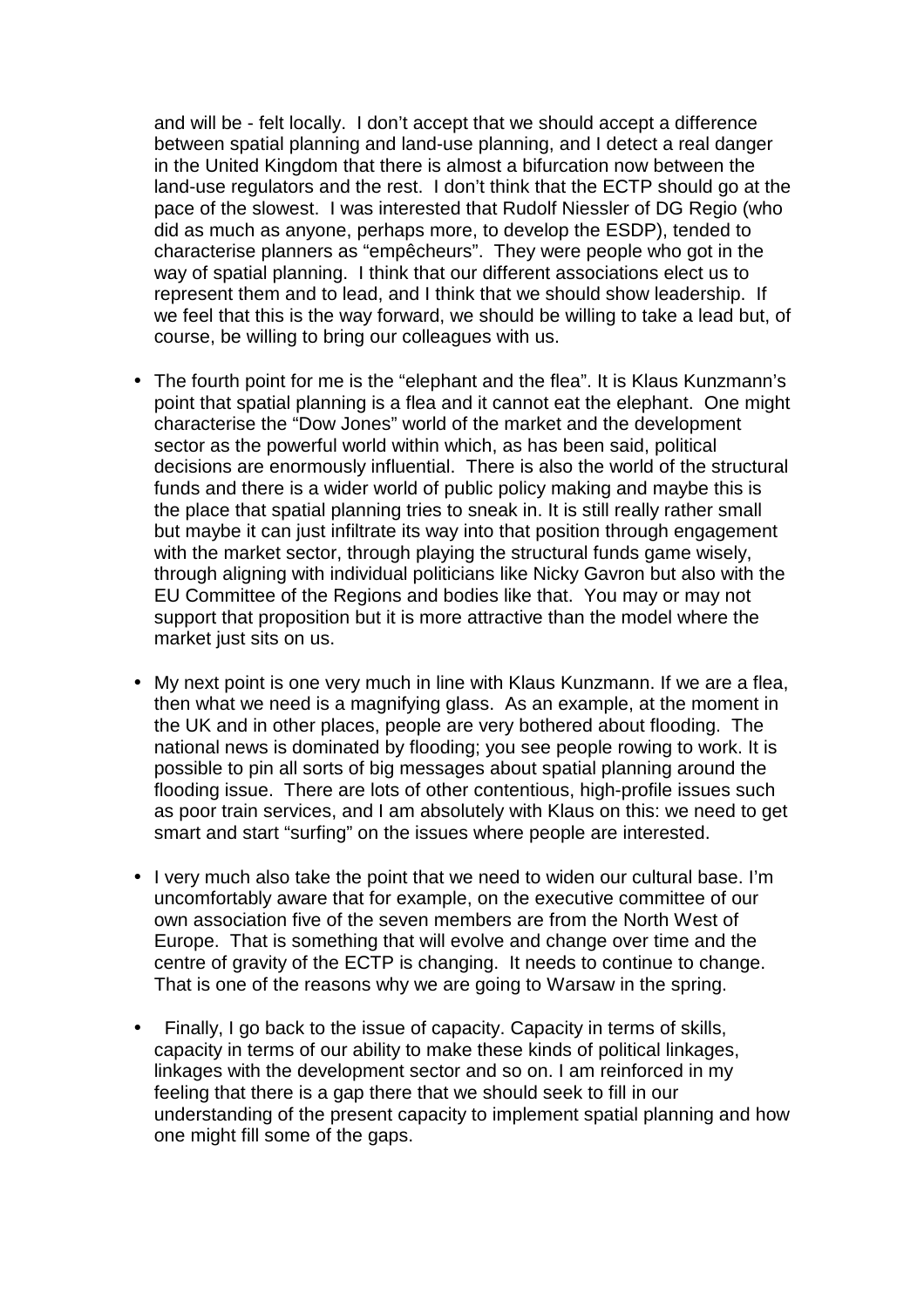and will be - felt locally. I don't accept that we should accept a difference between spatial planning and land-use planning, and I detect a real danger in the United Kingdom that there is almost a bifurcation now between the land-use regulators and the rest. I don't think that the ECTP should go at the pace of the slowest. I was interested that Rudolf Niessler of DG Regio (who did as much as anyone, perhaps more, to develop the ESDP), tended to characterise planners as "empêcheurs". They were people who got in the way of spatial planning. I think that our different associations elect us to represent them and to lead, and I think that we should show leadership. If we feel that this is the way forward, we should be willing to take a lead but, of course, be willing to bring our colleagues with us.

- The fourth point for me is the "elephant and the flea". It is Klaus Kunzmann's point that spatial planning is a flea and it cannot eat the elephant. One might characterise the "Dow Jones" world of the market and the development sector as the powerful world within which, as has been said, political decisions are enormously influential. There is also the world of the structural funds and there is a wider world of public policy making and maybe this is the place that spatial planning tries to sneak in. It is still really rather small but maybe it can just infiltrate its way into that position through engagement with the market sector, through playing the structural funds game wisely, through aligning with individual politicians like Nicky Gavron but also with the EU Committee of the Regions and bodies like that. You may or may not support that proposition but it is more attractive than the model where the market just sits on us.

- My next point is one very much in line with Klaus Kunzmann. If we are a flea, then what we need is a magnifying glass. As an example, at the moment in the UK and in other places, people are very bothered about flooding. The national news is dominated by flooding; you see people rowing to work. It is possible to pin all sorts of big messages about spatial planning around the flooding issue. There are lots of other contentious, high-profile issues such as poor train services, and I am absolutely with Klaus on this: we need to get smart and start "surfing" on the issues where people are interested.

- I very much also take the point that we need to widen our cultural base. I'm uncomfortably aware that for example, on the executive committee of our own association five of the seven members are from the North West of Europe. That is something that will evolve and change over time and the centre of gravity of the ECTP is changing. It needs to continue to change. That is one of the reasons why we are going to Warsaw in the spring.

- Finally, I go back to the issue of capacity. Capacity in terms of skills, capacity in terms of our ability to make these kinds of political linkages, linkages with the development sector and so on. I am reinforced in my feeling that there is a gap there that we should seek to fill in our understanding of the present capacity to implement spatial planning and how one might fill some of the gaps.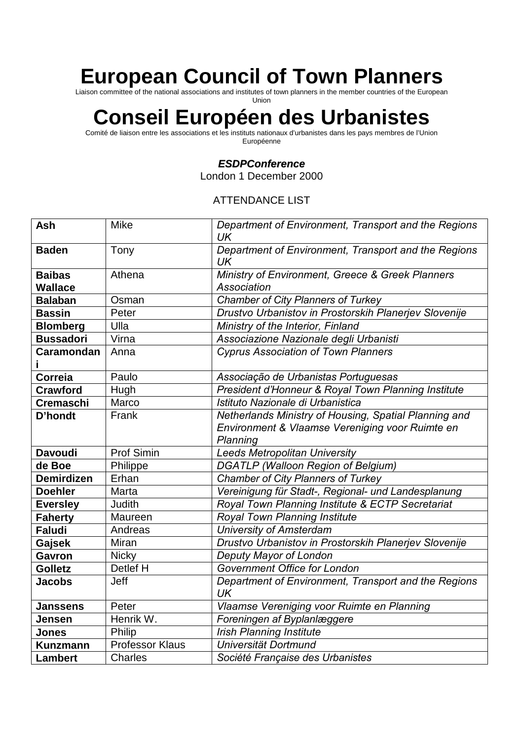# European Council of Town Planners

Liaison committee of the national associations and institutes of town planners in the member countries of the European Union

# Conseil Européen des Urbanistes

Comité de liaison entre les associations et les instituts nationaux d'urbanistes dans les pays membres de l'Union Européenne

***ESDPConference***

London 1 December 2000

ATTENDANCE LIST

| | | |
|---|---|---|
| **Ash** | Mike | *Department of Environment, Transport and the Regions UK* |
| **Baden** | Tony | *Department of Environment, Transport and the Regions UK* |
| **Baibas Wallace** | Athena | *Ministry of Environment, Greece & Greek Planners Association* |
| **Balaban** | Osman | *Chamber of City Planners of Turkey* |
| **Bassin** | Peter | *Drustvo Urbanistov in Prostorskih Planerjev Slovenije* |
| **Blomberg** | Ulla | *Ministry of the Interior, Finland* |
| **Bussadori** | Virna | *Associazione Nazionale degli Urbanisti* |
| **Caramondani** | Anna | *Cyprus Association of Town Planners* |
| **Correia** | Paulo | *Associação de Urbanistas Portuguesas* |
| **Crawford** | Hugh | *President d'Honneur & Royal Town Planning Institute* |
| **Cremaschi** | Marco | *Istituto Nazionale di Urbanistica* |
| **D'hondt** | Frank | *Netherlands Ministry of Housing, Spatial Planning and Environment & Vlaamse Vereniging voor Ruimte en Planning* |
| **Davoudi** | Prof Simin | *Leeds Metropolitan University* |
| **de Boe** | Philippe | *DGATLP (Walloon Region of Belgium)* |
| **Demirdizen** | Erhan | *Chamber of City Planners of Turkey* |
| **Doehler** | Marta | *Vereinigung für Stadt-, Regional- und Landesplanung* |
| **Eversley** | Judith | *Royal Town Planning Institute & ECTP Secretariat* |
| **Faherty** | Maureen | *Royal Town Planning Institute* |
| **Faludi** | Andreas | *University of Amsterdam* |
| **Gajsek** | Miran | *Drustvo Urbanistov in Prostorskih Planerjev Slovenije* |
| **Gavron** | Nicky | *Deputy Mayor of London* |
| **Golletz** | Detlef H | *Government Office for London* |
| **Jacobs** | Jeff | *Department of Environment, Transport and the Regions UK* |
| **Janssens** | Peter | *Vlaamse Vereniging voor Ruimte en Planning* |
| **Jensen** | Henrik W. | *Foreningen af Byplanlæggere* |
| **Jones** | Philip | *Irish Planning Institute* |
| **Kunzmann** | Professor Klaus | *Universität Dortmund* |
| **Lambert** | Charles | *Société Française des Urbanistes* |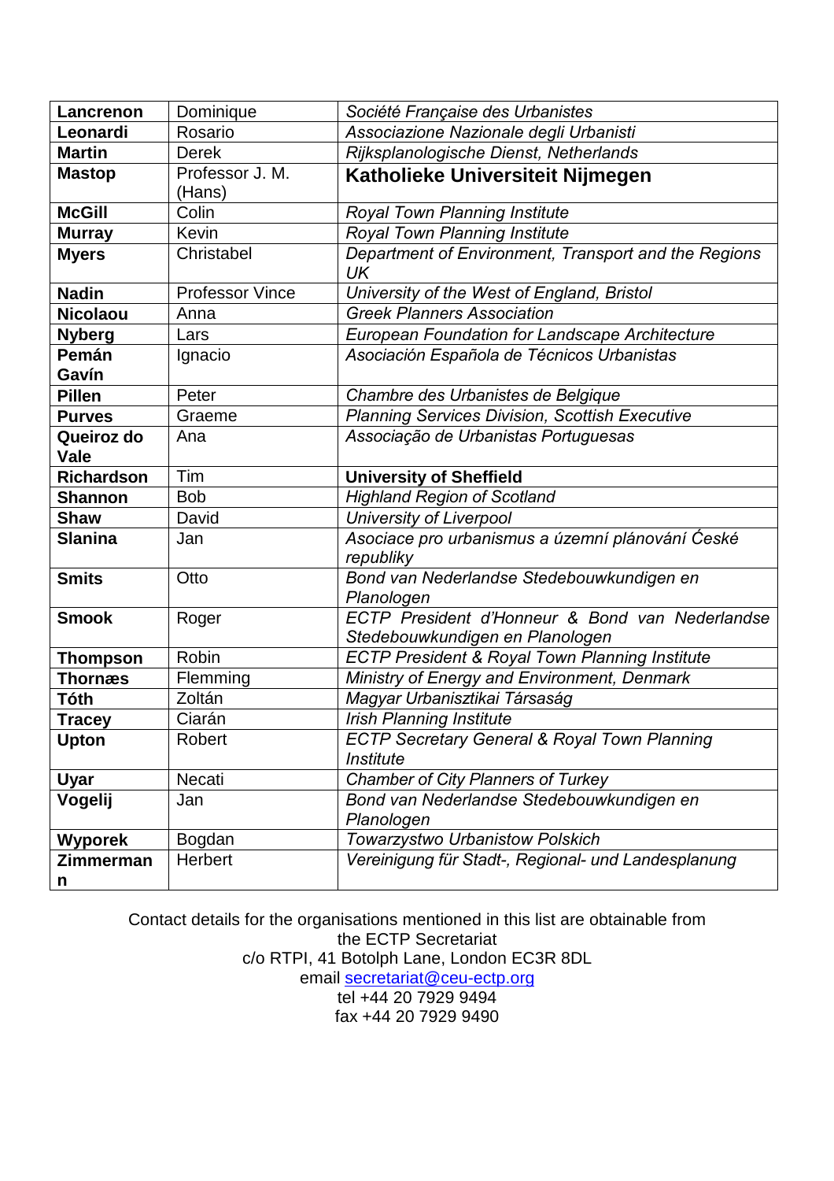| | | |
|---|---|---|
| **Lancrenon** | Dominique | *Société Française des Urbanistes* |
| **Leonardi** | Rosario | *Associazione Nazionale degli Urbanisti* |
| **Martin** | Derek | *Rijksplanologische Dienst, Netherlands* |
| **Mastop** | Professor J. M. (Hans) | **Katholieke Universiteit Nijmegen** |
| **McGill** | Colin | *Royal Town Planning Institute* |
| **Murray** | Kevin | *Royal Town Planning Institute* |
| **Myers** | Christabel | *Department of Environment, Transport and the Regions UK* |
| **Nadin** | Professor Vince | *University of the West of England, Bristol* |
| **Nicolaou** | Anna | *Greek Planners Association* |
| **Nyberg** | Lars | *European Foundation for Landscape Architecture* |
| **Pemán Gavín** | Ignacio | *Asociación Española de Técnicos Urbanistas* |
| **Pillen** | Peter | *Chambre des Urbanistes de Belgique* |
| **Purves** | Graeme | *Planning Services Division, Scottish Executive* |
| **Queiroz do Vale** | Ana | *Associação de Urbanistas Portuguesas* |
| **Richardson** | Tim | **University of Sheffield** |
| **Shannon** | Bob | *Highland Region of Scotland* |
| **Shaw** | David | *University of Liverpool* |
| **Slanina** | Jan | *Asociace pro urbanismus a územní plánování Ćeské republiky* |
| **Smits** | Otto | *Bond van Nederlandse Stedebouwkundigen en Planologen* |
| **Smook** | Roger | *ECTP President d'Honneur & Bond van Nederlandse Stedebouwkundigen en Planologen* |
| **Thompson** | Robin | *ECTP President & Royal Town Planning Institute* |
| **Thornæs** | Flemming | *Ministry of Energy and Environment, Denmark* |
| **Tóth** | Zoltán | *Magyar Urbanisztikai Társaság* |
| **Tracey** | Ciarán | *Irish Planning Institute* |
| **Upton** | Robert | *ECTP Secretary General & Royal Town Planning Institute* |
| **Uyar** | Necati | *Chamber of City Planners of Turkey* |
| **Vogelij** | Jan | *Bond van Nederlandse Stedebouwkundigen en Planologen* |
| **Wyporek** | Bogdan | *Towarzystwo Urbanistow Polskich* |
| **Zimmermann** | Herbert | *Vereinigung für Stadt-, Regional- und Landesplanung* |

Contact details for the organisations mentioned in this list are obtainable from
the ECTP Secretariat
c/o RTPI, 41 Botolph Lane, London EC3R 8DL
email secretariat@ceu-ectp.org
tel +44 20 7929 9494
fax +44 20 7929 9490